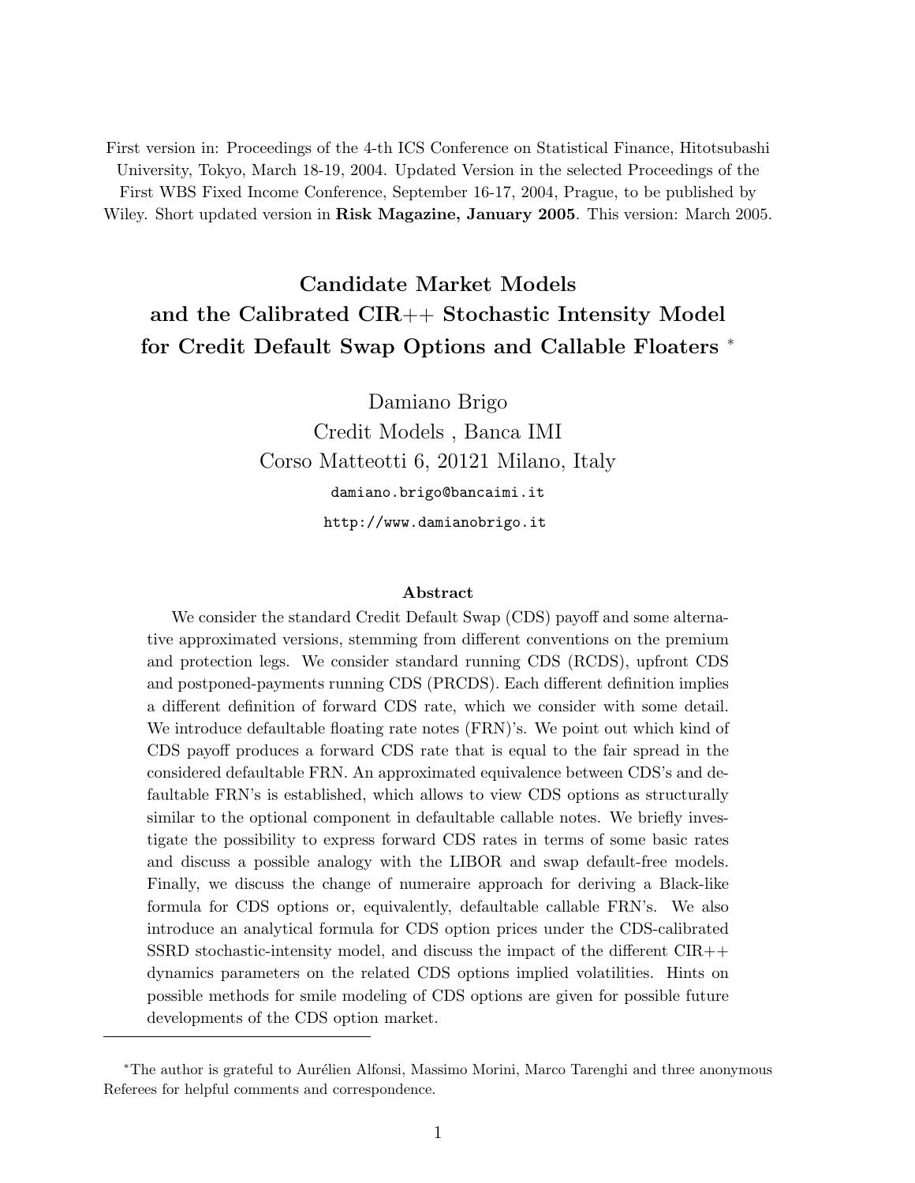First version in: Proceedings of the 4-th ICS Conference on Statistical Finance, Hitotsubashi University, Tokyo, March 18-19, 2004. Updated Version in the selected Proceedings of the First WBS Fixed Income Conference, September 16-17, 2004, Prague, to be published by Wiley. Short updated version in **Risk Magazine, January 2005**. This version: March 2005.

# Candidate Market Models and the Calibrated CIR++ Stochastic Intensity Model for Credit Default Swap Options and Callable Floaters [*]

Damiano Brigo

Credit Models , Banca IMI

Corso Matteotti 6, 20121 Milano, Italy

damiano.brigo@bancaimi.it

http://www.damianobrigo.it

### Abstract

We consider the standard Credit Default Swap (CDS) payoff and some alternative approximated versions, stemming from different conventions on the premium and protection legs. We consider standard running CDS (RCDS), upfront CDS and postponed-payments running CDS (PRCDS). Each different definition implies a different definition of forward CDS rate, which we consider with some detail. We introduce defaultable floating rate notes (FRN)'s. We point out which kind of CDS payoff produces a forward CDS rate that is equal to the fair spread in the considered defaultable FRN. An approximated equivalence between CDS's and defaultable FRN's is established, which allows to view CDS options as structurally similar to the optional component in defaultable callable notes. We briefly investigate the possibility to express forward CDS rates in terms of some basic rates and discuss a possible analogy with the LIBOR and swap default-free models. Finally, we discuss the change of numeraire approach for deriving a Black-like formula for CDS options or, equivalently, defaultable callable FRN's. We also introduce an analytical formula for CDS option prices under the CDS-calibrated SSRD stochastic-intensity model, and discuss the impact of the different CIR++ dynamics parameters on the related CDS options implied volatilities. Hints on possible methods for smile modeling of CDS options are given for possible future developments of the CDS option market.

---

[*] The author is grateful to Aurélien Alfonsi, Massimo Morini, Marco Tarenghi and three anonymous Referees for helpful comments and correspondence.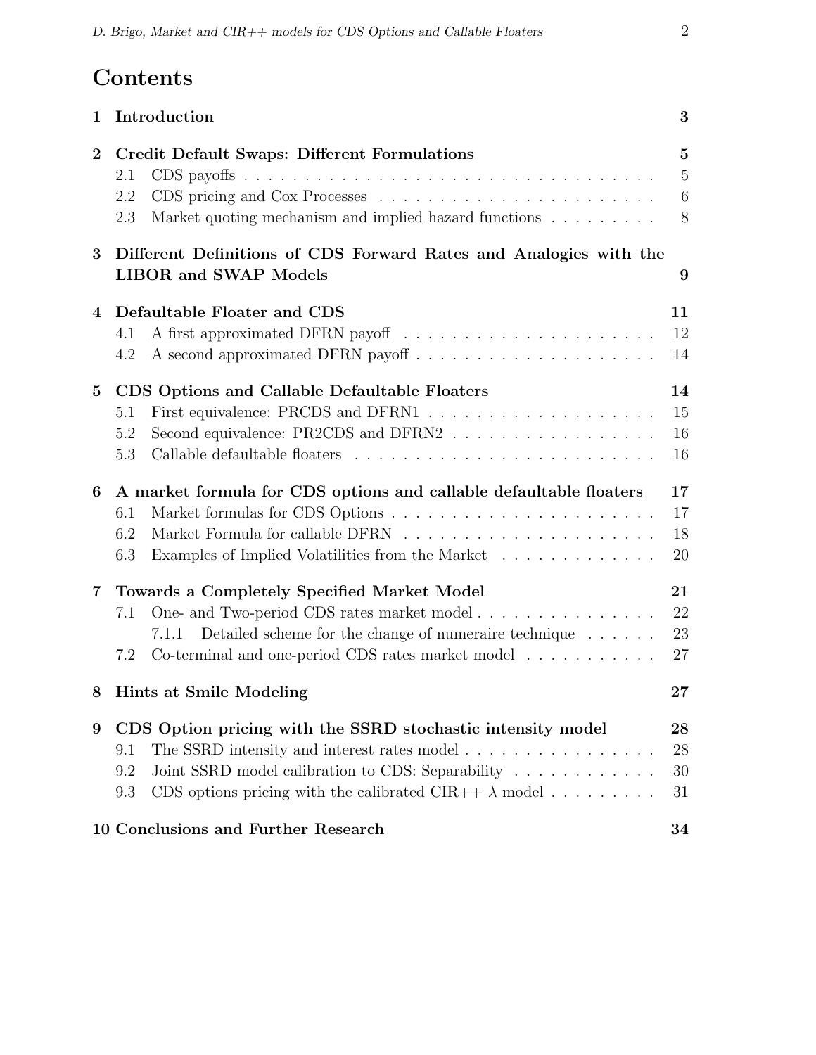# Contents

**1 Introduction** — 3

**2 Credit Default Swaps: Different Formulations** — 5

- 2.1 CDS payoffs — 5
- 2.2 CDS pricing and Cox Processes — 6
- 2.3 Market quoting mechanism and implied hazard functions — 8

**3 Different Definitions of CDS Forward Rates and Analogies with the LIBOR and SWAP Models** — 9

**4 Defaultable Floater and CDS** — 11

- 4.1 A first approximated DFRN payoff — 12
- 4.2 A second approximated DFRN payoff — 14

**5 CDS Options and Callable Defaultable Floaters** — 14

- 5.1 First equivalence: PRCDS and DFRN1 — 15
- 5.2 Second equivalence: PR2CDS and DFRN2 — 16
- 5.3 Callable defaultable floaters — 16

**6 A market formula for CDS options and callable defaultable floaters** — 17

- 6.1 Market formulas for CDS Options — 17
- 6.2 Market Formula for callable DFRN — 18
- 6.3 Examples of Implied Volatilities from the Market — 20

**7 Towards a Completely Specified Market Model** — 21

- 7.1 One- and Two-period CDS rates market model — 22
  - 7.1.1 Detailed scheme for the change of numeraire technique — 23
- 7.2 Co-terminal and one-period CDS rates market model — 27

**8 Hints at Smile Modeling** — 27

**9 CDS Option pricing with the SSRD stochastic intensity model** — 28

- 9.1 The SSRD intensity and interest rates model — 28
- 9.2 Joint SSRD model calibration to CDS: Separability — 30
- 9.3 CDS options pricing with the calibrated CIR++ $\lambda$ model — 31

**10 Conclusions and Further Research** — 34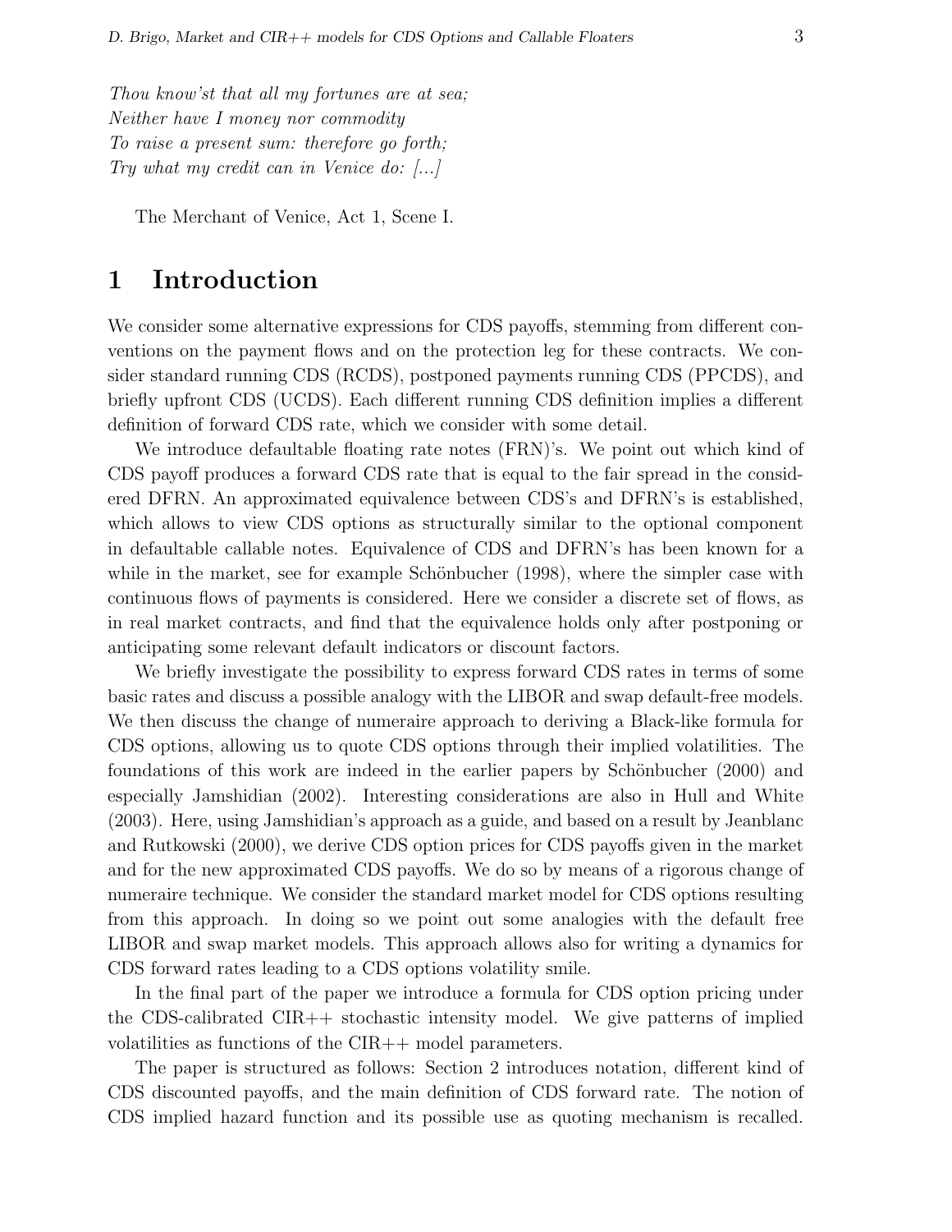*Thou know'st that all my fortunes are at sea;*
*Neither have I money nor commodity*
*To raise a present sum: therefore go forth;*
*Try what my credit can in Venice do: [...]*

The Merchant of Venice, Act 1, Scene I.

# 1 Introduction

We consider some alternative expressions for CDS payoffs, stemming from different conventions on the payment flows and on the protection leg for these contracts. We consider standard running CDS (RCDS), postponed payments running CDS (PPCDS), and briefly upfront CDS (UCDS). Each different running CDS definition implies a different definition of forward CDS rate, which we consider with some detail.

We introduce defaultable floating rate notes (FRN)'s. We point out which kind of CDS payoff produces a forward CDS rate that is equal to the fair spread in the considered DFRN. An approximated equivalence between CDS's and DFRN's is established, which allows to view CDS options as structurally similar to the optional component in defaultable callable notes. Equivalence of CDS and DFRN's has been known for a while in the market, see for example Schönbucher (1998), where the simpler case with continuous flows of payments is considered. Here we consider a discrete set of flows, as in real market contracts, and find that the equivalence holds only after postponing or anticipating some relevant default indicators or discount factors.

We briefly investigate the possibility to express forward CDS rates in terms of some basic rates and discuss a possible analogy with the LIBOR and swap default-free models. We then discuss the change of numeraire approach to deriving a Black-like formula for CDS options, allowing us to quote CDS options through their implied volatilities. The foundations of this work are indeed in the earlier papers by Schönbucher (2000) and especially Jamshidian (2002). Interesting considerations are also in Hull and White (2003). Here, using Jamshidian's approach as a guide, and based on a result by Jeanblanc and Rutkowski (2000), we derive CDS option prices for CDS payoffs given in the market and for the new approximated CDS payoffs. We do so by means of a rigorous change of numeraire technique. We consider the standard market model for CDS options resulting from this approach. In doing so we point out some analogies with the default free LIBOR and swap market models. This approach allows also for writing a dynamics for CDS forward rates leading to a CDS options volatility smile.

In the final part of the paper we introduce a formula for CDS option pricing under the CDS-calibrated CIR++ stochastic intensity model. We give patterns of implied volatilities as functions of the CIR++ model parameters.

The paper is structured as follows: Section 2 introduces notation, different kind of CDS discounted payoffs, and the main definition of CDS forward rate. The notion of CDS implied hazard function and its possible use as quoting mechanism is recalled.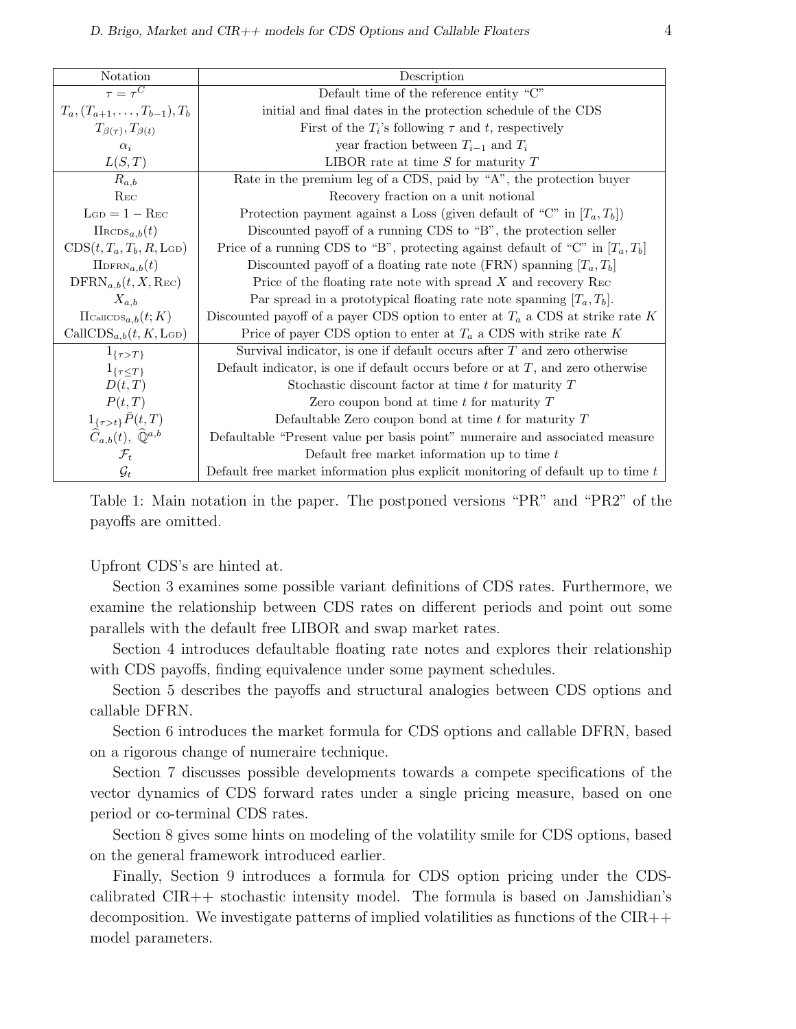| Notation | Description |
|---|---|
| $\tau = \tau^C$ | Default time of the reference entity "C" |
| $T_a, (T_{a+1}, \ldots, T_{b-1}), T_b$ | initial and final dates in the protection schedule of the CDS |
| $T_{\beta(\tau)}, T_{\beta(t)}$ | First of the $T_i$'s following $\tau$ and $t$, respectively |
| $\alpha_i$ | year fraction between $T_{i-1}$ and $T_i$ |
| $L(S,T)$ | LIBOR rate at time $S$ for maturity $T$ |
| $R_{a,b}$ | Rate in the premium leg of a CDS, paid by "A", the protection buyer |
| $\text{Rec}$ | Recovery fraction on a unit notional |
| $\text{Lgd} = 1 - \text{Rec}$ | Protection payment against a Loss (given default of "C" in $[T_a, T_b]$) |
| $\Pi_{\text{RCDS}_{a,b}}(t)$ | Discounted payoff of a running CDS to "B", the protection seller |
| $\text{CDS}(t, T_a, T_b, R, \text{Lgd})$ | Price of a running CDS to "B", protecting against default of "C" in $[T_a, T_b]$ |
| $\Pi_{\text{DFRN}_{a,b}}(t)$ | Discounted payoff of a floating rate note (FRN) spanning $[T_a, T_b]$ |
| $\text{DFRN}_{a,b}(t, X, \text{Rec})$ | Price of the floating rate note with spread $X$ and recovery $\text{Rec}$ |
| $X_{a,b}$ | Par spread in a prototypical floating rate note spanning $[T_a, T_b]$. |
| $\Pi_{\text{CallCDS}_{a,b}}(t; K)$ | Discounted payoff of a payer CDS option to enter at $T_a$ a CDS at strike rate $K$ |
| $\text{CallCDS}_{a,b}(t, K, \text{Lgd})$ | Price of payer CDS option to enter at $T_a$ a CDS with strike rate $K$ |
| $1_{\{\tau > T\}}$ | Survival indicator, is one if default occurs after $T$ and zero otherwise |
| $1_{\{\tau \leq T\}}$ | Default indicator, is one if default occurs before or at $T$, and zero otherwise |
| $D(t,T)$ | Stochastic discount factor at time $t$ for maturity $T$ |
| $P(t,T)$ | Zero coupon bond at time $t$ for maturity $T$ |
| $1_{\{\tau > t\}} \bar{P}(t,T)$ | Defaultable Zero coupon bond at time $t$ for maturity $T$ |
| $\widehat{C}_{a,b}(t),\ \widehat{\mathbb{Q}}^{a,b}$ | Defaultable "Present value per basis point" numeraire and associated measure |
| $\mathcal{F}_t$ | Default free market information up to time $t$ |
| $\mathcal{G}_t$ | Default free market information plus explicit monitoring of default up to time $t$ |

Table 1: Main notation in the paper. The postponed versions "PR" and "PR2" of the payoffs are omitted.

Upfront CDS's are hinted at.

Section 3 examines some possible variant definitions of CDS rates. Furthermore, we examine the relationship between CDS rates on different periods and point out some parallels with the default free LIBOR and swap market rates.

Section 4 introduces defaultable floating rate notes and explores their relationship with CDS payoffs, finding equivalence under some payment schedules.

Section 5 describes the payoffs and structural analogies between CDS options and callable DFRN.

Section 6 introduces the market formula for CDS options and callable DFRN, based on a rigorous change of numeraire technique.

Section 7 discusses possible developments towards a compete specifications of the vector dynamics of CDS forward rates under a single pricing measure, based on one period or co-terminal CDS rates.

Section 8 gives some hints on modeling of the volatility smile for CDS options, based on the general framework introduced earlier.

Finally, Section 9 introduces a formula for CDS option pricing under the CDS-calibrated CIR++ stochastic intensity model. The formula is based on Jamshidian's decomposition. We investigate patterns of implied volatilities as functions of the CIR++ model parameters.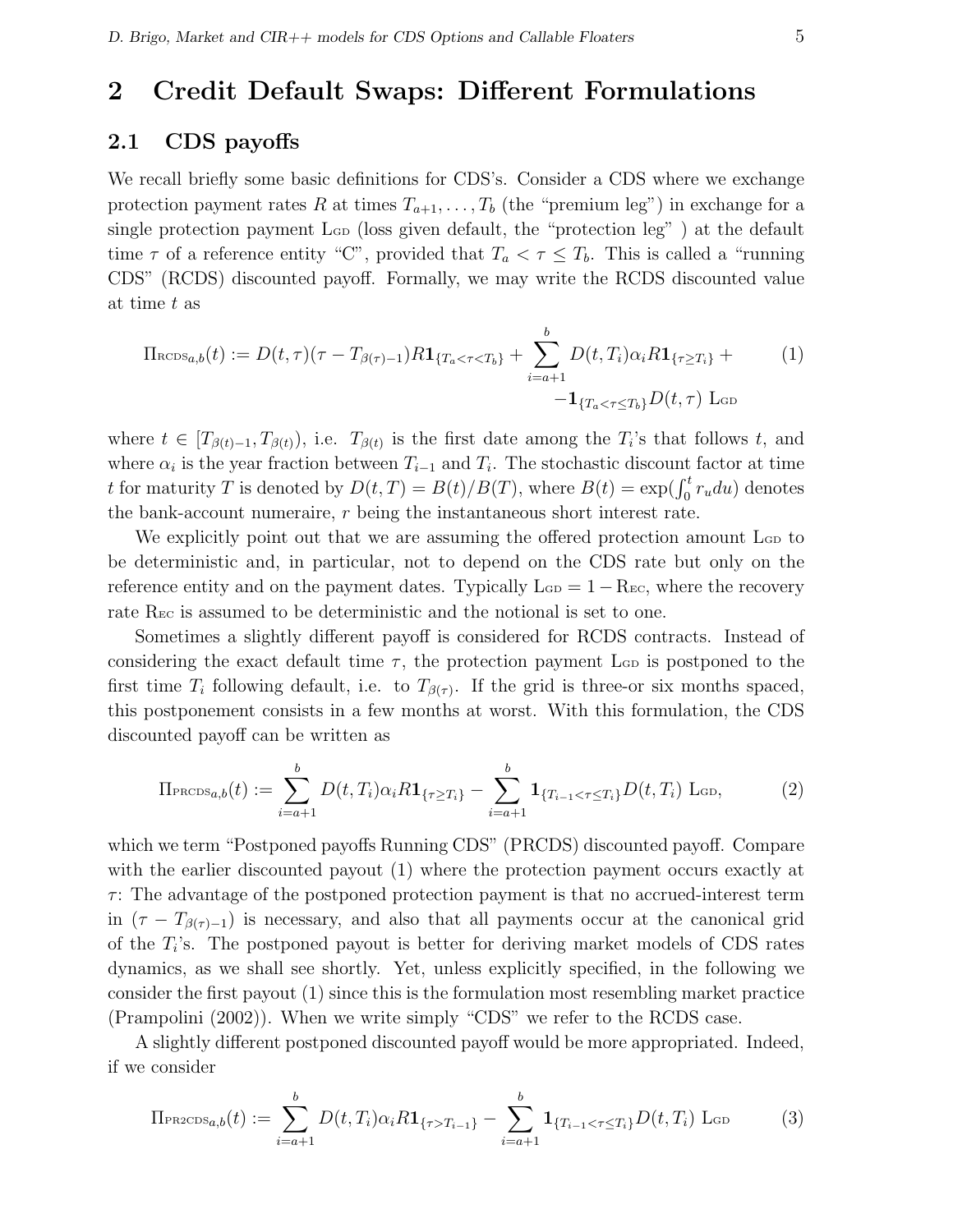# 2 Credit Default Swaps: Different Formulations

## 2.1 CDS payoffs

We recall briefly some basic definitions for CDS's. Consider a CDS where we exchange protection payment rates $R$ at times $T_{a+1}, \ldots, T_b$ (the "premium leg") in exchange for a single protection payment $\mathrm{L_{GD}}$ (loss given default, the "protection leg" ) at the default time $\tau$ of a reference entity "C", provided that $T_a < \tau \leq T_b$. This is called a "running CDS" (RCDS) discounted payoff. Formally, we may write the RCDS discounted value at time $t$ as

$$\Pi_{\mathrm{RCDS}_{a,b}}(t) := D(t,\tau)(\tau - T_{\beta(\tau)-1})R\mathbf{1}_{\{T_a<\tau<T_b\}} + \sum_{i=a+1}^{b} D(t,T_i)\alpha_i R\mathbf{1}_{\{\tau \geq T_i\}} + \\ -\mathbf{1}_{\{T_a<\tau\leq T_b\}} D(t,\tau)\ \mathrm{L_{GD}} \tag{1}$$

where $t \in [T_{\beta(t)-1}, T_{\beta(t)})$, i.e. $T_{\beta(t)}$ is the first date among the $T_i$'s that follows $t$, and where $\alpha_i$ is the year fraction between $T_{i-1}$ and $T_i$. The stochastic discount factor at time $t$ for maturity $T$ is denoted by $D(t,T) = B(t)/B(T)$, where $B(t) = \exp(\int_0^t r_u du)$ denotes the bank-account numeraire, $r$ being the instantaneous short interest rate.

We explicitly point out that we are assuming the offered protection amount $\mathrm{L_{GD}}$ to be deterministic and, in particular, not to depend on the CDS rate but only on the reference entity and on the payment dates. Typically $\mathrm{L_{GD}} = 1 - \mathrm{R_{EC}}$, where the recovery rate $\mathrm{R_{EC}}$ is assumed to be deterministic and the notional is set to one.

Sometimes a slightly different payoff is considered for RCDS contracts. Instead of considering the exact default time $\tau$, the protection payment $\mathrm{L_{GD}}$ is postponed to the first time $T_i$ following default, i.e. to $T_{\beta(\tau)}$. If the grid is three-or six months spaced, this postponement consists in a few months at worst. With this formulation, the CDS discounted payoff can be written as

$$\Pi_{\mathrm{PRCDS}_{a,b}}(t) := \sum_{i=a+1}^{b} D(t,T_i)\alpha_i R\mathbf{1}_{\{\tau\geq T_i\}} - \sum_{i=a+1}^{b} \mathbf{1}_{\{T_{i-1}<\tau\leq T_i\}} D(t,T_i)\ \mathrm{L_{GD}}, \tag{2}$$

which we term "Postponed payoffs Running CDS" (PRCDS) discounted payoff. Compare with the earlier discounted payout (1) where the protection payment occurs exactly at $\tau$: The advantage of the postponed protection payment is that no accrued-interest term in $(\tau - T_{\beta(\tau)-1})$ is necessary, and also that all payments occur at the canonical grid of the $T_i$'s. The postponed payout is better for deriving market models of CDS rates dynamics, as we shall see shortly. Yet, unless explicitly specified, in the following we consider the first payout (1) since this is the formulation most resembling market practice (Prampolini (2002)). When we write simply "CDS" we refer to the RCDS case.

A slightly different postponed discounted payoff would be more appropriated. Indeed, if we consider

$$\Pi_{\mathrm{PR2CDS}_{a,b}}(t) := \sum_{i=a+1}^{b} D(t,T_i)\alpha_i R\mathbf{1}_{\{\tau> T_{i-1}\}} - \sum_{i=a+1}^{b} \mathbf{1}_{\{T_{i-1}<\tau\leq T_i\}} D(t,T_i)\ \mathrm{L_{GD}} \tag{3}$$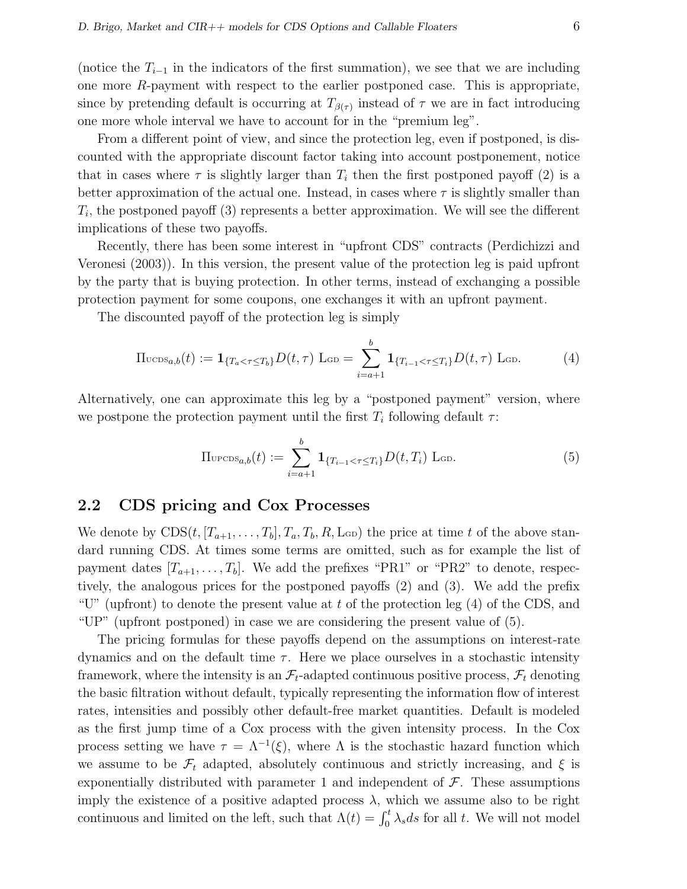(notice the $T_{i-1}$ in the indicators of the first summation), we see that we are including one more $R$-payment with respect to the earlier postponed case. This is appropriate, since by pretending default is occurring at $T_{\beta(\tau)}$ instead of $\tau$ we are in fact introducing one more whole interval we have to account for in the "premium leg".

From a different point of view, and since the protection leg, even if postponed, is discounted with the appropriate discount factor taking into account postponement, notice that in cases where $\tau$ is slightly larger than $T_i$ then the first postponed payoff (2) is a better approximation of the actual one. Instead, in cases where $\tau$ is slightly smaller than $T_i$, the postponed payoff (3) represents a better approximation. We will see the different implications of these two payoffs.

Recently, there has been some interest in "upfront CDS" contracts (Perdichizzi and Veronesi (2003)). In this version, the present value of the protection leg is paid upfront by the party that is buying protection. In other terms, instead of exchanging a possible protection payment for some coupons, one exchanges it with an upfront payment.

The discounted payoff of the protection leg is simply

$$\Pi_{\text{UCDS}_{a,b}}(t) := \mathbf{1}_{\{T_a < \tau \leq T_b\}} D(t, \tau) \ \text{L}_{\text{GD}} = \sum_{i=a+1}^{b} \mathbf{1}_{\{T_{i-1} < \tau \leq T_i\}} D(t, \tau) \ \text{L}_{\text{GD}}. \tag{4}$$

Alternatively, one can approximate this leg by a "postponed payment" version, where we postpone the protection payment until the first $T_i$ following default $\tau$:

$$\Pi_{\text{UPCDS}_{a,b}}(t) := \sum_{i=a+1}^{b} \mathbf{1}_{\{T_{i-1} < \tau \leq T_i\}} D(t, T_i) \ \text{L}_{\text{GD}}. \tag{5}$$

## 2.2 CDS pricing and Cox Processes

We denote by $\text{CDS}(t, [T_{a+1}, \ldots, T_b], T_a, T_b, R, \text{L}_{\text{GD}})$ the price at time $t$ of the above standard running CDS. At times some terms are omitted, such as for example the list of payment dates $[T_{a+1}, \ldots, T_b]$. We add the prefixes "PR1" or "PR2" to denote, respectively, the analogous prices for the postponed payoffs (2) and (3). We add the prefix "U" (upfront) to denote the present value at $t$ of the protection leg (4) of the CDS, and "UP" (upfront postponed) in case we are considering the present value of (5).

The pricing formulas for these payoffs depend on the assumptions on interest-rate dynamics and on the default time $\tau$. Here we place ourselves in a stochastic intensity framework, where the intensity is an $\mathcal{F}_t$-adapted continuous positive process, $\mathcal{F}_t$ denoting the basic filtration without default, typically representing the information flow of interest rates, intensities and possibly other default-free market quantities. Default is modeled as the first jump time of a Cox process with the given intensity process. In the Cox process setting we have $\tau = \Lambda^{-1}(\xi)$, where $\Lambda$ is the stochastic hazard function which we assume to be $\mathcal{F}_t$ adapted, absolutely continuous and strictly increasing, and $\xi$ is exponentially distributed with parameter 1 and independent of $\mathcal{F}$. These assumptions imply the existence of a positive adapted process $\lambda$, which we assume also to be right continuous and limited on the left, such that $\Lambda(t) = \int_0^t \lambda_s ds$ for all $t$. We will not model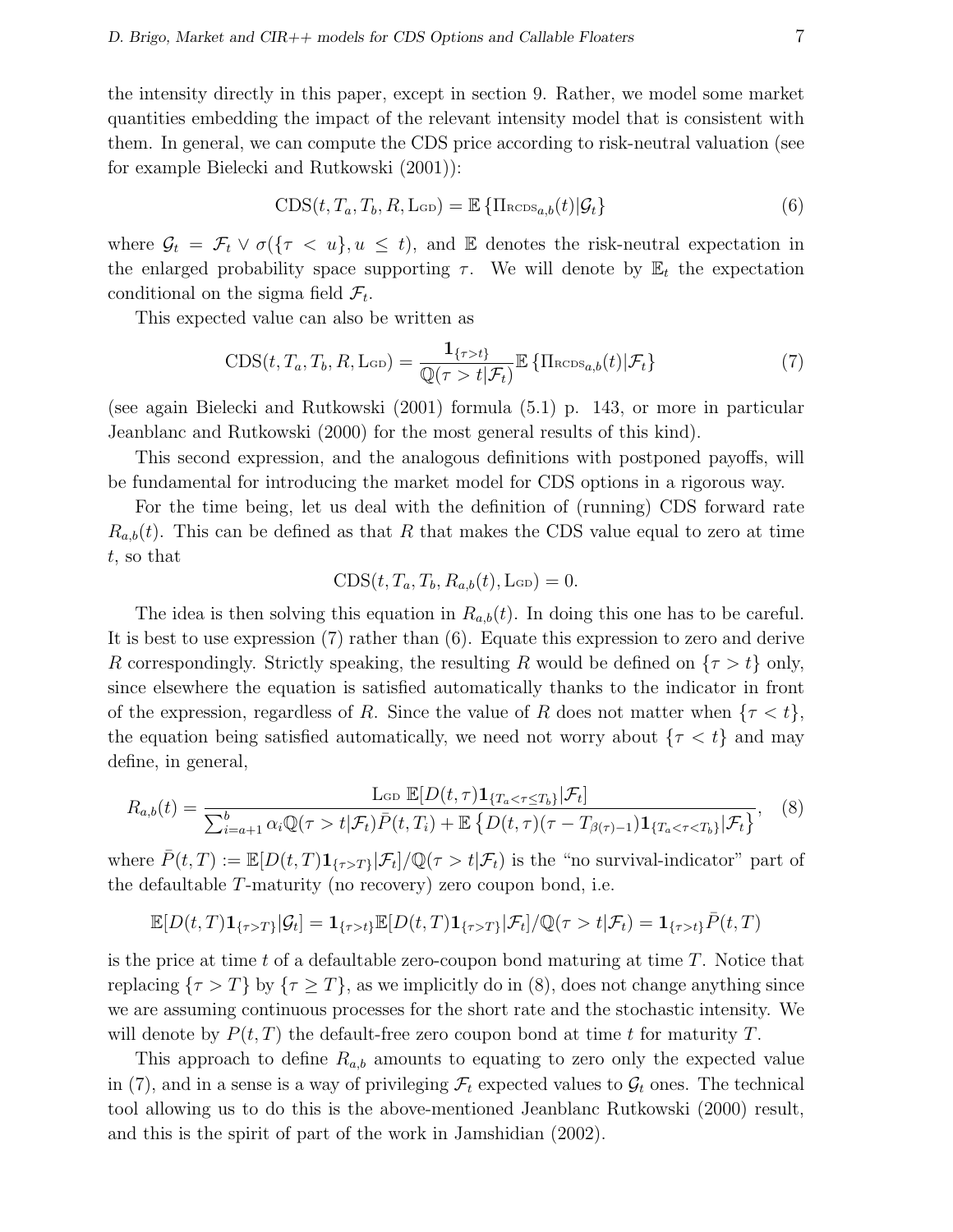the intensity directly in this paper, except in section 9. Rather, we model some market quantities embedding the impact of the relevant intensity model that is consistent with them. In general, we can compute the CDS price according to risk-neutral valuation (see for example Bielecki and Rutkowski (2001)):

$$\mathrm{CDS}(t, T_a, T_b, R, \mathrm{L_{GD}}) = \mathbb{E}\left\{\Pi_{\mathrm{RCDS}_{a,b}}(t) | \mathcal{G}_t\right\} \tag{6}$$

where $\mathcal{G}_t = \mathcal{F}_t \vee \sigma(\{\tau < u\}, u \leq t)$, and $\mathbb{E}$ denotes the risk-neutral expectation in the enlarged probability space supporting $\tau$. We will denote by $\mathbb{E}_t$ the expectation conditional on the sigma field $\mathcal{F}_t$.

This expected value can also be written as

$$\mathrm{CDS}(t, T_a, T_b, R, \mathrm{L_{GD}}) = \frac{\mathbf{1}_{\{\tau > t\}}}{\mathbb{Q}(\tau > t | \mathcal{F}_t)} \mathbb{E}\left\{\Pi_{\mathrm{RCDS}_{a,b}}(t) | \mathcal{F}_t\right\} \tag{7}$$

(see again Bielecki and Rutkowski (2001) formula (5.1) p. 143, or more in particular Jeanblanc and Rutkowski (2000) for the most general results of this kind).

This second expression, and the analogous definitions with postponed payoffs, will be fundamental for introducing the market model for CDS options in a rigorous way.

For the time being, let us deal with the definition of (running) CDS forward rate $R_{a,b}(t)$. This can be defined as that $R$ that makes the CDS value equal to zero at time $t$, so that

$$\mathrm{CDS}(t, T_a, T_b, R_{a,b}(t), \mathrm{L_{GD}}) = 0.$$

The idea is then solving this equation in $R_{a,b}(t)$. In doing this one has to be careful. It is best to use expression (7) rather than (6). Equate this expression to zero and derive $R$ correspondingly. Strictly speaking, the resulting $R$ would be defined on $\{\tau > t\}$ only, since elsewhere the equation is satisfied automatically thanks to the indicator in front of the expression, regardless of $R$. Since the value of $R$ does not matter when $\{\tau < t\}$, the equation being satisfied automatically, we need not worry about $\{\tau < t\}$ and may define, in general,

$$R_{a,b}(t) = \frac{\mathrm{L_{GD}}\ \mathbb{E}[D(t,\tau)\mathbf{1}_{\{T_a < \tau \leq T_b\}} | \mathcal{F}_t]}{\sum_{i=a+1}^{b} \alpha_i \mathbb{Q}(\tau > t | \mathcal{F}_t) \bar{P}(t, T_i) + \mathbb{E}\left\{D(t,\tau)(\tau - T_{\beta(\tau)-1})\mathbf{1}_{\{T_a < \tau < T_b\}} | \mathcal{F}_t\right\}}, \tag{8}$$

where $\bar{P}(t,T) := \mathbb{E}[D(t,T)\mathbf{1}_{\{\tau > T\}} | \mathcal{F}_t] / \mathbb{Q}(\tau > t | \mathcal{F}_t)$ is the "no survival-indicator" part of the defaultable $T$-maturity (no recovery) zero coupon bond, i.e.

$$\mathbb{E}[D(t,T)\mathbf{1}_{\{\tau > T\}} | \mathcal{G}_t] = \mathbf{1}_{\{\tau > t\}} \mathbb{E}[D(t,T)\mathbf{1}_{\{\tau > T\}} | \mathcal{F}_t] / \mathbb{Q}(\tau > t | \mathcal{F}_t) = \mathbf{1}_{\{\tau > t\}} \bar{P}(t,T)$$

is the price at time $t$ of a defaultable zero-coupon bond maturing at time $T$. Notice that replacing $\{\tau > T\}$ by $\{\tau \geq T\}$, as we implicitly do in (8), does not change anything since we are assuming continuous processes for the short rate and the stochastic intensity. We will denote by $P(t,T)$ the default-free zero coupon bond at time $t$ for maturity $T$.

This approach to define $R_{a,b}$ amounts to equating to zero only the expected value in (7), and in a sense is a way of privileging $\mathcal{F}_t$ expected values to $\mathcal{G}_t$ ones. The technical tool allowing us to do this is the above-mentioned Jeanblanc Rutkowski (2000) result, and this is the spirit of part of the work in Jamshidian (2002).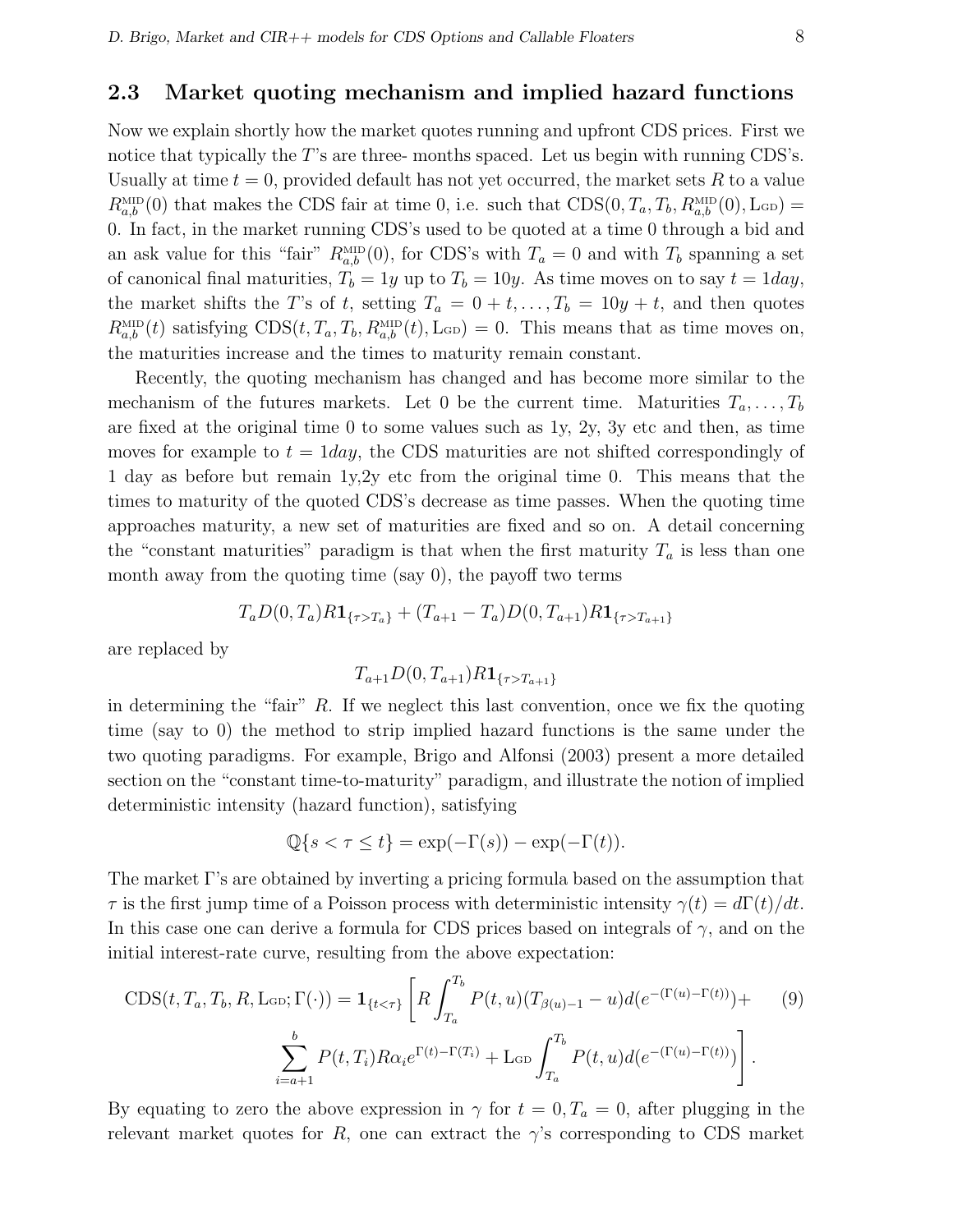## 2.3 Market quoting mechanism and implied hazard functions

Now we explain shortly how the market quotes running and upfront CDS prices. First we notice that typically the $T$'s are three- months spaced. Let us begin with running CDS's. Usually at time $t = 0$, provided default has not yet occurred, the market sets $R$ to a value $R^{\text{MID}}_{a,b}(0)$ that makes the CDS fair at time 0, i.e. such that $\text{CDS}(0, T_a, T_b, R^{\text{MID}}_{a,b}(0), \text{L}_{\text{GD}}) = 0$. In fact, in the market running CDS's used to be quoted at a time 0 through a bid and an ask value for this "fair" $R^{\text{MID}}_{a,b}(0)$, for CDS's with $T_a = 0$ and with $T_b$ spanning a set of canonical final maturities, $T_b = 1y$ up to $T_b = 10y$. As time moves on to say $t = 1day$, the market shifts the $T$'s of $t$, setting $T_a = 0 + t, \ldots, T_b = 10y + t$, and then quotes $R^{\text{MID}}_{a,b}(t)$ satisfying $\text{CDS}(t, T_a, T_b, R^{\text{MID}}_{a,b}(t), \text{L}_{\text{GD}}) = 0$. This means that as time moves on, the maturities increase and the times to maturity remain constant.

Recently, the quoting mechanism has changed and has become more similar to the mechanism of the futures markets. Let 0 be the current time. Maturities $T_a, \ldots, T_b$ are fixed at the original time 0 to some values such as 1y, 2y, 3y etc and then, as time moves for example to $t = 1day$, the CDS maturities are not shifted correspondingly of 1 day as before but remain 1y,2y etc from the original time 0. This means that the times to maturity of the quoted CDS's decrease as time passes. When the quoting time approaches maturity, a new set of maturities are fixed and so on. A detail concerning the "constant maturities" paradigm is that when the first maturity $T_a$ is less than one month away from the quoting time (say 0), the payoff two terms

$$T_a D(0, T_a) R \mathbf{1}_{\{\tau > T_a\}} + (T_{a+1} - T_a) D(0, T_{a+1}) R \mathbf{1}_{\{\tau > T_{a+1}\}}$$

are replaced by

$$T_{a+1} D(0, T_{a+1}) R \mathbf{1}_{\{\tau > T_{a+1}\}}$$

in determining the "fair" $R$. If we neglect this last convention, once we fix the quoting time (say to 0) the method to strip implied hazard functions is the same under the two quoting paradigms. For example, Brigo and Alfonsi (2003) present a more detailed section on the "constant time-to-maturity" paradigm, and illustrate the notion of implied deterministic intensity (hazard function), satisfying

$$\mathbb{Q}\{s < \tau \leq t\} = \exp(-\Gamma(s)) - \exp(-\Gamma(t)).$$

The market $\Gamma$'s are obtained by inverting a pricing formula based on the assumption that $\tau$ is the first jump time of a Poisson process with deterministic intensity $\gamma(t) = d\Gamma(t)/dt$. In this case one can derive a formula for CDS prices based on integrals of $\gamma$, and on the initial interest-rate curve, resulting from the above expectation:

$$\begin{aligned}\text{CDS}(t, T_a, T_b, R, \text{L}_{\text{GD}}; \Gamma(\cdot)) = \mathbf{1}_{\{t<\tau\}} \Bigg[ R \int_{T_a}^{T_b} P(t,u)(T_{\beta(u)-1} - u) d(e^{-(\Gamma(u)-\Gamma(t))}) + \\ \sum_{i=a+1}^{b} P(t, T_i) R \alpha_i e^{\Gamma(t) - \Gamma(T_i)} + \text{L}_{\text{GD}} \int_{T_a}^{T_b} P(t,u) d(e^{-(\Gamma(u)-\Gamma(t))}) \Bigg].\end{aligned} \quad (9)$$

By equating to zero the above expression in $\gamma$ for $t = 0, T_a = 0$, after plugging in the relevant market quotes for $R$, one can extract the $\gamma$'s corresponding to CDS market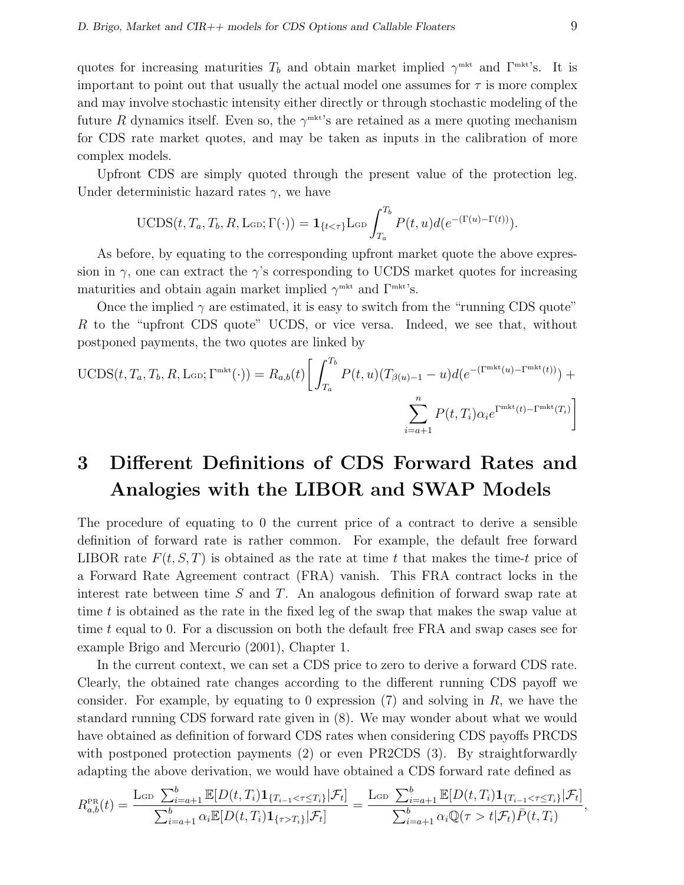quotes for increasing maturities $T_b$ and obtain market implied $\gamma^{\text{mkt}}$ and $\Gamma^{\text{mkt}}$'s. It is important to point out that usually the actual model one assumes for $\tau$ is more complex and may involve stochastic intensity either directly or through stochastic modeling of the future $R$ dynamics itself. Even so, the $\gamma^{\text{mkt}}$'s are retained as a mere quoting mechanism for CDS rate market quotes, and may be taken as inputs in the calibration of more complex models.

Upfront CDS are simply quoted through the present value of the protection leg. Under deterministic hazard rates $\gamma$, we have

$$\text{UCDS}(t, T_a, T_b, R, \text{L}_{\text{GD}}; \Gamma(\cdot)) = \mathbf{1}_{\{t<\tau\}} \text{L}_{\text{GD}} \int_{T_a}^{T_b} P(t,u) d(e^{-(\Gamma(u)-\Gamma(t))}).$$

As before, by equating to the corresponding upfront market quote the above expression in $\gamma$, one can extract the $\gamma$'s corresponding to UCDS market quotes for increasing maturities and obtain again market implied $\gamma^{\text{mkt}}$ and $\Gamma^{\text{mkt}}$'s.

Once the implied $\gamma$ are estimated, it is easy to switch from the "running CDS quote" $R$ to the "upfront CDS quote" UCDS, or vice versa. Indeed, we see that, without postponed payments, the two quotes are linked by

$$\text{UCDS}(t, T_a, T_b, R, \text{L}_{\text{GD}}; \Gamma^{\text{mkt}}(\cdot)) = R_{a,b}(t) \Bigg[ \int_{T_a}^{T_b} P(t,u)(T_{\beta(u)-1} - u) d(e^{-(\Gamma^{\text{mkt}}(u)-\Gamma^{\text{mkt}}(t))}) + \sum_{i=a+1}^{n} P(t,T_i)\alpha_i e^{\Gamma^{\text{mkt}}(t)-\Gamma^{\text{mkt}}(T_i)} \Bigg]$$

# 3 Different Definitions of CDS Forward Rates and Analogies with the LIBOR and SWAP Models

The procedure of equating to 0 the current price of a contract to derive a sensible definition of forward rate is rather common. For example, the default free forward LIBOR rate $F(t, S, T)$ is obtained as the rate at time $t$ that makes the time-$t$ price of a Forward Rate Agreement contract (FRA) vanish. This FRA contract locks in the interest rate between time $S$ and $T$. An analogous definition of forward swap rate at time $t$ is obtained as the rate in the fixed leg of the swap that makes the swap value at time $t$ equal to 0. For a discussion on both the default free FRA and swap cases see for example Brigo and Mercurio (2001), Chapter 1.

In the current context, we can set a CDS price to zero to derive a forward CDS rate. Clearly, the obtained rate changes according to the different running CDS payoff we consider. For example, by equating to 0 expression (7) and solving in $R$, we have the standard running CDS forward rate given in (8). We may wonder about what we would have obtained as definition of forward CDS rates when considering CDS payoffs PRCDS with postponed protection payments (2) or even PR2CDS (3). By straightforwardly adapting the above derivation, we would have obtained a CDS forward rate defined as

$$R^{\text{PR}}_{a,b}(t) = \frac{\text{L}_{\text{GD}} \sum_{i=a+1}^{b} \mathbb{E}[D(t,T_i)\mathbf{1}_{\{T_{i-1}<\tau\leq T_i\}}|\mathcal{F}_t]}{\sum_{i=a+1}^{b} \alpha_i \mathbb{E}[D(t,T_i)\mathbf{1}_{\{\tau>T_i\}}|\mathcal{F}_t]} = \frac{\text{L}_{\text{GD}} \sum_{i=a+1}^{b} \mathbb{E}[D(t,T_i)\mathbf{1}_{\{T_{i-1}<\tau\leq T_i\}}|\mathcal{F}_t]}{\sum_{i=a+1}^{b} \alpha_i \mathbb{Q}(\tau > t|\mathcal{F}_t)\bar{P}(t,T_i)},$$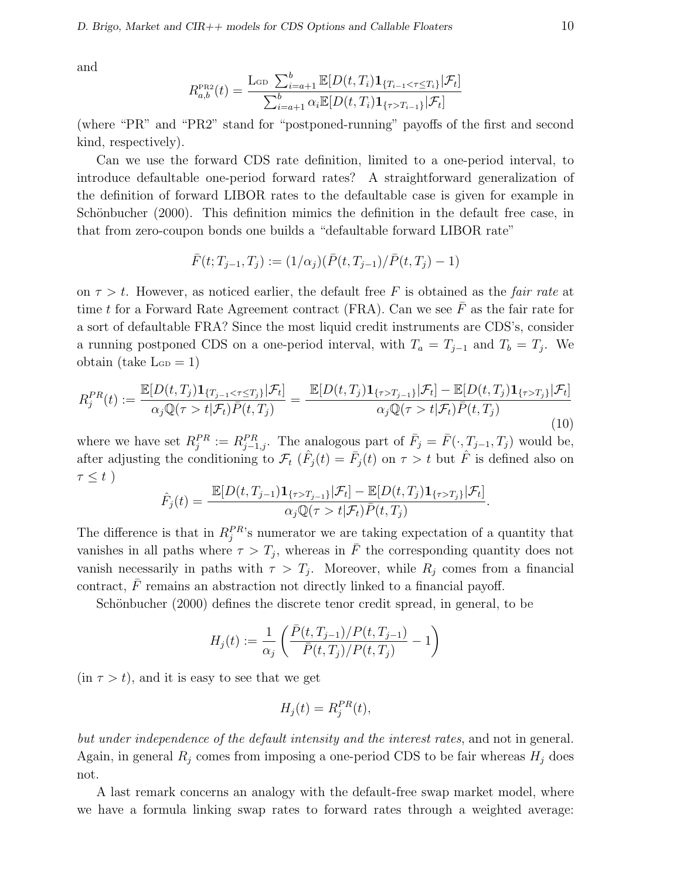and

$$R^{\text{PR2}}_{a,b}(t) = \frac{\text{L}_{\text{GD}} \sum_{i=a+1}^{b} \mathbb{E}[D(t,T_i)\mathbf{1}_{\{T_{i-1}<\tau\le T_i\}}|\mathcal{F}_t]}{\sum_{i=a+1}^{b} \alpha_i \mathbb{E}[D(t,T_i)\mathbf{1}_{\{\tau>T_{i-1}\}}|\mathcal{F}_t]}$$

(where "PR" and "PR2" stand for "postponed-running" payoffs of the first and second kind, respectively).

Can we use the forward CDS rate definition, limited to a one-period interval, to introduce defaultable one-period forward rates? A straightforward generalization of the definition of forward LIBOR rates to the defaultable case is given for example in Schönbucher (2000). This definition mimics the definition in the default free case, in that from zero-coupon bonds one builds a "defaultable forward LIBOR rate"

$$\bar{F}(t; T_{j-1}, T_j) := (1/\alpha_j)(\bar{P}(t, T_{j-1})/\bar{P}(t, T_j) - 1)$$

on $\tau > t$. However, as noticed earlier, the default free $F$ is obtained as the *fair rate* at time $t$ for a Forward Rate Agreement contract (FRA). Can we see $\bar{F}$ as the fair rate for a sort of defaultable FRA? Since the most liquid credit instruments are CDS's, consider a running postponed CDS on a one-period interval, with $T_a = T_{j-1}$ and $T_b = T_j$. We obtain (take $\text{L}_{\text{GD}} = 1$)

$$R_j^{PR}(t) := \frac{\mathbb{E}[D(t,T_j)\mathbf{1}_{\{T_{j-1}<\tau\le T_j\}}|\mathcal{F}_t]}{\alpha_j \mathbb{Q}(\tau > t|\mathcal{F}_t)\bar{P}(t,T_j)} = \frac{\mathbb{E}[D(t,T_j)\mathbf{1}_{\{\tau>T_{j-1}\}}|\mathcal{F}_t] - \mathbb{E}[D(t,T_j)\mathbf{1}_{\{\tau>T_j\}}|\mathcal{F}_t]}{\alpha_j \mathbb{Q}(\tau > t|\mathcal{F}_t)\bar{P}(t,T_j)} \tag{10}$$

where we have set $R_j^{PR} := R_{j-1,j}^{PR}$. The analogous part of $\bar{F}_j = \bar{F}(\cdot, T_{j-1}, T_j)$ would be, after adjusting the conditioning to $\mathcal{F}_t$ ($\hat{F}_j(t) = \bar{F}_j(t)$ on $\tau > t$ but $\hat{F}$ is defined also on $\tau \le t$ )

$$\hat{F}_j(t) = \frac{\mathbb{E}[D(t,T_{j-1})\mathbf{1}_{\{\tau>T_{j-1}\}}|\mathcal{F}_t] - \mathbb{E}[D(t,T_j)\mathbf{1}_{\{\tau>T_j\}}|\mathcal{F}_t]}{\alpha_j \mathbb{Q}(\tau > t|\mathcal{F}_t)\bar{P}(t,T_j)}.$$

The difference is that in $R_j^{PR}$'s numerator we are taking expectation of a quantity that vanishes in all paths where $\tau > T_j$, whereas in $\bar{F}$ the corresponding quantity does not vanish necessarily in paths with $\tau > T_j$. Moreover, while $R_j$ comes from a financial contract, $\bar{F}$ remains an abstraction not directly linked to a financial payoff.

Schönbucher (2000) defines the discrete tenor credit spread, in general, to be

$$H_j(t) := \frac{1}{\alpha_j}\left(\frac{\bar{P}(t,T_{j-1})/P(t,T_{j-1})}{\bar{P}(t,T_j)/P(t,T_j)} - 1\right)$$

(in $\tau > t$), and it is easy to see that we get

$$H_j(t) = R_j^{PR}(t),$$

*but under independence of the default intensity and the interest rates*, and not in general. Again, in general $R_j$ comes from imposing a one-period CDS to be fair whereas $H_j$ does not.

A last remark concerns an analogy with the default-free swap market model, where we have a formula linking swap rates to forward rates through a weighted average: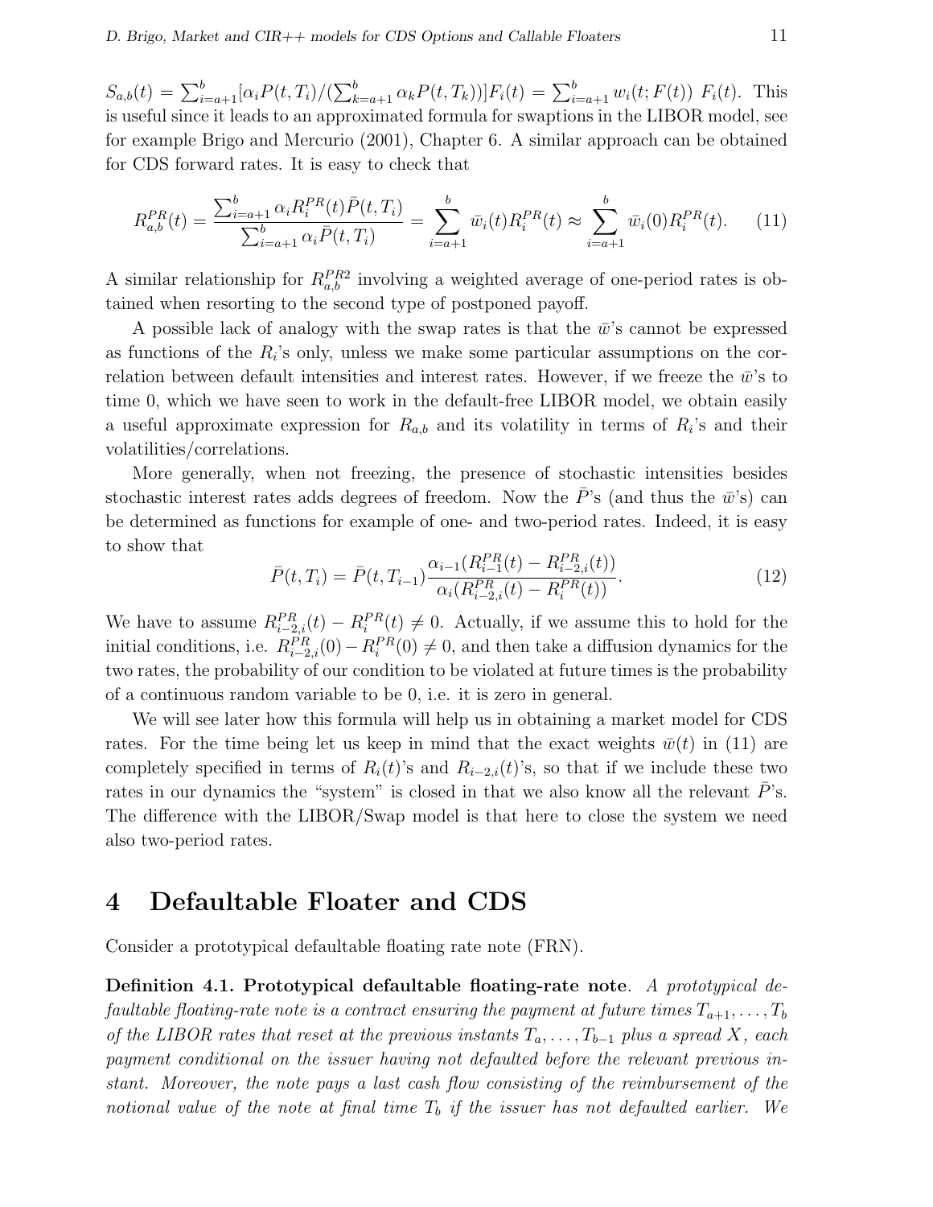$S_{a,b}(t) = \sum_{i=a+1}^{b}[\alpha_i P(t,T_i)/(\sum_{k=a+1}^{b}\alpha_k P(t,T_k))]F_i(t) = \sum_{i=a+1}^{b} w_i(t;F(t))\ F_i(t)$. This is useful since it leads to an approximated formula for swaptions in the LIBOR model, see for example Brigo and Mercurio (2001), Chapter 6. A similar approach can be obtained for CDS forward rates. It is easy to check that

$$R_{a,b}^{PR}(t) = \frac{\sum_{i=a+1}^{b}\alpha_i R_i^{PR}(t)\bar{P}(t,T_i)}{\sum_{i=a+1}^{b}\alpha_i \bar{P}(t,T_i)} = \sum_{i=a+1}^{b}\bar{w}_i(t)R_i^{PR}(t) \approx \sum_{i=a+1}^{b}\bar{w}_i(0)R_i^{PR}(t). \tag{11}$$

A similar relationship for $R_{a,b}^{PR2}$ involving a weighted average of one-period rates is obtained when resorting to the second type of postponed payoff.

A possible lack of analogy with the swap rates is that the $\bar{w}$'s cannot be expressed as functions of the $R_i$'s only, unless we make some particular assumptions on the correlation between default intensities and interest rates. However, if we freeze the $\bar{w}$'s to time 0, which we have seen to work in the default-free LIBOR model, we obtain easily a useful approximate expression for $R_{a,b}$ and its volatility in terms of $R_i$'s and their volatilities/correlations.

More generally, when not freezing, the presence of stochastic intensities besides stochastic interest rates adds degrees of freedom. Now the $\bar{P}$'s (and thus the $\bar{w}$'s) can be determined as functions for example of one- and two-period rates. Indeed, it is easy to show that

$$\bar{P}(t,T_i) = \bar{P}(t,T_{i-1})\frac{\alpha_{i-1}(R_{i-1}^{PR}(t) - R_{i-2,i}^{PR}(t))}{\alpha_i(R_{i-2,i}^{PR}(t) - R_i^{PR}(t))}. \tag{12}$$

We have to assume $R_{i-2,i}^{PR}(t) - R_i^{PR}(t) \neq 0$. Actually, if we assume this to hold for the initial conditions, i.e. $R_{i-2,i}^{PR}(0) - R_i^{PR}(0) \neq 0$, and then take a diffusion dynamics for the two rates, the probability of our condition to be violated at future times is the probability of a continuous random variable to be 0, i.e. it is zero in general.

We will see later how this formula will help us in obtaining a market model for CDS rates. For the time being let us keep in mind that the exact weights $\bar{w}(t)$ in (11) are completely specified in terms of $R_i(t)$'s and $R_{i-2,i}(t)$'s, so that if we include these two rates in our dynamics the "system" is closed in that we also know all the relevant $\bar{P}$'s. The difference with the LIBOR/Swap model is that here to close the system we need also two-period rates.

# 4 Defaultable Floater and CDS

Consider a prototypical defaultable floating rate note (FRN).

**Definition 4.1. Prototypical defaultable floating-rate note**. *A prototypical defaultable floating-rate note is a contract ensuring the payment at future times $T_{a+1},\dots,T_b$ of the LIBOR rates that reset at the previous instants $T_a,\dots,T_{b-1}$ plus a spread $X$, each payment conditional on the issuer having not defaulted before the relevant previous instant. Moreover, the note pays a last cash flow consisting of the reimbursement of the notional value of the note at final time $T_b$ if the issuer has not defaulted earlier. We*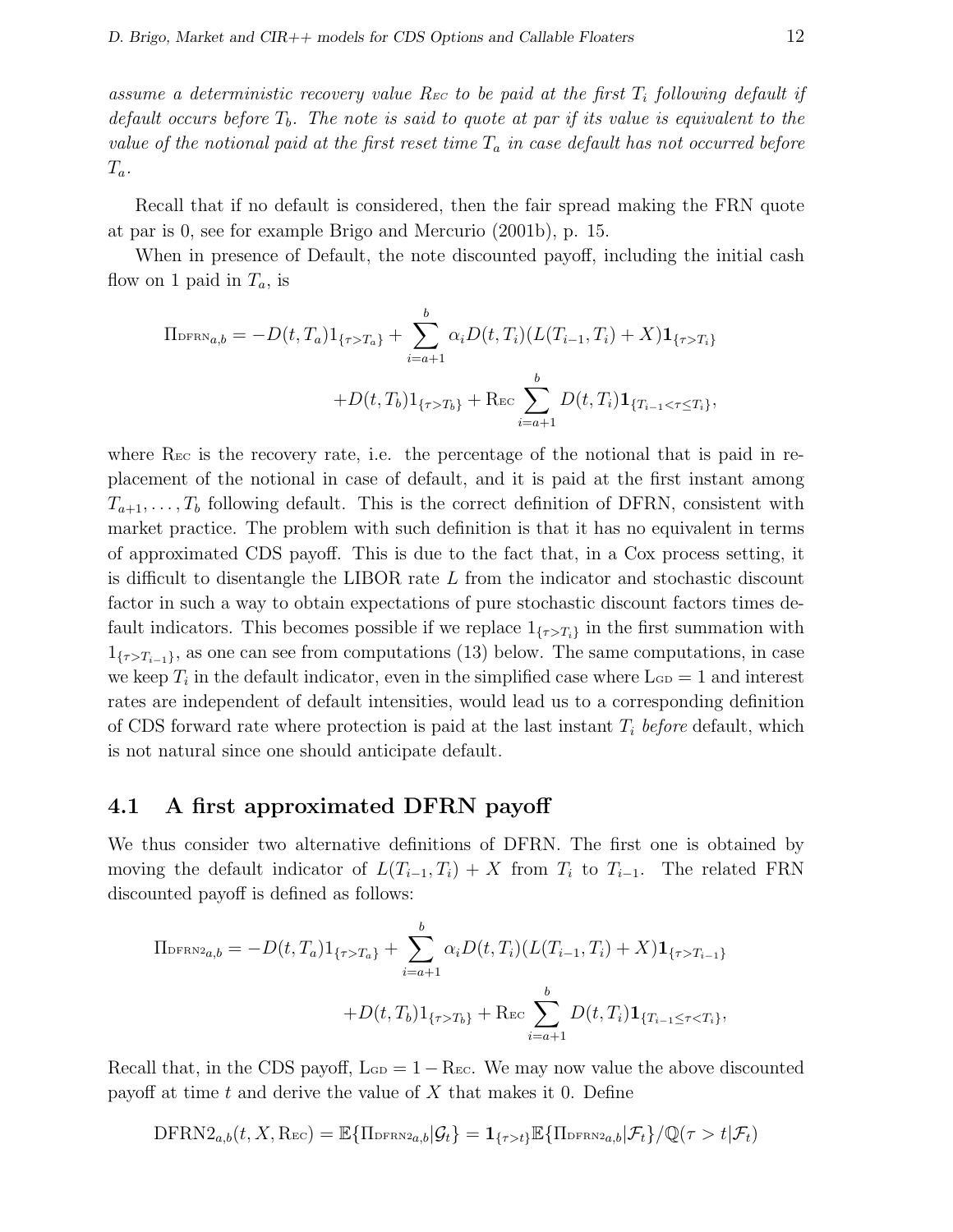*assume a deterministic recovery value $R_{EC}$ to be paid at the first $T_i$ following default if default occurs before $T_b$. The note is said to quote at par if its value is equivalent to the value of the notional paid at the first reset time $T_a$ in case default has not occurred before $T_a$.*

Recall that if no default is considered, then the fair spread making the FRN quote at par is 0, see for example Brigo and Mercurio (2001b), p. 15.

When in presence of Default, the note discounted payoff, including the initial cash flow on 1 paid in $T_a$, is

$$\Pi_{\mathrm{DFRN}a,b} = -D(t,T_a)1_{\{\tau>T_a\}} + \sum_{i=a+1}^{b} \alpha_i D(t,T_i)(L(T_{i-1},T_i)+X)\mathbf{1}_{\{\tau>T_i\}}$$

$$+D(t,T_b)1_{\{\tau>T_b\}} + \mathrm{R}_{\mathrm{EC}} \sum_{i=a+1}^{b} D(t,T_i)\mathbf{1}_{\{T_{i-1}<\tau\leq T_i\}},$$

where $\mathrm{R}_{\mathrm{EC}}$ is the recovery rate, i.e. the percentage of the notional that is paid in replacement of the notional in case of default, and it is paid at the first instant among $T_{a+1},\dots,T_b$ following default. This is the correct definition of DFRN, consistent with market practice. The problem with such definition is that it has no equivalent in terms of approximated CDS payoff. This is due to the fact that, in a Cox process setting, it is difficult to disentangle the LIBOR rate $L$ from the indicator and stochastic discount factor in such a way to obtain expectations of pure stochastic discount factors times default indicators. This becomes possible if we replace $1_{\{\tau>T_i\}}$ in the first summation with $1_{\{\tau>T_{i-1}\}}$, as one can see from computations (13) below. The same computations, in case we keep $T_i$ in the default indicator, even in the simplified case where $\mathrm{L}_{\mathrm{GD}}=1$ and interest rates are independent of default intensities, would lead us to a corresponding definition of CDS forward rate where protection is paid at the last instant $T_i$ *before* default, which is not natural since one should anticipate default.

## 4.1 A first approximated DFRN payoff

We thus consider two alternative definitions of DFRN. The first one is obtained by moving the default indicator of $L(T_{i-1},T_i)+X$ from $T_i$ to $T_{i-1}$. The related FRN discounted payoff is defined as follows:

$$\Pi_{\mathrm{DFRN2}a,b} = -D(t,T_a)1_{\{\tau>T_a\}} + \sum_{i=a+1}^{b} \alpha_i D(t,T_i)(L(T_{i-1},T_i)+X)\mathbf{1}_{\{\tau>T_{i-1}\}}$$

$$+D(t,T_b)1_{\{\tau>T_b\}} + \mathrm{R}_{\mathrm{EC}} \sum_{i=a+1}^{b} D(t,T_i)\mathbf{1}_{\{T_{i-1}\leq\tau<T_i\}},$$

Recall that, in the CDS payoff, $\mathrm{L}_{\mathrm{GD}} = 1-\mathrm{R}_{\mathrm{EC}}$. We may now value the above discounted payoff at time $t$ and derive the value of $X$ that makes it 0. Define

$$\mathrm{DFRN2}_{a,b}(t,X,\mathrm{R}_{\mathrm{EC}}) = \mathbb{E}\{\Pi_{\mathrm{DFRN2}a,b}|\mathcal{G}_t\} = \mathbf{1}_{\{\tau>t\}}\mathbb{E}\{\Pi_{\mathrm{DFRN2}a,b}|\mathcal{F}_t\}/\mathbb{Q}(\tau>t|\mathcal{F}_t)$$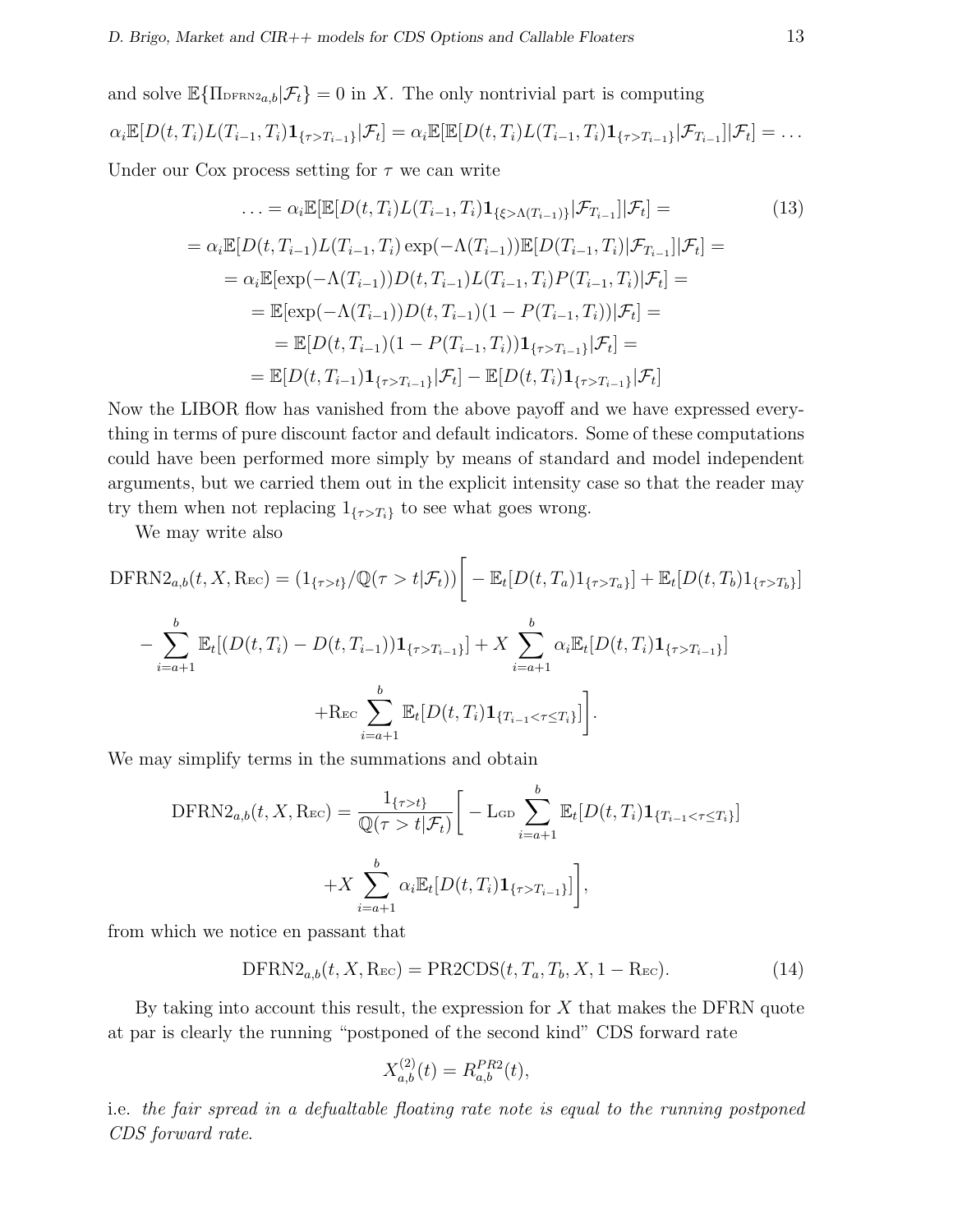and solve $\mathbb{E}\{\Pi_{\text{DFRN2}a,b}|\mathcal{F}_t\} = 0$ in $X$. The only nontrivial part is computing

$$\alpha_i \mathbb{E}[D(t,T_i)L(T_{i-1},T_i)\mathbf{1}_{\{\tau>T_{i-1}\}}|\mathcal{F}_t] = \alpha_i \mathbb{E}[\mathbb{E}[D(t,T_i)L(T_{i-1},T_i)\mathbf{1}_{\{\tau>T_{i-1}\}}|\mathcal{F}_{T_{i-1}}]|\mathcal{F}_t] = \ldots$$

Under our Cox process setting for $\tau$ we can write

$$\begin{aligned}
\ldots &= \alpha_i \mathbb{E}[\mathbb{E}[D(t,T_i)L(T_{i-1},T_i)\mathbf{1}_{\{\xi>\Lambda(T_{i-1})\}}|\mathcal{F}_{T_{i-1}}]|\mathcal{F}_t] = \qquad (13)\\
&= \alpha_i \mathbb{E}[D(t,T_{i-1})L(T_{i-1},T_i)\exp(-\Lambda(T_{i-1}))\mathbb{E}[D(T_{i-1},T_i)|\mathcal{F}_{T_{i-1}}]|\mathcal{F}_t] =\\
&= \alpha_i \mathbb{E}[\exp(-\Lambda(T_{i-1}))D(t,T_{i-1})L(T_{i-1},T_i)P(T_{i-1},T_i)|\mathcal{F}_t] =\\
&= \mathbb{E}[\exp(-\Lambda(T_{i-1}))D(t,T_{i-1})(1-P(T_{i-1},T_i))|\mathcal{F}_t] =\\
&= \mathbb{E}[D(t,T_{i-1})(1-P(T_{i-1},T_i))\mathbf{1}_{\{\tau>T_{i-1}\}}|\mathcal{F}_t] =\\
&= \mathbb{E}[D(t,T_{i-1})\mathbf{1}_{\{\tau>T_{i-1}\}}|\mathcal{F}_t] - \mathbb{E}[D(t,T_i)\mathbf{1}_{\{\tau>T_{i-1}\}}|\mathcal{F}_t]
\end{aligned}$$

Now the LIBOR flow has vanished from the above payoff and we have expressed everything in terms of pure discount factor and default indicators. Some of these computations could have been performed more simply by means of standard and model independent arguments, but we carried them out in the explicit intensity case so that the reader may try them when not replacing $1_{\{\tau>T_i\}}$ to see what goes wrong.

We may write also

$$\begin{aligned}
\text{DFRN2}_{a,b}(t,X,\text{R}_{\text{EC}}) = (1_{\{\tau>t\}}/\mathbb{Q}(\tau>t|\mathcal{F}_t))\Big[&-\mathbb{E}_t[D(t,T_a)1_{\{\tau>T_a\}}] + \mathbb{E}_t[D(t,T_b)1_{\{\tau>T_b\}}]\\
-\sum_{i=a+1}^{b}\mathbb{E}_t[(D(t,T_i)-D(t,T_{i-1}))\mathbf{1}_{\{\tau>T_{i-1}\}}] &+ X\sum_{i=a+1}^{b}\alpha_i\mathbb{E}_t[D(t,T_i)\mathbf{1}_{\{\tau>T_{i-1}\}}]\\
&+\text{R}_{\text{EC}}\sum_{i=a+1}^{b}\mathbb{E}_t[D(t,T_i)\mathbf{1}_{\{T_{i-1}<\tau\le T_i\}}]\Big].
\end{aligned}$$

We may simplify terms in the summations and obtain

$$\begin{aligned}
\text{DFRN2}_{a,b}(t,X,\text{R}_{\text{EC}}) = \frac{1_{\{\tau>t\}}}{\mathbb{Q}(\tau>t|\mathcal{F}_t)}\Big[&-\text{L}_{\text{GD}}\sum_{i=a+1}^{b}\mathbb{E}_t[D(t,T_i)\mathbf{1}_{\{T_{i-1}<\tau\le T_i\}}]\\
&+X\sum_{i=a+1}^{b}\alpha_i\mathbb{E}_t[D(t,T_i)\mathbf{1}_{\{\tau>T_{i-1}\}}]\Big],
\end{aligned}$$

from which we notice en passant that

$$\text{DFRN2}_{a,b}(t,X,\text{R}_{\text{EC}}) = \text{PR2CDS}(t,T_a,T_b,X,1-\text{R}_{\text{EC}}). \qquad (14)$$

By taking into account this result, the expression for $X$ that makes the DFRN quote at par is clearly the running "postponed of the second kind" CDS forward rate

$$X^{(2)}_{a,b}(t) = R^{PR2}_{a,b}(t),$$

i.e. *the fair spread in a defualtable floating rate note is equal to the running postponed CDS forward rate.*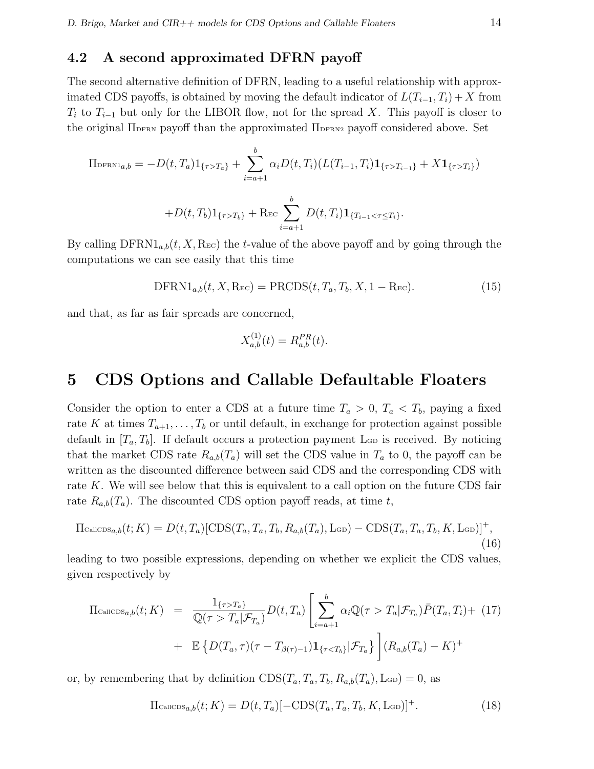### 4.2 A second approximated DFRN payoff

The second alternative definition of DFRN, leading to a useful relationship with approximated CDS payoffs, is obtained by moving the default indicator of $L(T_{i-1}, T_i) + X$ from $T_i$ to $T_{i-1}$ but only for the LIBOR flow, not for the spread $X$. This payoff is closer to the original $\Pi_{\text{DFRN}}$ payoff than the approximated $\Pi_{\text{DFRN2}}$ payoff considered above. Set

$$\Pi_{\text{DFRN1}a,b} = -D(t, T_a)1_{\{\tau > T_a\}} + \sum_{i=a+1}^{b} \alpha_i D(t, T_i)(L(T_{i-1}, T_i)\mathbf{1}_{\{\tau > T_{i-1}\}} + X\mathbf{1}_{\{\tau > T_i\}})$$

$$+D(t, T_b)1_{\{\tau > T_b\}} + \text{R}_{\text{EC}} \sum_{i=a+1}^{b} D(t, T_i)\mathbf{1}_{\{T_{i-1} < \tau \le T_i\}}.$$

By calling $\text{DFRN1}_{a,b}(t, X, \text{R}_{\text{EC}})$ the $t$-value of the above payoff and by going through the computations we can see easily that this time

$$\text{DFRN1}_{a,b}(t, X, \text{R}_{\text{EC}}) = \text{PRCDS}(t, T_a, T_b, X, 1 - \text{R}_{\text{EC}}). \tag{15}$$

and that, as far as fair spreads are concerned,

$$X_{a,b}^{(1)}(t) = R_{a,b}^{PR}(t).$$

## 5 CDS Options and Callable Defaultable Floaters

Consider the option to enter a CDS at a future time $T_a > 0$, $T_a < T_b$, paying a fixed rate $K$ at times $T_{a+1}, \ldots, T_b$ or until default, in exchange for protection against possible default in $[T_a, T_b]$. If default occurs a protection payment $\text{L}_{\text{GD}}$ is received. By noticing that the market CDS rate $R_{a,b}(T_a)$ will set the CDS value in $T_a$ to 0, the payoff can be written as the discounted difference between said CDS and the corresponding CDS with rate $K$. We will see below that this is equivalent to a call option on the future CDS fair rate $R_{a,b}(T_a)$. The discounted CDS option payoff reads, at time $t$,

$$\Pi_{\text{CallCDS}a,b}(t; K) = D(t, T_a)[\text{CDS}(T_a, T_a, T_b, R_{a,b}(T_a), \text{L}_{\text{GD}}) - \text{CDS}(T_a, T_a, T_b, K, \text{L}_{\text{GD}})]^+, \tag{16}$$

leading to two possible expressions, depending on whether we explicit the CDS values, given respectively by

$$\begin{aligned}
\Pi_{\text{CallCDS}a,b}(t; K) &= \frac{1_{\{\tau > T_a\}}}{\mathbb{Q}(\tau > T_a|\mathcal{F}_{T_a})} D(t, T_a) \left[ \sum_{i=a+1}^{b} \alpha_i \mathbb{Q}(\tau > T_a|\mathcal{F}_{T_a}) \bar{P}(T_a, T_i) + \right. \\
&+ \left. \mathbb{E}\left\{ D(T_a, \tau)(\tau - T_{\beta(\tau)-1})\mathbf{1}_{\{\tau < T_b\}}|\mathcal{F}_{T_a} \right\} \right] (R_{a,b}(T_a) - K)^+
\end{aligned} \tag{17}$$

or, by remembering that by definition $\text{CDS}(T_a, T_a, T_b, R_{a,b}(T_a), \text{L}_{\text{GD}}) = 0$, as

$$\Pi_{\text{CallCDS}a,b}(t; K) = D(t, T_a)[-\text{CDS}(T_a, T_a, T_b, K, \text{L}_{\text{GD}})]^+. \tag{18}$$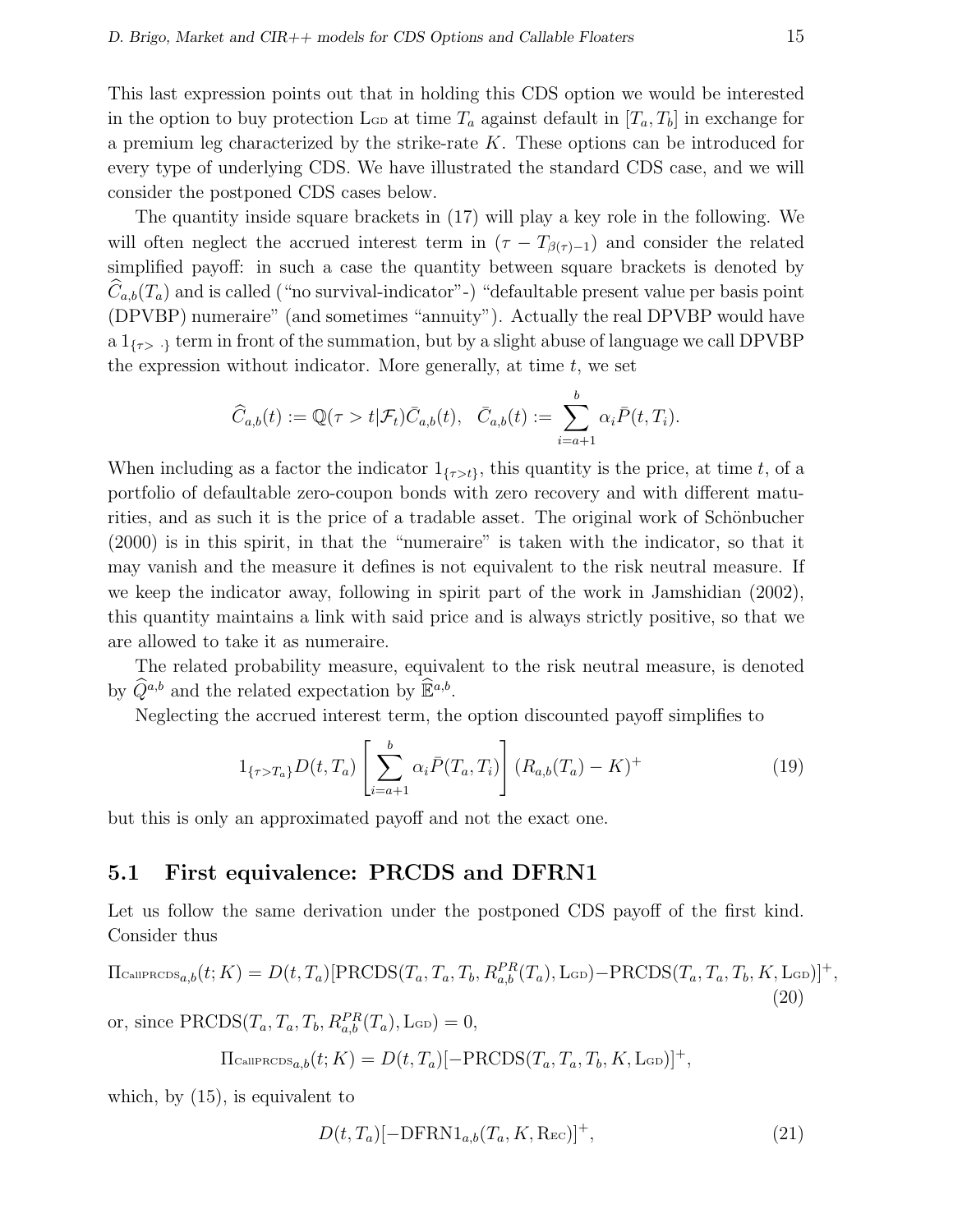This last expression points out that in holding this CDS option we would be interested in the option to buy protection $\mathrm{L}_{\mathrm{GD}}$ at time $T_a$ against default in $[T_a, T_b]$ in exchange for a premium leg characterized by the strike-rate $K$. These options can be introduced for every type of underlying CDS. We have illustrated the standard CDS case, and we will consider the postponed CDS cases below.

The quantity inside square brackets in (17) will play a key role in the following. We will often neglect the accrued interest term in $(\tau - T_{\beta(\tau)-1})$ and consider the related simplified payoff: in such a case the quantity between square brackets is denoted by $\widehat{C}_{a,b}(T_a)$ and is called ("no survival-indicator"-) "defaultable present value per basis point (DPVBP) numeraire" (and sometimes "annuity"). Actually the real DPVBP would have a $1_{\{\tau > \cdot\}}$ term in front of the summation, but by a slight abuse of language we call DPVBP the expression without indicator. More generally, at time $t$, we set

$$\widehat{C}_{a,b}(t) := \mathbb{Q}(\tau > t | \mathcal{F}_t) \bar{C}_{a,b}(t), \quad \bar{C}_{a,b}(t) := \sum_{i=a+1}^{b} \alpha_i \bar{P}(t, T_i).$$

When including as a factor the indicator $1_{\{\tau > t\}}$, this quantity is the price, at time $t$, of a portfolio of defaultable zero-coupon bonds with zero recovery and with different maturities, and as such it is the price of a tradable asset. The original work of Schönbucher (2000) is in this spirit, in that the "numeraire" is taken with the indicator, so that it may vanish and the measure it defines is not equivalent to the risk neutral measure. If we keep the indicator away, following in spirit part of the work in Jamshidian (2002), this quantity maintains a link with said price and is always strictly positive, so that we are allowed to take it as numeraire.

The related probability measure, equivalent to the risk neutral measure, is denoted by $\widehat{Q}^{a,b}$ and the related expectation by $\widehat{\mathbb{E}}^{a,b}$.

Neglecting the accrued interest term, the option discounted payoff simplifies to

$$1_{\{\tau > T_a\}} D(t, T_a) \left[ \sum_{i=a+1}^{b} \alpha_i \bar{P}(T_a, T_i) \right] (R_{a,b}(T_a) - K)^+ \tag{19}$$

but this is only an approximated payoff and not the exact one.

## 5.1 First equivalence: PRCDS and DFRN1

Let us follow the same derivation under the postponed CDS payoff of the first kind. Consider thus

$$\Pi_{\mathrm{CallPRCDS}_{a,b}}(t; K) = D(t, T_a)[\mathrm{PRCDS}(T_a, T_a, T_b, R^{PR}_{a,b}(T_a), \mathrm{L}_{\mathrm{GD}}) - \mathrm{PRCDS}(T_a, T_a, T_b, K, \mathrm{L}_{\mathrm{GD}})]^+, \tag{20}$$

or, since $\mathrm{PRCDS}(T_a, T_a, T_b, R^{PR}_{a,b}(T_a), \mathrm{L}_{\mathrm{GD}}) = 0$,

$$\Pi_{\mathrm{CallPRCDS}_{a,b}}(t; K) = D(t, T_a)[-\mathrm{PRCDS}(T_a, T_a, T_b, K, \mathrm{L}_{\mathrm{GD}})]^+,$$

which, by (15), is equivalent to

$$D(t, T_a)[-\mathrm{DFRN1}_{a,b}(T_a, K, \mathrm{R}_{\mathrm{EC}})]^+, \tag{21}$$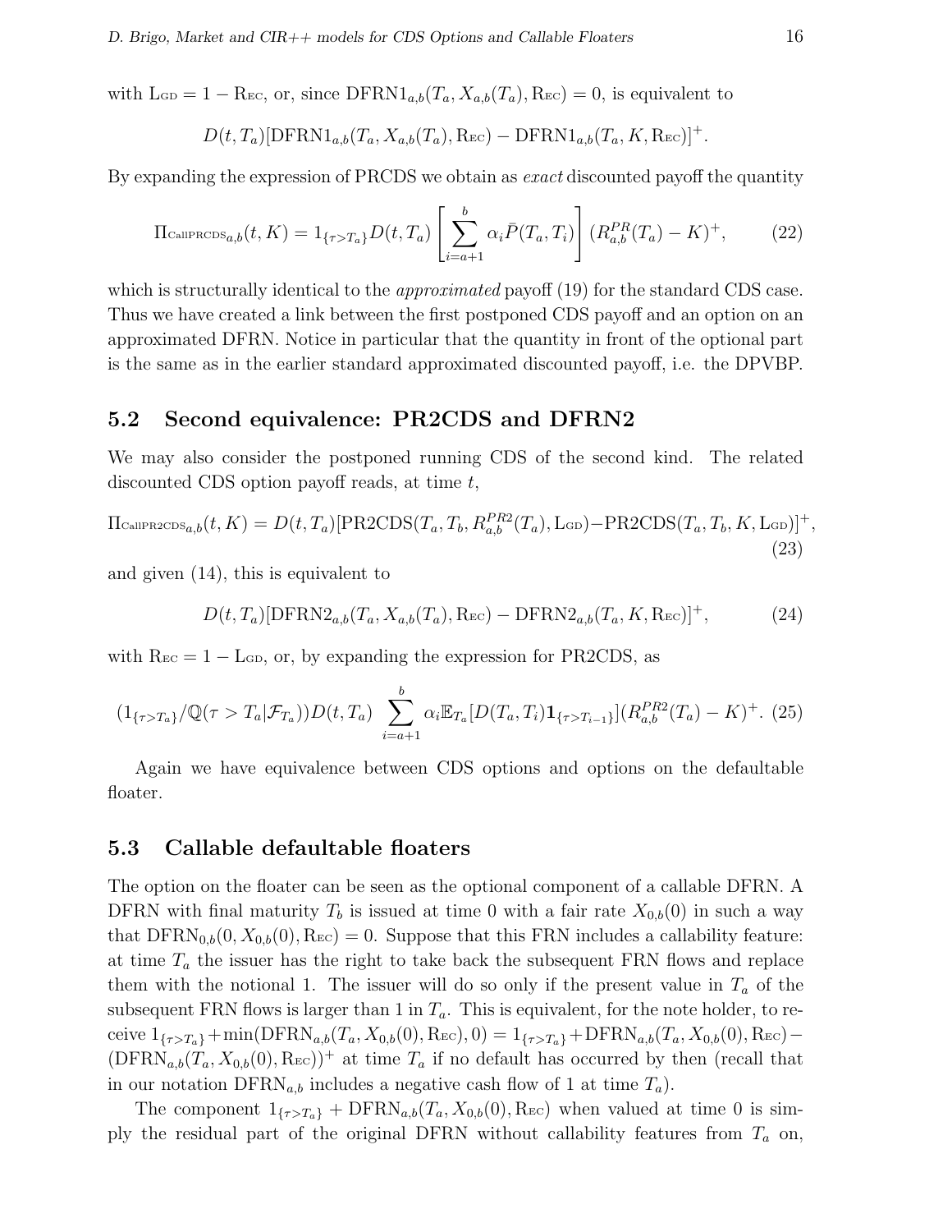with $\mathrm{L_{GD}} = 1 - \mathrm{R_{EC}}$, or, since $\mathrm{DFRN1}_{a,b}(T_a, X_{a,b}(T_a), \mathrm{R_{EC}}) = 0$, is equivalent to

$$D(t, T_a)[\mathrm{DFRN1}_{a,b}(T_a, X_{a,b}(T_a), \mathrm{R_{EC}}) - \mathrm{DFRN1}_{a,b}(T_a, K, \mathrm{R_{EC}})]^+.$$

By expanding the expression of PRCDS we obtain as *exact* discounted payoff the quantity

$$\Pi_{\mathrm{CallPRCDS}_{a,b}}(t, K) = 1_{\{\tau > T_a\}} D(t, T_a) \left[ \sum_{i=a+1}^{b} \alpha_i \bar{P}(T_a, T_i) \right] (R^{PR}_{a,b}(T_a) - K)^+, \tag{22}$$

which is structurally identical to the *approximated* payoff (19) for the standard CDS case. Thus we have created a link between the first postponed CDS payoff and an option on an approximated DFRN. Notice in particular that the quantity in front of the optional part is the same as in the earlier standard approximated discounted payoff, i.e. the DPVBP.

## 5.2 Second equivalence: PR2CDS and DFRN2

We may also consider the postponed running CDS of the second kind. The related discounted CDS option payoff reads, at time $t$,

$$\Pi_{\mathrm{CallPR2CDS}_{a,b}}(t, K) = D(t, T_a)[\mathrm{PR2CDS}(T_a, T_b, R^{PR2}_{a,b}(T_a), \mathrm{L_{GD}}) - \mathrm{PR2CDS}(T_a, T_b, K, \mathrm{L_{GD}})]^+, \tag{23}$$

and given (14), this is equivalent to

$$D(t, T_a)[\mathrm{DFRN2}_{a,b}(T_a, X_{a,b}(T_a), \mathrm{R_{EC}}) - \mathrm{DFRN2}_{a,b}(T_a, K, \mathrm{R_{EC}})]^+, \tag{24}$$

with $\mathrm{R_{EC}} = 1 - \mathrm{L_{GD}}$, or, by expanding the expression for PR2CDS, as

$$(1_{\{\tau > T_a\}} / \mathbb{Q}(\tau > T_a | \mathcal{F}_{T_a})) D(t, T_a) \sum_{i=a+1}^{b} \alpha_i \mathbb{E}_{T_a}[D(T_a, T_i) \mathbf{1}_{\{\tau > T_{i-1}\}}](R^{PR2}_{a,b}(T_a) - K)^+. \tag{25}$$

Again we have equivalence between CDS options and options on the defaultable floater.

## 5.3 Callable defaultable floaters

The option on the floater can be seen as the optional component of a callable DFRN. A DFRN with final maturity $T_b$ is issued at time 0 with a fair rate $X_{0,b}(0)$ in such a way that $\mathrm{DFRN}_{0,b}(0, X_{0,b}(0), \mathrm{R_{EC}}) = 0$. Suppose that this FRN includes a callability feature: at time $T_a$ the issuer has the right to take back the subsequent FRN flows and replace them with the notional 1. The issuer will do so only if the present value in $T_a$ of the subsequent FRN flows is larger than 1 in $T_a$. This is equivalent, for the note holder, to receive $1_{\{\tau > T_a\}} + \min(\mathrm{DFRN}_{a,b}(T_a, X_{0,b}(0), \mathrm{R_{EC}}), 0) = 1_{\{\tau > T_a\}} + \mathrm{DFRN}_{a,b}(T_a, X_{0,b}(0), \mathrm{R_{EC}}) - (\mathrm{DFRN}_{a,b}(T_a, X_{0,b}(0), \mathrm{R_{EC}}))^+$ at time $T_a$ if no default has occurred by then (recall that in our notation $\mathrm{DFRN}_{a,b}$ includes a negative cash flow of 1 at time $T_a$).

The component $1_{\{\tau > T_a\}} + \mathrm{DFRN}_{a,b}(T_a, X_{0,b}(0), \mathrm{R_{EC}})$ when valued at time 0 is simply the residual part of the original DFRN without callability features from $T_a$ on,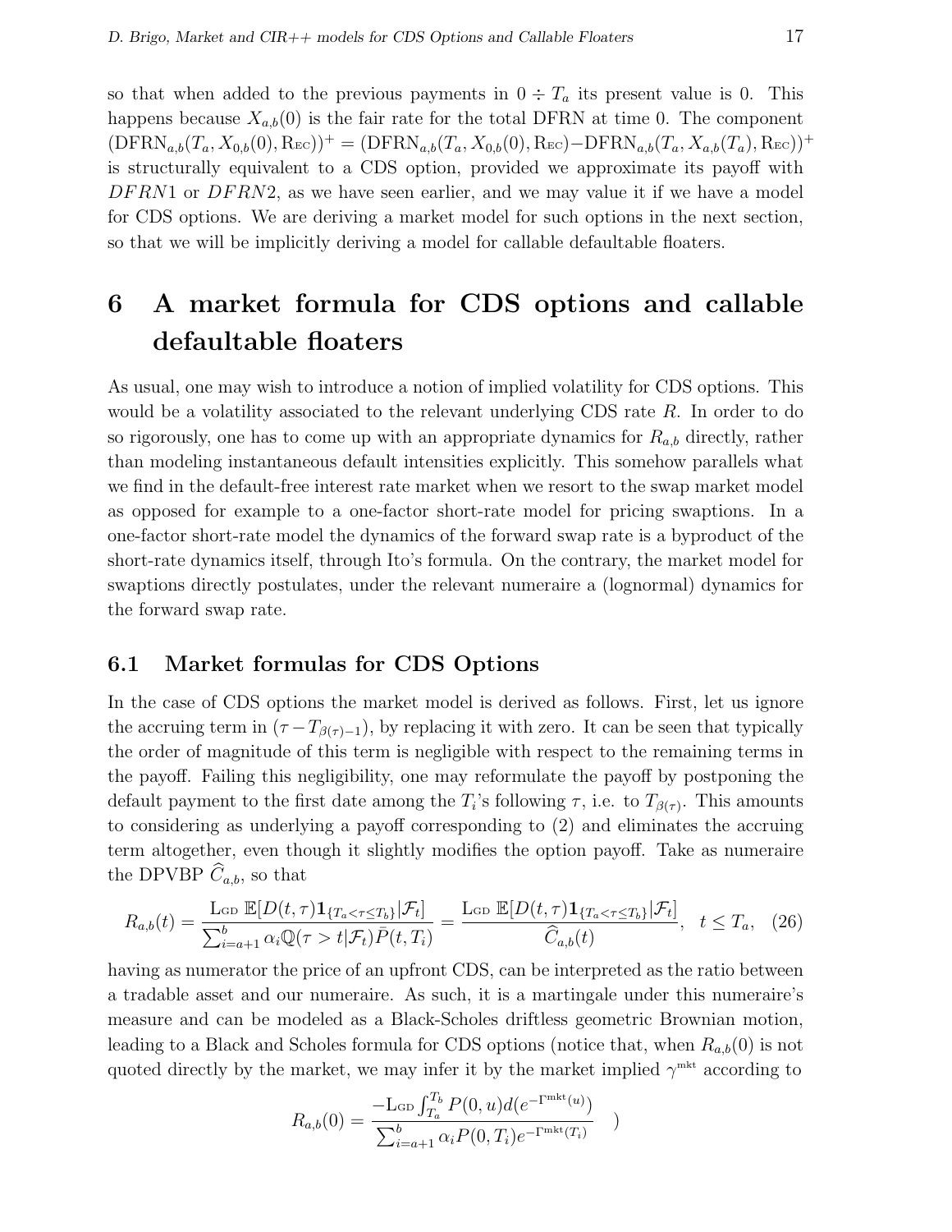so that when added to the previous payments in $0 \div T_a$ its present value is 0. This happens because $X_{a,b}(0)$ is the fair rate for the total DFRN at time 0. The component $(\text{DFRN}_{a,b}(T_a, X_{0,b}(0), \text{R}_{\text{EC}}))^+ = (\text{DFRN}_{a,b}(T_a, X_{0,b}(0), \text{R}_{\text{EC}}) - \text{DFRN}_{a,b}(T_a, X_{a,b}(T_a), \text{R}_{\text{EC}}))^+$ is structurally equivalent to a CDS option, provided we approximate its payoff with $DFRN1$ or $DFRN2$, as we have seen earlier, and we may value it if we have a model for CDS options. We are deriving a market model for such options in the next section, so that we will be implicitly deriving a model for callable defaultable floaters.

# 6 A market formula for CDS options and callable defaultable floaters

As usual, one may wish to introduce a notion of implied volatility for CDS options. This would be a volatility associated to the relevant underlying CDS rate $R$. In order to do so rigorously, one has to come up with an appropriate dynamics for $R_{a,b}$ directly, rather than modeling instantaneous default intensities explicitly. This somehow parallels what we find in the default-free interest rate market when we resort to the swap market model as opposed for example to a one-factor short-rate model for pricing swaptions. In a one-factor short-rate model the dynamics of the forward swap rate is a byproduct of the short-rate dynamics itself, through Ito's formula. On the contrary, the market model for swaptions directly postulates, under the relevant numeraire a (lognormal) dynamics for the forward swap rate.

## 6.1 Market formulas for CDS Options

In the case of CDS options the market model is derived as follows. First, let us ignore the accruing term in $(\tau - T_{\beta(\tau)-1})$, by replacing it with zero. It can be seen that typically the order of magnitude of this term is negligible with respect to the remaining terms in the payoff. Failing this negligibility, one may reformulate the payoff by postponing the default payment to the first date among the $T_i$'s following $\tau$, i.e. to $T_{\beta(\tau)}$. This amounts to considering as underlying a payoff corresponding to (2) and eliminates the accruing term altogether, even though it slightly modifies the option payoff. Take as numeraire the DPVBP $\widehat{C}_{a,b}$, so that

$$R_{a,b}(t) = \frac{\text{L}_{\text{GD}}\ \mathbb{E}[D(t,\tau)\mathbf{1}_{\{T_a < \tau \le T_b\}}|\mathcal{F}_t]}{\sum_{i=a+1}^{b} \alpha_i \mathbb{Q}(\tau > t|\mathcal{F}_t)\bar{P}(t,T_i)} = \frac{\text{L}_{\text{GD}}\ \mathbb{E}[D(t,\tau)\mathbf{1}_{\{T_a < \tau \le T_b\}}|\mathcal{F}_t]}{\widehat{C}_{a,b}(t)}, \quad t \le T_a, \quad (26)$$

having as numerator the price of an upfront CDS, can be interpreted as the ratio between a tradable asset and our numeraire. As such, it is a martingale under this numeraire's measure and can be modeled as a Black-Scholes driftless geometric Brownian motion, leading to a Black and Scholes formula for CDS options (notice that, when $R_{a,b}(0)$ is not quoted directly by the market, we may infer it by the market implied $\gamma^{\text{mkt}}$ according to

$$R_{a,b}(0) = \frac{-\text{L}_{\text{GD}} \int_{T_a}^{T_b} P(0,u) d(e^{-\Gamma^{\text{mkt}}(u)})}{\sum_{i=a+1}^{b} \alpha_i P(0,T_i) e^{-\Gamma^{\text{mkt}}(T_i)}} \quad )$$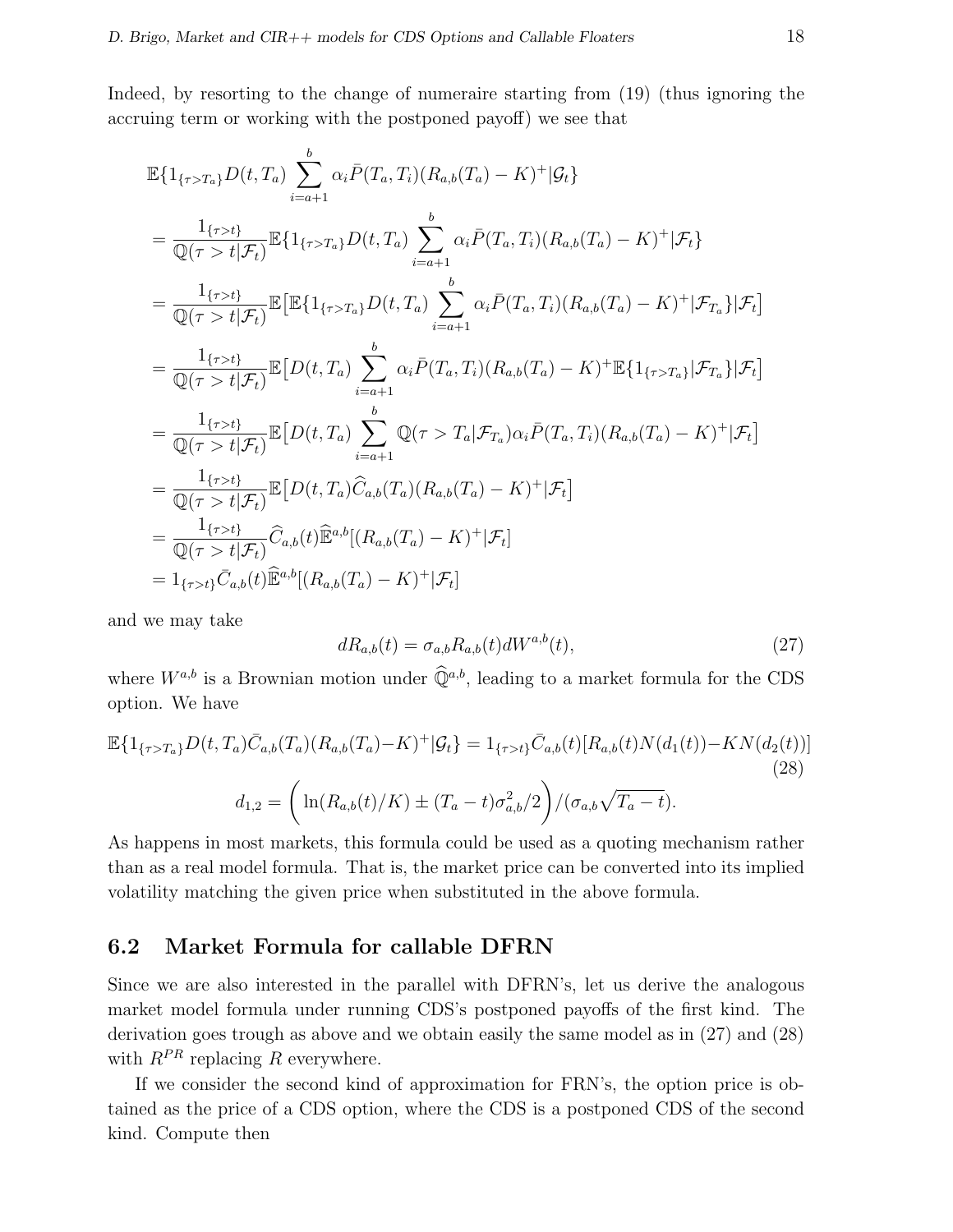Indeed, by resorting to the change of numeraire starting from (19) (thus ignoring the accruing term or working with the postponed payoff) we see that

$$
\begin{aligned}
&\mathbb{E}\{1_{\{\tau>T_a\}}D(t,T_a)\sum_{i=a+1}^{b}\alpha_i\bar{P}(T_a,T_i)(R_{a,b}(T_a)-K)^+|\mathcal{G}_t\} \\
&=\frac{1_{\{\tau>t\}}}{\mathbb{Q}(\tau>t|\mathcal{F}_t)}\mathbb{E}\{1_{\{\tau>T_a\}}D(t,T_a)\sum_{i=a+1}^{b}\alpha_i\bar{P}(T_a,T_i)(R_{a,b}(T_a)-K)^+|\mathcal{F}_t\} \\
&=\frac{1_{\{\tau>t\}}}{\mathbb{Q}(\tau>t|\mathcal{F}_t)}\mathbb{E}\big[\mathbb{E}\{1_{\{\tau>T_a\}}D(t,T_a)\sum_{i=a+1}^{b}\alpha_i\bar{P}(T_a,T_i)(R_{a,b}(T_a)-K)^+|\mathcal{F}_{T_a}\}|\mathcal{F}_t\big] \\
&=\frac{1_{\{\tau>t\}}}{\mathbb{Q}(\tau>t|\mathcal{F}_t)}\mathbb{E}\big[D(t,T_a)\sum_{i=a+1}^{b}\alpha_i\bar{P}(T_a,T_i)(R_{a,b}(T_a)-K)^+\mathbb{E}\{1_{\{\tau>T_a\}}|\mathcal{F}_{T_a}\}|\mathcal{F}_t\big] \\
&=\frac{1_{\{\tau>t\}}}{\mathbb{Q}(\tau>t|\mathcal{F}_t)}\mathbb{E}\big[D(t,T_a)\sum_{i=a+1}^{b}\mathbb{Q}(\tau>T_a|\mathcal{F}_{T_a})\alpha_i\bar{P}(T_a,T_i)(R_{a,b}(T_a)-K)^+|\mathcal{F}_t\big] \\
&=\frac{1_{\{\tau>t\}}}{\mathbb{Q}(\tau>t|\mathcal{F}_t)}\mathbb{E}\big[D(t,T_a)\widehat{C}_{a,b}(T_a)(R_{a,b}(T_a)-K)^+|\mathcal{F}_t\big] \\
&=\frac{1_{\{\tau>t\}}}{\mathbb{Q}(\tau>t|\mathcal{F}_t)}\widehat{C}_{a,b}(t)\widehat{\mathbb{E}}^{a,b}[(R_{a,b}(T_a)-K)^+|\mathcal{F}_t] \\
&=1_{\{\tau>t\}}\bar{C}_{a,b}(t)\widehat{\mathbb{E}}^{a,b}[(R_{a,b}(T_a)-K)^+|\mathcal{F}_t]
\end{aligned}
$$

and we may take

$$
dR_{a,b}(t)=\sigma_{a,b}R_{a,b}(t)dW^{a,b}(t), \tag{27}
$$

where $W^{a,b}$ is a Brownian motion under $\widehat{\mathbb{Q}}^{a,b}$, leading to a market formula for the CDS option. We have

$$
\mathbb{E}\{1_{\{\tau>T_a\}}D(t,T_a)\bar{C}_{a,b}(T_a)(R_{a,b}(T_a)-K)^+|\mathcal{G}_t\}=1_{\{\tau>t\}}\bar{C}_{a,b}(t)[R_{a,b}(t)N(d_1(t))-KN(d_2(t))] \tag{28}
$$

$$
d_{1,2}=\left(\ln(R_{a,b}(t)/K)\pm(T_a-t)\sigma_{a,b}^2/2\right)/(\sigma_{a,b}\sqrt{T_a-t}).
$$

As happens in most markets, this formula could be used as a quoting mechanism rather than as a real model formula. That is, the market price can be converted into its implied volatility matching the given price when substituted in the above formula.

## 6.2 Market Formula for callable DFRN

Since we are also interested in the parallel with DFRN's, let us derive the analogous market model formula under running CDS's postponed payoffs of the first kind. The derivation goes trough as above and we obtain easily the same model as in (27) and (28) with $R^{PR}$ replacing $R$ everywhere.

If we consider the second kind of approximation for FRN's, the option price is obtained as the price of a CDS option, where the CDS is a postponed CDS of the second kind. Compute then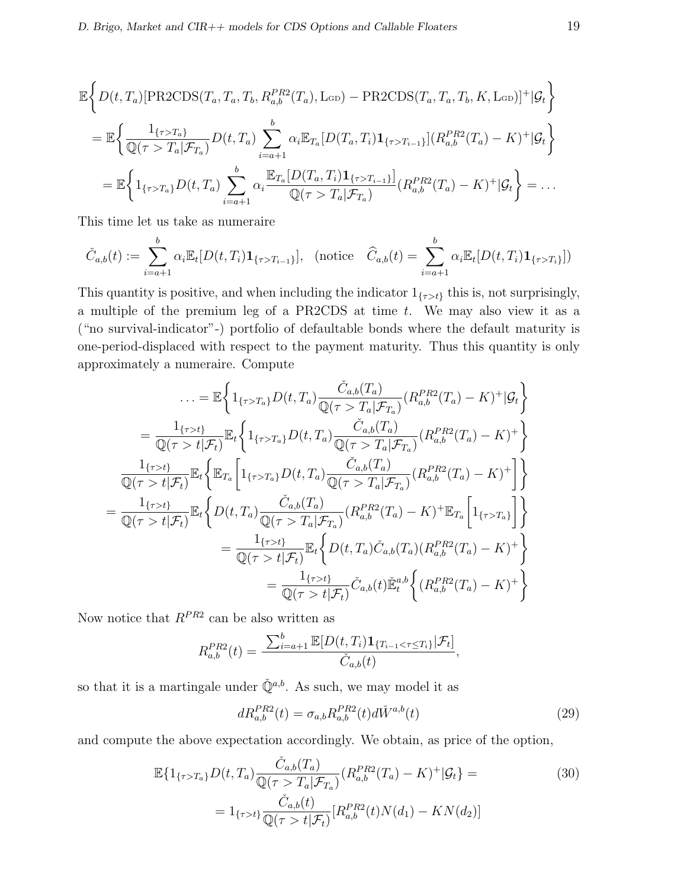$$
\mathbb{E}\bigg\{ D(t,T_a)[\mathrm{PR2CDS}(T_a,T_a,T_b,R^{PR2}_{a,b}(T_a),\mathrm{L_{GD}}) - \mathrm{PR2CDS}(T_a,T_a,T_b,K,\mathrm{L_{GD}})]^+ | \mathcal{G}_t \bigg\}
$$

$$
= \mathbb{E}\bigg\{ \frac{1_{\{\tau > T_a\}}}{\mathbb{Q}(\tau > T_a|\mathcal{F}_{T_a})} D(t,T_a) \sum_{i=a+1}^{b} \alpha_i \mathbb{E}_{T_a}[D(T_a,T_i)\mathbf{1}_{\{\tau > T_{i-1}\}}](R^{PR2}_{a,b}(T_a) - K)^+ | \mathcal{G}_t \bigg\}
$$

$$
= \mathbb{E}\bigg\{ 1_{\{\tau > T_a\}} D(t,T_a) \sum_{i=a+1}^{b} \alpha_i \frac{\mathbb{E}_{T_a}[D(T_a,T_i)\mathbf{1}_{\{\tau > T_{i-1}\}}]}{\mathbb{Q}(\tau > T_a|\mathcal{F}_{T_a})} (R^{PR2}_{a,b}(T_a) - K)^+ | \mathcal{G}_t \bigg\} = \dots
$$

This time let us take as numeraire

$$
\check{C}_{a,b}(t) := \sum_{i=a+1}^{b} \alpha_i \mathbb{E}_t[D(t,T_i)\mathbf{1}_{\{\tau > T_{i-1}\}}], \quad (\text{notice} \quad \widehat{C}_{a,b}(t) = \sum_{i=a+1}^{b} \alpha_i \mathbb{E}_t[D(t,T_i)\mathbf{1}_{\{\tau > T_i\}}])
$$

This quantity is positive, and when including the indicator $1_{\{\tau > t\}}$ this is, not surprisingly, a multiple of the premium leg of a PR2CDS at time $t$. We may also view it as a ("no survival-indicator"-) portfolio of defaultable bonds where the default maturity is one-period-displaced with respect to the payment maturity. Thus this quantity is only approximately a numeraire. Compute

$$
\dots = \mathbb{E}\bigg\{ 1_{\{\tau > T_a\}} D(t,T_a) \frac{\check{C}_{a,b}(T_a)}{\mathbb{Q}(\tau > T_a|\mathcal{F}_{T_a})} (R^{PR2}_{a,b}(T_a) - K)^+ | \mathcal{G}_t \bigg\}
$$

$$
= \frac{1_{\{\tau > t\}}}{\mathbb{Q}(\tau > t|\mathcal{F}_t)} \mathbb{E}_t \bigg\{ 1_{\{\tau > T_a\}} D(t,T_a) \frac{\check{C}_{a,b}(T_a)}{\mathbb{Q}(\tau > T_a|\mathcal{F}_{T_a})} (R^{PR2}_{a,b}(T_a) - K)^+ \bigg\}
$$

$$
\frac{1_{\{\tau > t\}}}{\mathbb{Q}(\tau > t|\mathcal{F}_t)} \mathbb{E}_t \bigg\{ \mathbb{E}_{T_a}\bigg[ 1_{\{\tau > T_a\}} D(t,T_a) \frac{\check{C}_{a,b}(T_a)}{\mathbb{Q}(\tau > T_a|\mathcal{F}_{T_a})} (R^{PR2}_{a,b}(T_a) - K)^+ \bigg] \bigg\}
$$

$$
= \frac{1_{\{\tau > t\}}}{\mathbb{Q}(\tau > t|\mathcal{F}_t)} \mathbb{E}_t \bigg\{ D(t,T_a) \frac{\check{C}_{a,b}(T_a)}{\mathbb{Q}(\tau > T_a|\mathcal{F}_{T_a})} (R^{PR2}_{a,b}(T_a) - K)^+ \mathbb{E}_{T_a}\bigg[ 1_{\{\tau > T_a\}} \bigg] \bigg\}
$$

$$
= \frac{1_{\{\tau > t\}}}{\mathbb{Q}(\tau > t|\mathcal{F}_t)} \mathbb{E}_t \bigg\{ D(t,T_a) \check{C}_{a,b}(T_a) (R^{PR2}_{a,b}(T_a) - K)^+ \bigg\}
$$

$$
= \frac{1_{\{\tau > t\}}}{\mathbb{Q}(\tau > t|\mathcal{F}_t)} \check{C}_{a,b}(t) \check{\mathbb{E}}^{a,b}_t \bigg\{ (R^{PR2}_{a,b}(T_a) - K)^+ \bigg\}
$$

Now notice that $R^{PR2}$ can be also written as

$$
R^{PR2}_{a,b}(t) = \frac{\sum_{i=a+1}^{b} \mathbb{E}[D(t,T_i)\mathbf{1}_{\{T_{i-1} < \tau \le T_i\}}|\mathcal{F}_t]}{\check{C}_{a,b}(t)},
$$

so that it is a martingale under $\check{\mathbb{Q}}^{a,b}$. As such, we may model it as

$$
dR^{PR2}_{a,b}(t) = \sigma_{a,b} R^{PR2}_{a,b}(t) d\check{W}^{a,b}(t) \tag{29}
$$

and compute the above expectation accordingly. We obtain, as price of the option,

$$
\mathbb{E}\{1_{\{\tau > T_a\}} D(t,T_a) \frac{\check{C}_{a,b}(T_a)}{\mathbb{Q}(\tau > T_a|\mathcal{F}_{T_a})} (R^{PR2}_{a,b}(T_a) - K)^+ | \mathcal{G}_t\} = \tag{30}
$$

$$
= 1_{\{\tau > t\}} \frac{\check{C}_{a,b}(t)}{\mathbb{Q}(\tau > t|\mathcal{F}_t)} [R^{PR2}_{a,b}(t) N(d_1) - K N(d_2)]
$$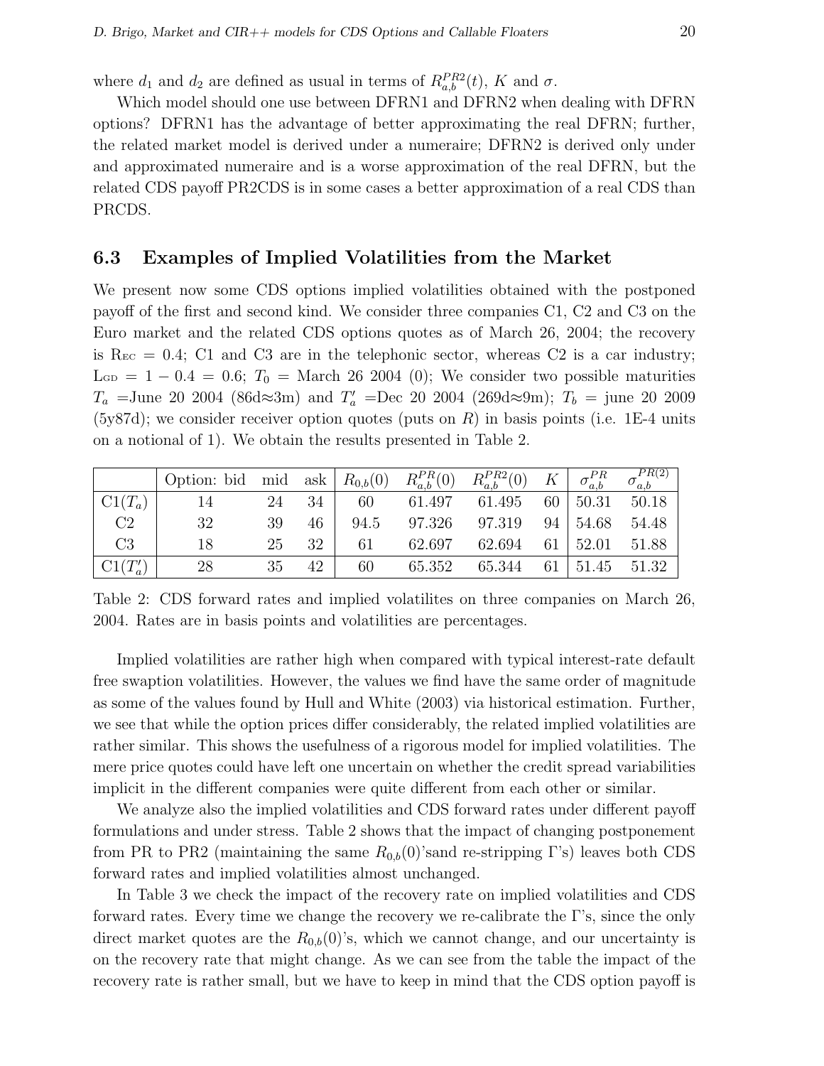where $d_1$ and $d_2$ are defined as usual in terms of $R^{PR2}_{a,b}(t)$, $K$ and $\sigma$.

Which model should one use between DFRN1 and DFRN2 when dealing with DFRN options? DFRN1 has the advantage of better approximating the real DFRN; further, the related market model is derived under a numeraire; DFRN2 is derived only under and approximated numeraire and is a worse approximation of the real DFRN, but the related CDS payoff PR2CDS is in some cases a better approximation of a real CDS than PRCDS.

### 6.3 Examples of Implied Volatilities from the Market

We present now some CDS options implied volatilities obtained with the postponed payoff of the first and second kind. We consider three companies C1, C2 and C3 on the Euro market and the related CDS options quotes as of March 26, 2004; the recovery is $\text{R}_{\text{EC}} = 0.4$; C1 and C3 are in the telephonic sector, whereas C2 is a car industry; $\text{L}_{\text{GD}} = 1 - 0.4 = 0.6$; $T_0$ = March 26 2004 (0); We consider two possible maturities $T_a$ =June 20 2004 (86d≈3m) and $T'_a$ =Dec 20 2004 (269d≈9m); $T_b$ = june 20 2009 (5y87d); we consider receiver option quotes (puts on $R$) in basis points (i.e. 1E-4 units on a notional of 1). We obtain the results presented in Table 2.

| | Option: bid | mid | ask | $R_{0,b}(0)$ | $R^{PR}_{a,b}(0)$ | $R^{PR2}_{a,b}(0)$ | $K$ | $\sigma^{PR}_{a,b}$ | $\sigma^{PR(2)}_{a,b}$ |
|---|---|---|---|---|---|---|---|---|---|
| C1($T_a$) | 14 | 24 | 34 | 60 | 61.497 | 61.495 | 60 | 50.31 | 50.18 |
| C2 | 32 | 39 | 46 | 94.5 | 97.326 | 97.319 | 94 | 54.68 | 54.48 |
| C3 | 18 | 25 | 32 | 61 | 62.697 | 62.694 | 61 | 52.01 | 51.88 |
| C1($T'_a$) | 28 | 35 | 42 | 60 | 65.352 | 65.344 | 61 | 51.45 | 51.32 |

Table 2: CDS forward rates and implied volatilites on three companies on March 26, 2004. Rates are in basis points and volatilities are percentages.

Implied volatilities are rather high when compared with typical interest-rate default free swaption volatilities. However, the values we find have the same order of magnitude as some of the values found by Hull and White (2003) via historical estimation. Further, we see that while the option prices differ considerably, the related implied volatilities are rather similar. This shows the usefulness of a rigorous model for implied volatilities. The mere price quotes could have left one uncertain on whether the credit spread variabilities implicit in the different companies were quite different from each other or similar.

We analyze also the implied volatilities and CDS forward rates under different payoff formulations and under stress. Table 2 shows that the impact of changing postponement from PR to PR2 (maintaining the same $R_{0,b}(0)$'sand re-stripping $\Gamma$'s) leaves both CDS forward rates and implied volatilities almost unchanged.

In Table 3 we check the impact of the recovery rate on implied volatilities and CDS forward rates. Every time we change the recovery we re-calibrate the $\Gamma$'s, since the only direct market quotes are the $R_{0,b}(0)$'s, which we cannot change, and our uncertainty is on the recovery rate that might change. As we can see from the table the impact of the recovery rate is rather small, but we have to keep in mind that the CDS option payoff is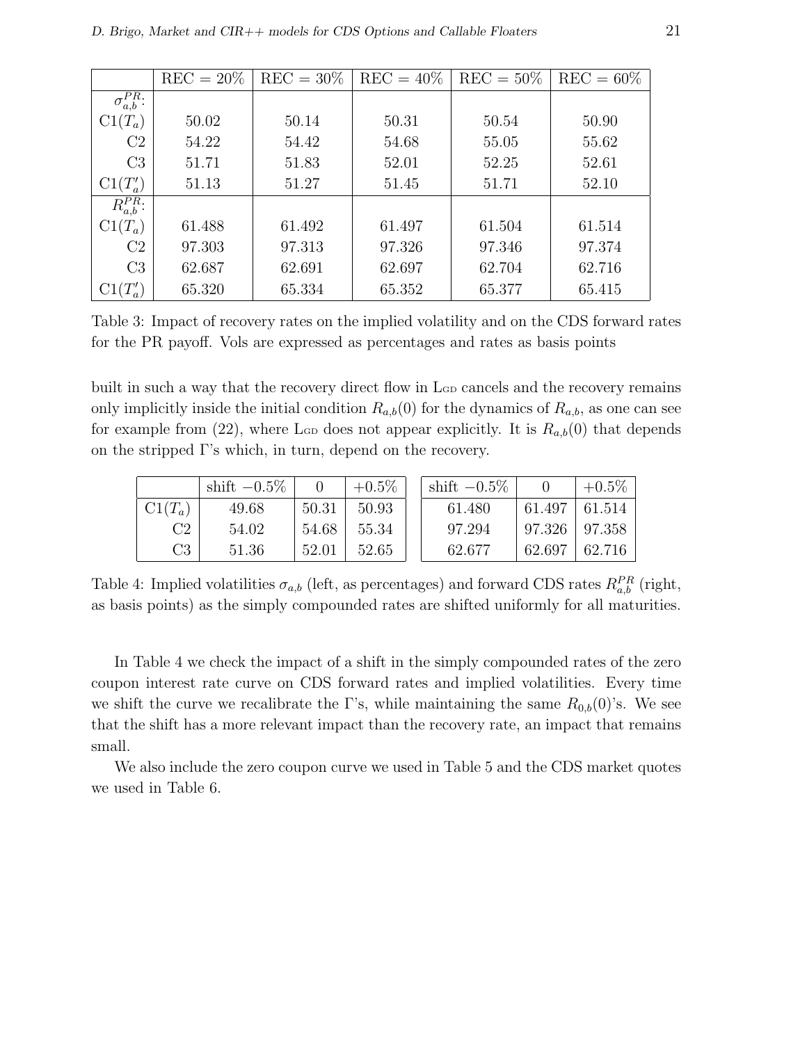| | REC = 20% | REC = 30% | REC = 40% | REC = 50% | REC = 60% |
|---|---|---|---|---|---|
| $\sigma^{PR}_{a,b}$: | | | | | |
| C1($T_a$) | 50.02 | 50.14 | 50.31 | 50.54 | 50.90 |
| C2 | 54.22 | 54.42 | 54.68 | 55.05 | 55.62 |
| C3 | 51.71 | 51.83 | 52.01 | 52.25 | 52.61 |
| C1($T'_a$) | 51.13 | 51.27 | 51.45 | 51.71 | 52.10 |
| $R^{PR}_{a,b}$: | | | | | |
| C1($T_a$) | 61.488 | 61.492 | 61.497 | 61.504 | 61.514 |
| C2 | 97.303 | 97.313 | 97.326 | 97.346 | 97.374 |
| C3 | 62.687 | 62.691 | 62.697 | 62.704 | 62.716 |
| C1($T'_a$) | 65.320 | 65.334 | 65.352 | 65.377 | 65.415 |

Table 3: Impact of recovery rates on the implied volatility and on the CDS forward rates for the PR payoff. Vols are expressed as percentages and rates as basis points

built in such a way that the recovery direct flow in LGD cancels and the recovery remains only implicitly inside the initial condition $R_{a,b}(0)$ for the dynamics of $R_{a,b}$, as one can see for example from (22), where LGD does not appear explicitly. It is $R_{a,b}(0)$ that depends on the stripped $\Gamma$'s which, in turn, depend on the recovery.

| | shift $-0.5\%$ | 0 | $+0.5\%$ | shift $-0.5\%$ | 0 | $+0.5\%$ |
|---|---|---|---|---|---|---|
| C1($T_a$) | 49.68 | 50.31 | 50.93 | 61.480 | 61.497 | 61.514 |
| C2 | 54.02 | 54.68 | 55.34 | 97.294 | 97.326 | 97.358 |
| C3 | 51.36 | 52.01 | 52.65 | 62.677 | 62.697 | 62.716 |

Table 4: Implied volatilities $\sigma_{a,b}$ (left, as percentages) and forward CDS rates $R^{PR}_{a,b}$ (right, as basis points) as the simply compounded rates are shifted uniformly for all maturities.

In Table 4 we check the impact of a shift in the simply compounded rates of the zero coupon interest rate curve on CDS forward rates and implied volatilities. Every time we shift the curve we recalibrate the $\Gamma$'s, while maintaining the same $R_{0,b}(0)$'s. We see that the shift has a more relevant impact than the recovery rate, an impact that remains small.

We also include the zero coupon curve we used in Table 5 and the CDS market quotes we used in Table 6.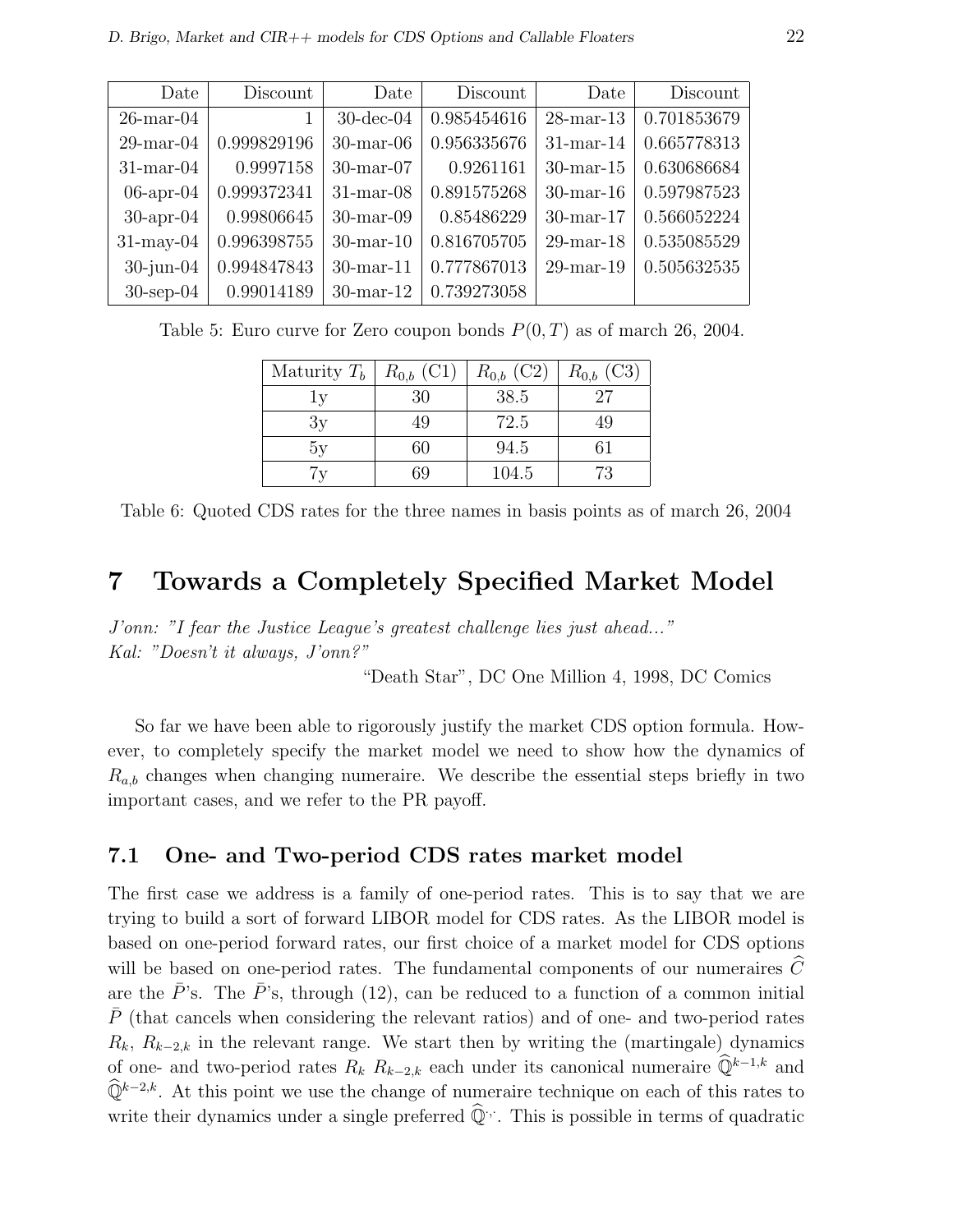| Date | Discount | Date | Discount | Date | Discount |
|---|---|---|---|---|---|
| 26-mar-04 | 1 | 30-dec-04 | 0.985454616 | 28-mar-13 | 0.701853679 |
| 29-mar-04 | 0.999829196 | 30-mar-06 | 0.956335676 | 31-mar-14 | 0.665778313 |
| 31-mar-04 | 0.9997158 | 30-mar-07 | 0.9261161 | 30-mar-15 | 0.630686684 |
| 06-apr-04 | 0.999372341 | 31-mar-08 | 0.891575268 | 30-mar-16 | 0.597987523 |
| 30-apr-04 | 0.99806645 | 30-mar-09 | 0.85486229 | 30-mar-17 | 0.566052224 |
| 31-may-04 | 0.996398755 | 30-mar-10 | 0.816705705 | 29-mar-18 | 0.535085529 |
| 30-jun-04 | 0.994847843 | 30-mar-11 | 0.777867013 | 29-mar-19 | 0.505632535 |
| 30-sep-04 | 0.99014189 | 30-mar-12 | 0.739273058 | | |

Table 5: Euro curve for Zero coupon bonds $P(0,T)$ as of march 26, 2004.

| Maturity $T_b$ | $R_{0,b}$ (C1) | $R_{0,b}$ (C2) | $R_{0,b}$ (C3) |
|---|---|---|---|
| 1y | 30 | 38.5 | 27 |
| 3y | 49 | 72.5 | 49 |
| 5y | 60 | 94.5 | 61 |
| 7y | 69 | 104.5 | 73 |

Table 6: Quoted CDS rates for the three names in basis points as of march 26, 2004

# 7 Towards a Completely Specified Market Model

*J'onn: "I fear the Justice League's greatest challenge lies just ahead..."*
*Kal: "Doesn't it always, J'onn?"*

"Death Star", DC One Million 4, 1998, DC Comics

So far we have been able to rigorously justify the market CDS option formula. However, to completely specify the market model we need to show how the dynamics of $R_{a,b}$ changes when changing numeraire. We describe the essential steps briefly in two important cases, and we refer to the PR payoff.

## 7.1 One- and Two-period CDS rates market model

The first case we address is a family of one-period rates. This is to say that we are trying to build a sort of forward LIBOR model for CDS rates. As the LIBOR model is based on one-period forward rates, our first choice of a market model for CDS options will be based on one-period rates. The fundamental components of our numeraires $\widehat{C}$ are the $\bar{P}$'s. The $\bar{P}$'s, through (12), can be reduced to a function of a common initial $\bar{P}$ (that cancels when considering the relevant ratios) and of one- and two-period rates $R_k$, $R_{k-2,k}$ in the relevant range. We start then by writing the (martingale) dynamics of one- and two-period rates $R_k$ $R_{k-2,k}$ each under its canonical numeraire $\widehat{\mathbb{Q}}^{k-1,k}$ and $\widehat{\mathbb{Q}}^{k-2,k}$. At this point we use the change of numeraire technique on each of this rates to write their dynamics under a single preferred $\widehat{\mathbb{Q}}^{\cdot,\cdot}$. This is possible in terms of quadratic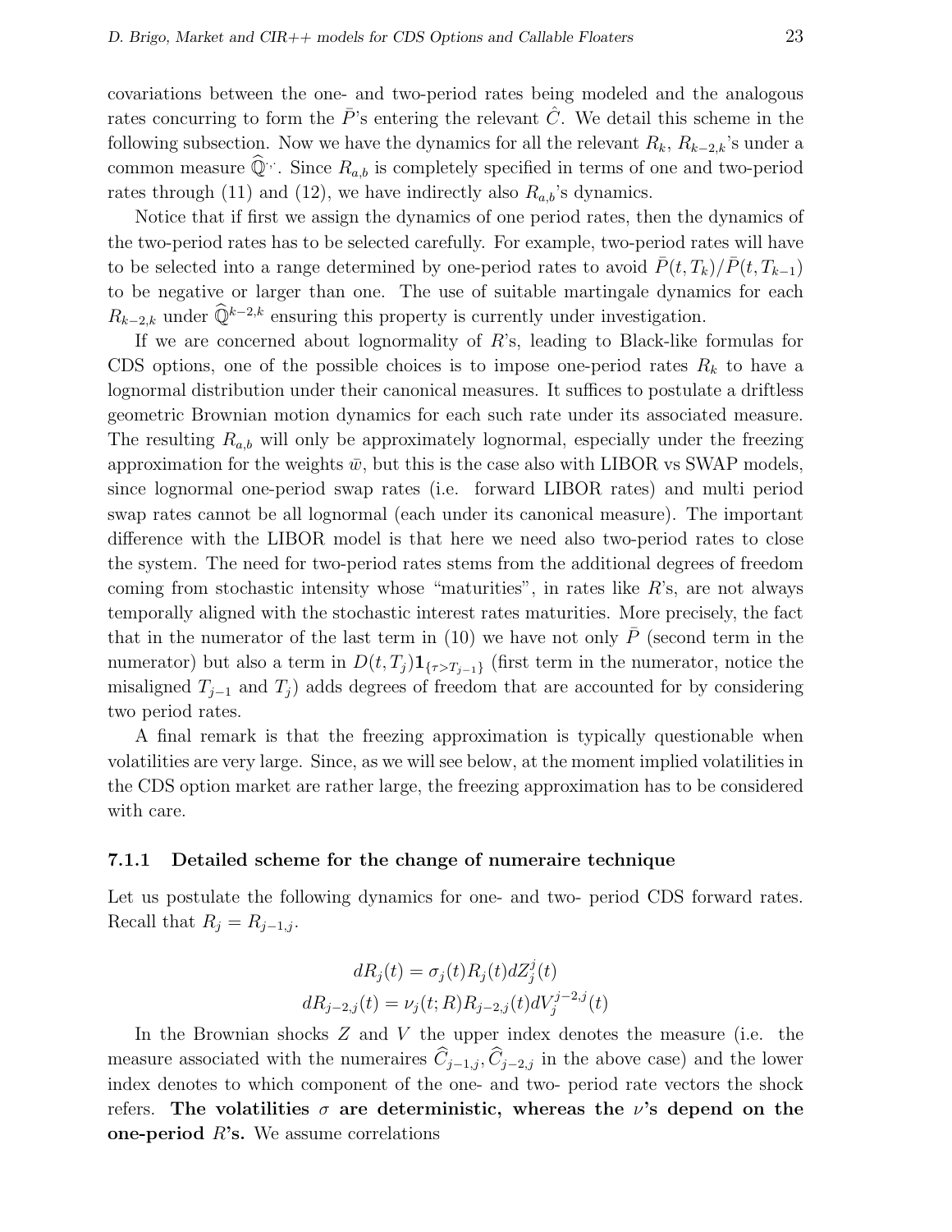covariations between the one- and two-period rates being modeled and the analogous rates concurring to form the $\bar{P}$'s entering the relevant $\hat{C}$. We detail this scheme in the following subsection. Now we have the dynamics for all the relevant $R_k$, $R_{k-2,k}$'s under a common measure $\widehat{\mathbb{Q}}^{\cdot\cdot}$. Since $R_{a,b}$ is completely specified in terms of one and two-period rates through (11) and (12), we have indirectly also $R_{a,b}$'s dynamics.

Notice that if first we assign the dynamics of one period rates, then the dynamics of the two-period rates has to be selected carefully. For example, two-period rates will have to be selected into a range determined by one-period rates to avoid $\bar{P}(t,T_k)/\bar{P}(t,T_{k-1})$ to be negative or larger than one. The use of suitable martingale dynamics for each $R_{k-2,k}$ under $\widehat{\mathbb{Q}}^{k-2,k}$ ensuring this property is currently under investigation.

If we are concerned about lognormality of $R$'s, leading to Black-like formulas for CDS options, one of the possible choices is to impose one-period rates $R_k$ to have a lognormal distribution under their canonical measures. It suffices to postulate a driftless geometric Brownian motion dynamics for each such rate under its associated measure. The resulting $R_{a,b}$ will only be approximately lognormal, especially under the freezing approximation for the weights $\bar{w}$, but this is the case also with LIBOR vs SWAP models, since lognormal one-period swap rates (i.e. forward LIBOR rates) and multi period swap rates cannot be all lognormal (each under its canonical measure). The important difference with the LIBOR model is that here we need also two-period rates to close the system. The need for two-period rates stems from the additional degrees of freedom coming from stochastic intensity whose "maturities", in rates like $R$'s, are not always temporally aligned with the stochastic interest rates maturities. More precisely, the fact that in the numerator of the last term in (10) we have not only $\bar{P}$ (second term in the numerator) but also a term in $D(t,T_j)\mathbf{1}_{\{\tau>T_{j-1}\}}$ (first term in the numerator, notice the misaligned $T_{j-1}$ and $T_j$) adds degrees of freedom that are accounted for by considering two period rates.

A final remark is that the freezing approximation is typically questionable when volatilities are very large. Since, as we will see below, at the moment implied volatilities in the CDS option market are rather large, the freezing approximation has to be considered with care.

### 7.1.1 Detailed scheme for the change of numeraire technique

Let us postulate the following dynamics for one- and two- period CDS forward rates. Recall that $R_j = R_{j-1,j}$.

$$dR_j(t) = \sigma_j(t)R_j(t)dZ_j^j(t)$$
$$dR_{j-2,j}(t) = \nu_j(t;R)R_{j-2,j}(t)dV_j^{j-2,j}(t)$$

In the Brownian shocks $Z$ and $V$ the upper index denotes the measure (i.e. the measure associated with the numeraires $\widehat{C}_{j-1,j}, \widehat{C}_{j-2,j}$ in the above case) and the lower index denotes to which component of the one- and two- period rate vectors the shock refers. **The volatilities $\sigma$ are deterministic, whereas the $\nu$'s depend on the one-period $R$'s.** We assume correlations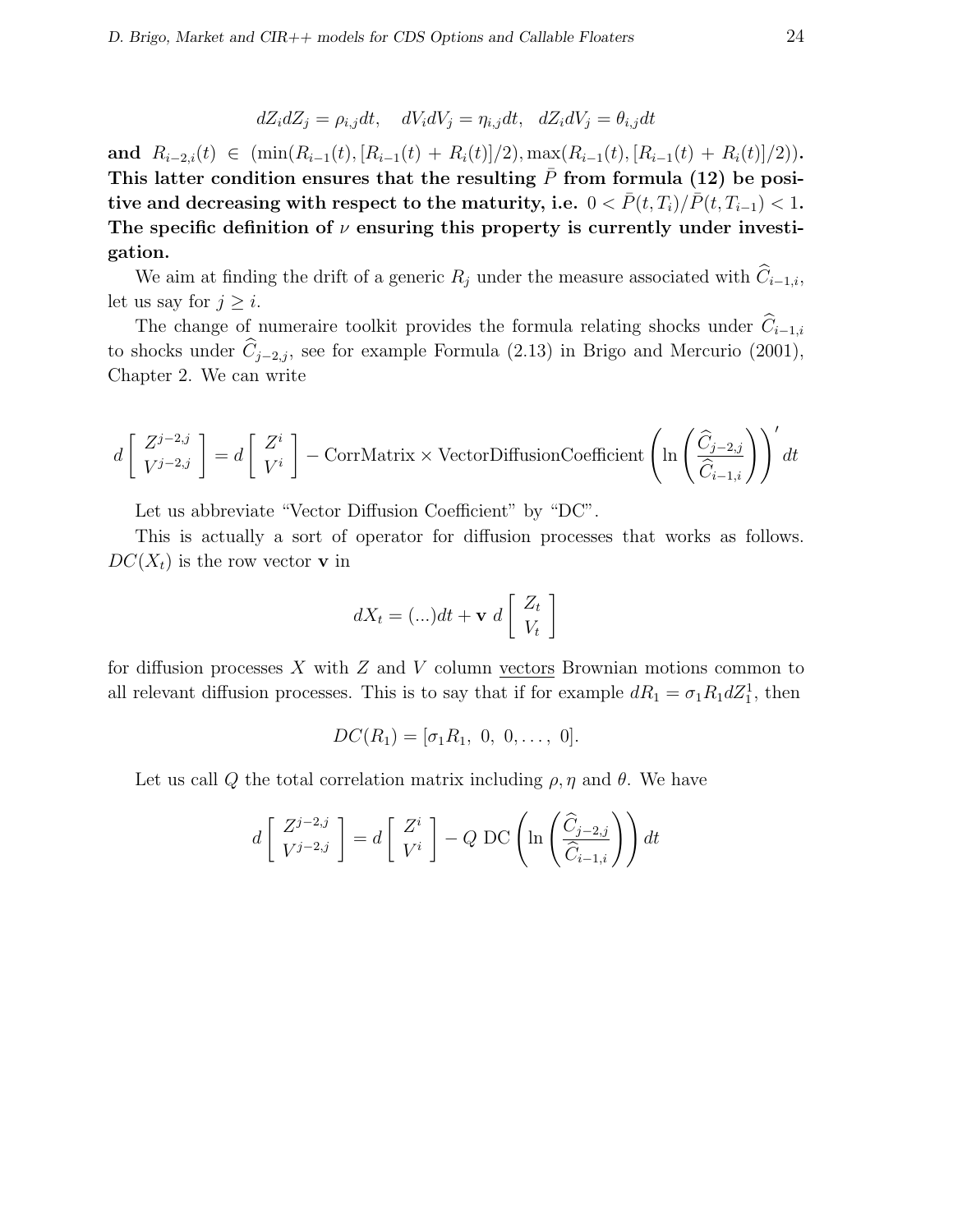$$dZ_i dZ_j = \rho_{i,j} dt, \quad dV_i dV_j = \eta_{i,j} dt, \quad dZ_i dV_j = \theta_{i,j} dt$$

**and** $R_{i-2,i}(t) \in (\min(R_{i-1}(t), [R_{i-1}(t) + R_i(t)]/2), \max(R_{i-1}(t), [R_{i-1}(t) + R_i(t)]/2))$**. This latter condition ensures that the resulting** $\bar{P}$ **from formula (12) be positive and decreasing with respect to the maturity, i.e.** $0 < \bar{P}(t, T_i)/\bar{P}(t, T_{i-1}) < 1$**. The specific definition of** $\nu$ **ensuring this property is currently under investigation.**

We aim at finding the drift of a generic $R_j$ under the measure associated with $\widehat{C}_{i-1,i}$, let us say for $j \geq i$.

The change of numeraire toolkit provides the formula relating shocks under $\widehat{C}_{i-1,i}$ to shocks under $\widehat{C}_{j-2,j}$, see for example Formula (2.13) in Brigo and Mercurio (2001), Chapter 2. We can write

$$d\begin{bmatrix} Z^{j-2,j} \\ V^{j-2,j} \end{bmatrix} = d\begin{bmatrix} Z^i \\ V^i \end{bmatrix} - \text{CorrMatrix} \times \text{VectorDiffusionCoefficient}\left(\ln\left(\frac{\widehat{C}_{j-2,j}}{\widehat{C}_{i-1,i}}\right)\right)' dt$$

Let us abbreviate "Vector Diffusion Coefficient" by "DC".

This is actually a sort of operator for diffusion processes that works as follows. $DC(X_t)$ is the row vector $\mathbf{v}$ in

$$dX_t = (...)dt + \mathbf{v}\; d\begin{bmatrix} Z_t \\ V_t \end{bmatrix}$$

for diffusion processes $X$ with $Z$ and $V$ column vectors Brownian motions common to all relevant diffusion processes. This is to say that if for example $dR_1 = \sigma_1 R_1 dZ_1^1$, then

$$DC(R_1) = [\sigma_1 R_1,\ 0,\ 0, \ldots,\ 0].$$

Let us call $Q$ the total correlation matrix including $\rho, \eta$ and $\theta$. We have

$$d\begin{bmatrix} Z^{j-2,j} \\ V^{j-2,j} \end{bmatrix} = d\begin{bmatrix} Z^i \\ V^i \end{bmatrix} - Q\ \text{DC}\left(\ln\left(\frac{\widehat{C}_{j-2,j}}{\widehat{C}_{i-1,i}}\right)\right) dt$$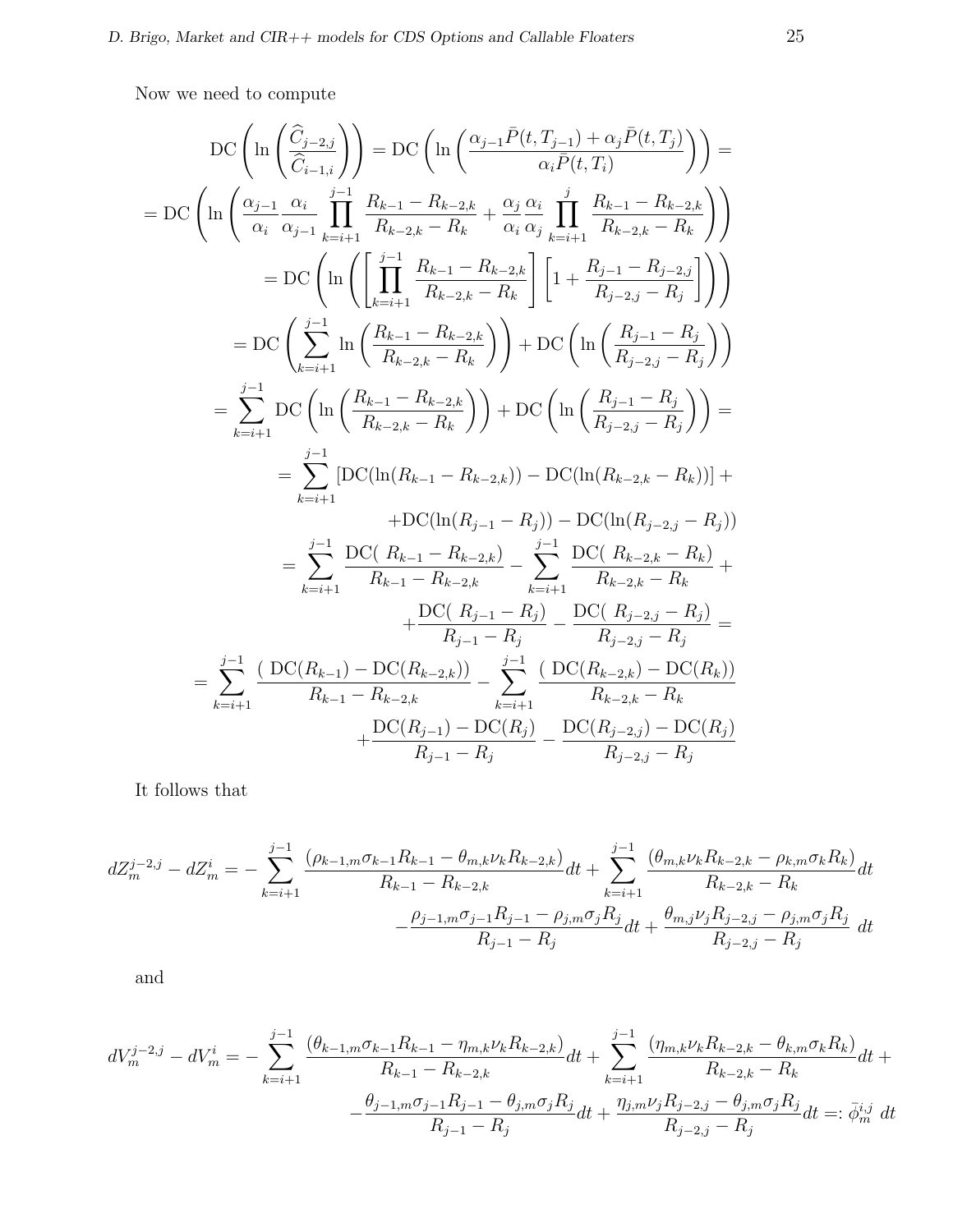Now we need to compute

$$
\begin{aligned}
\mathrm{DC}\left(\ln\left(\frac{\widehat{C}_{j-2,j}}{\widehat{C}_{i-1,i}}\right)\right) &= \mathrm{DC}\left(\ln\left(\frac{\alpha_{j-1}\bar{P}(t,T_{j-1})+\alpha_j\bar{P}(t,T_j)}{\alpha_i\bar{P}(t,T_i)}\right)\right) = \\
= \mathrm{DC}\Bigg(\ln\Bigg(\frac{\alpha_{j-1}}{\alpha_i}\frac{\alpha_i}{\alpha_{j-1}}\prod_{k=i+1}^{j-1}\frac{R_{k-1}-R_{k-2,k}}{R_{k-2,k}-R_k} &+ \frac{\alpha_j}{\alpha_i}\frac{\alpha_i}{\alpha_j}\prod_{k=i+1}^{j}\frac{R_{k-1}-R_{k-2,k}}{R_{k-2,k}-R_k}\Bigg)\Bigg) \\
&= \mathrm{DC}\left(\ln\left(\left[\prod_{k=i+1}^{j-1}\frac{R_{k-1}-R_{k-2,k}}{R_{k-2,k}-R_k}\right]\left[1+\frac{R_{j-1}-R_{j-2,j}}{R_{j-2,j}-R_j}\right]\right)\right) \\
&= \mathrm{DC}\left(\sum_{k=i+1}^{j-1}\ln\left(\frac{R_{k-1}-R_{k-2,k}}{R_{k-2,k}-R_k}\right)\right)+\mathrm{DC}\left(\ln\left(\frac{R_{j-1}-R_j}{R_{j-2,j}-R_j}\right)\right) \\
&= \sum_{k=i+1}^{j-1}\mathrm{DC}\left(\ln\left(\frac{R_{k-1}-R_{k-2,k}}{R_{k-2,k}-R_k}\right)\right)+\mathrm{DC}\left(\ln\left(\frac{R_{j-1}-R_j}{R_{j-2,j}-R_j}\right)\right) = \\
&= \sum_{k=i+1}^{j-1}\left[\mathrm{DC}(\ln(R_{k-1}-R_{k-2,k}))-\mathrm{DC}(\ln(R_{k-2,k}-R_k))\right] + \\
&\quad +\mathrm{DC}(\ln(R_{j-1}-R_j))-\mathrm{DC}(\ln(R_{j-2,j}-R_j)) \\
&= \sum_{k=i+1}^{j-1}\frac{\mathrm{DC}(\ R_{k-1}-R_{k-2,k})}{R_{k-1}-R_{k-2,k}}-\sum_{k=i+1}^{j-1}\frac{\mathrm{DC}(\ R_{k-2,k}-R_k)}{R_{k-2,k}-R_k} + \\
&\quad +\frac{\mathrm{DC}(\ R_{j-1}-R_j)}{R_{j-1}-R_j}-\frac{\mathrm{DC}(\ R_{j-2,j}-R_j)}{R_{j-2,j}-R_j} = \\
= \sum_{k=i+1}^{j-1}\frac{(\ \mathrm{DC}(R_{k-1})-\mathrm{DC}(R_{k-2,k}))}{R_{k-1}-R_{k-2,k}} &- \sum_{k=i+1}^{j-1}\frac{(\ \mathrm{DC}(R_{k-2,k})-\mathrm{DC}(R_k))}{R_{k-2,k}-R_k} \\
&\quad +\frac{\mathrm{DC}(R_{j-1})-\mathrm{DC}(R_j)}{R_{j-1}-R_j}-\frac{\mathrm{DC}(R_{j-2,j})-\mathrm{DC}(R_j)}{R_{j-2,j}-R_j}
\end{aligned}
$$

It follows that

$$
\begin{aligned}
dZ_m^{j-2,j}-dZ_m^i = -\sum_{k=i+1}^{j-1}\frac{(\rho_{k-1,m}\sigma_{k-1}R_{k-1}-\theta_{m,k}\nu_kR_{k-2,k})}{R_{k-1}-R_{k-2,k}}dt+\sum_{k=i+1}^{j-1}\frac{(\theta_{m,k}\nu_kR_{k-2,k}-\rho_{k,m}\sigma_kR_k)}{R_{k-2,k}-R_k}dt \\
-\frac{\rho_{j-1,m}\sigma_{j-1}R_{j-1}-\rho_{j,m}\sigma_jR_j}{R_{j-1}-R_j}dt+\frac{\theta_{m,j}\nu_jR_{j-2,j}-\rho_{j,m}\sigma_jR_j}{R_{j-2,j}-R_j}\ dt
\end{aligned}
$$

and

$$
\begin{aligned}
dV_m^{j-2,j}-dV_m^i = -\sum_{k=i+1}^{j-1}\frac{(\theta_{k-1,m}\sigma_{k-1}R_{k-1}-\eta_{m,k}\nu_kR_{k-2,k})}{R_{k-1}-R_{k-2,k}}dt+\sum_{k=i+1}^{j-1}\frac{(\eta_{m,k}\nu_kR_{k-2,k}-\theta_{k,m}\sigma_kR_k)}{R_{k-2,k}-R_k}dt + \\
-\frac{\theta_{j-1,m}\sigma_{j-1}R_{j-1}-\theta_{j,m}\sigma_jR_j}{R_{j-1}-R_j}dt+\frac{\eta_{j,m}\nu_jR_{j-2,j}-\theta_{j,m}\sigma_jR_j}{R_{j-2,j}-R_j}dt =: \bar{\phi}_m^{i,j}\ dt
\end{aligned}
$$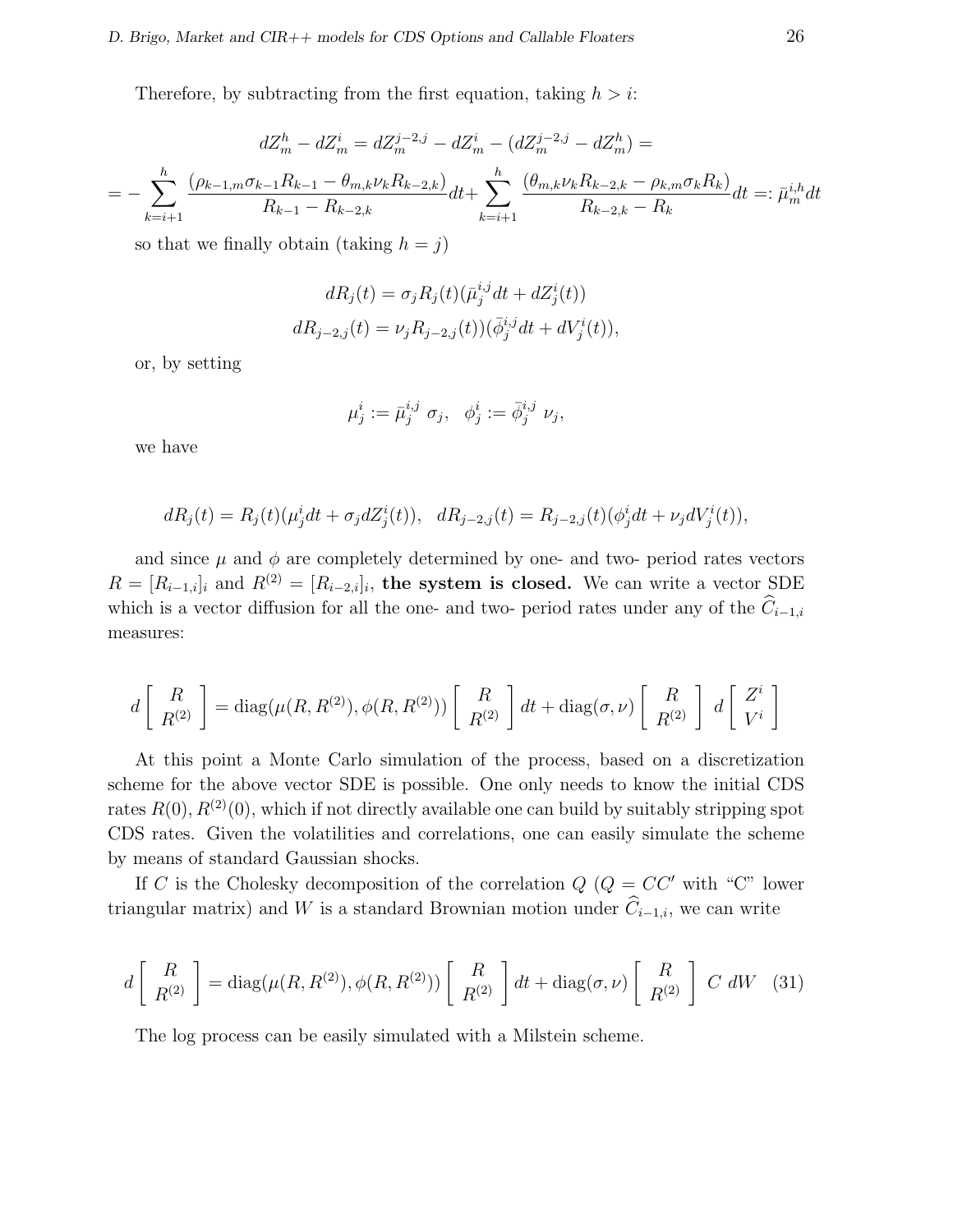Therefore, by subtracting from the first equation, taking $h > i$:

$$dZ_m^h - dZ_m^i = dZ_m^{j-2,j} - dZ_m^i - (dZ_m^{j-2,j} - dZ_m^h) =$$

$$= -\sum_{k=i+1}^{h} \frac{(\rho_{k-1,m}\sigma_{k-1}R_{k-1} - \theta_{m,k}\nu_k R_{k-2,k})}{R_{k-1} - R_{k-2,k}} dt + \sum_{k=i+1}^{h} \frac{(\theta_{m,k}\nu_k R_{k-2,k} - \rho_{k,m}\sigma_k R_k)}{R_{k-2,k} - R_k} dt =: \bar{\mu}_m^{i,h} dt$$

so that we finally obtain (taking $h = j$)

$$dR_j(t) = \sigma_j R_j(t)(\bar{\mu}_j^{i,j} dt + dZ_j^i(t))$$
$$dR_{j-2,j}(t) = \nu_j R_{j-2,j}(t))(\bar{\phi}_j^{i,j} dt + dV_j^i(t)),$$

or, by setting

$$\mu_j^i := \bar{\mu}_j^{i,j}\ \sigma_j, \quad \phi_j^i := \bar{\phi}_j^{i,j}\ \nu_j,$$

we have

$$dR_j(t) = R_j(t)(\mu_j^i dt + \sigma_j dZ_j^i(t)), \quad dR_{j-2,j}(t) = R_{j-2,j}(t)(\phi_j^i dt + \nu_j dV_j^i(t)),$$

and since $\mu$ and $\phi$ are completely determined by one- and two- period rates vectors $R = [R_{i-1,i}]_i$ and $R^{(2)} = [R_{i-2,i}]_i$, **the system is closed.** We can write a vector SDE which is a vector diffusion for all the one- and two- period rates under any of the $\widehat{C}_{i-1,i}$ measures:

$$d\begin{bmatrix} R \\ R^{(2)} \end{bmatrix} = \text{diag}(\mu(R, R^{(2)}), \phi(R, R^{(2)})) \begin{bmatrix} R \\ R^{(2)} \end{bmatrix} dt + \text{diag}(\sigma, \nu) \begin{bmatrix} R \\ R^{(2)} \end{bmatrix} d\begin{bmatrix} Z^i \\ V^i \end{bmatrix}$$

At this point a Monte Carlo simulation of the process, based on a discretization scheme for the above vector SDE is possible. One only needs to know the initial CDS rates $R(0), R^{(2)}(0)$, which if not directly available one can build by suitably stripping spot CDS rates. Given the volatilities and correlations, one can easily simulate the scheme by means of standard Gaussian shocks.

If $C$ is the Cholesky decomposition of the correlation $Q$ ($Q = CC'$ with "C" lower triangular matrix) and $W$ is a standard Brownian motion under $\widehat{C}_{i-1,i}$, we can write

$$d\begin{bmatrix} R \\ R^{(2)} \end{bmatrix} = \text{diag}(\mu(R, R^{(2)}), \phi(R, R^{(2)})) \begin{bmatrix} R \\ R^{(2)} \end{bmatrix} dt + \text{diag}(\sigma, \nu) \begin{bmatrix} R \\ R^{(2)} \end{bmatrix} C\ dW \quad (31)$$

The log process can be easily simulated with a Milstein scheme.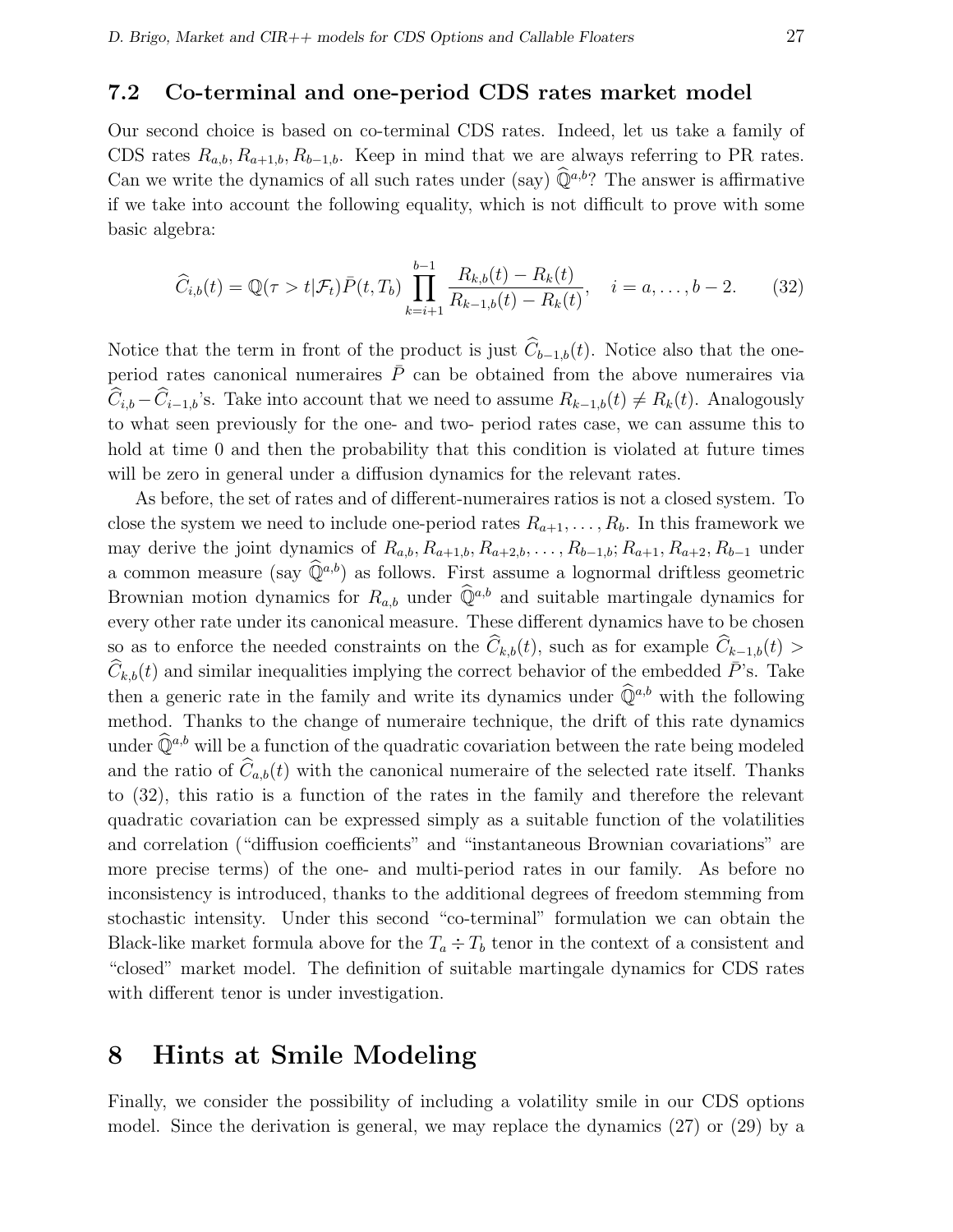## 7.2 Co-terminal and one-period CDS rates market model

Our second choice is based on co-terminal CDS rates. Indeed, let us take a family of CDS rates $R_{a,b}, R_{a+1,b}, R_{b-1,b}$. Keep in mind that we are always referring to PR rates. Can we write the dynamics of all such rates under (say) $\widehat{\mathbb{Q}}^{a,b}$? The answer is affirmative if we take into account the following equality, which is not difficult to prove with some basic algebra:

$$\widehat{C}_{i,b}(t) = \mathbb{Q}(\tau > t|\mathcal{F}_t)\bar{P}(t,T_b)\prod_{k=i+1}^{b-1}\frac{R_{k,b}(t) - R_k(t)}{R_{k-1,b}(t) - R_k(t)}, \quad i = a, \ldots, b-2. \tag{32}$$

Notice that the term in front of the product is just $\widehat{C}_{b-1,b}(t)$. Notice also that the one-period rates canonical numeraires $\bar{P}$ can be obtained from the above numeraires via $\widehat{C}_{i,b} - \widehat{C}_{i-1,b}$'s. Take into account that we need to assume $R_{k-1,b}(t) \neq R_k(t)$. Analogously to what seen previously for the one- and two- period rates case, we can assume this to hold at time 0 and then the probability that this condition is violated at future times will be zero in general under a diffusion dynamics for the relevant rates.

As before, the set of rates and of different-numeraires ratios is not a closed system. To close the system we need to include one-period rates $R_{a+1}, \ldots, R_b$. In this framework we may derive the joint dynamics of $R_{a,b}, R_{a+1,b}, R_{a+2,b}, \ldots, R_{b-1,b}; R_{a+1}, R_{a+2}, R_{b-1}$ under a common measure (say $\widehat{\mathbb{Q}}^{a,b}$) as follows. First assume a lognormal driftless geometric Brownian motion dynamics for $R_{a,b}$ under $\widehat{\mathbb{Q}}^{a,b}$ and suitable martingale dynamics for every other rate under its canonical measure. These different dynamics have to be chosen so as to enforce the needed constraints on the $\widehat{C}_{k,b}(t)$, such as for example $\widehat{C}_{k-1,b}(t) > \widehat{C}_{k,b}(t)$ and similar inequalities implying the correct behavior of the embedded $\bar{P}$'s. Take then a generic rate in the family and write its dynamics under $\widehat{\mathbb{Q}}^{a,b}$ with the following method. Thanks to the change of numeraire technique, the drift of this rate dynamics under $\widehat{\mathbb{Q}}^{a,b}$ will be a function of the quadratic covariation between the rate being modeled and the ratio of $\widehat{C}_{a,b}(t)$ with the canonical numeraire of the selected rate itself. Thanks to (32), this ratio is a function of the rates in the family and therefore the relevant quadratic covariation can be expressed simply as a suitable function of the volatilities and correlation ("diffusion coefficients" and "instantaneous Brownian covariations" are more precise terms) of the one- and multi-period rates in our family. As before no inconsistency is introduced, thanks to the additional degrees of freedom stemming from stochastic intensity. Under this second "co-terminal" formulation we can obtain the Black-like market formula above for the $T_a \div T_b$ tenor in the context of a consistent and "closed" market model. The definition of suitable martingale dynamics for CDS rates with different tenor is under investigation.

# 8 Hints at Smile Modeling

Finally, we consider the possibility of including a volatility smile in our CDS options model. Since the derivation is general, we may replace the dynamics (27) or (29) by a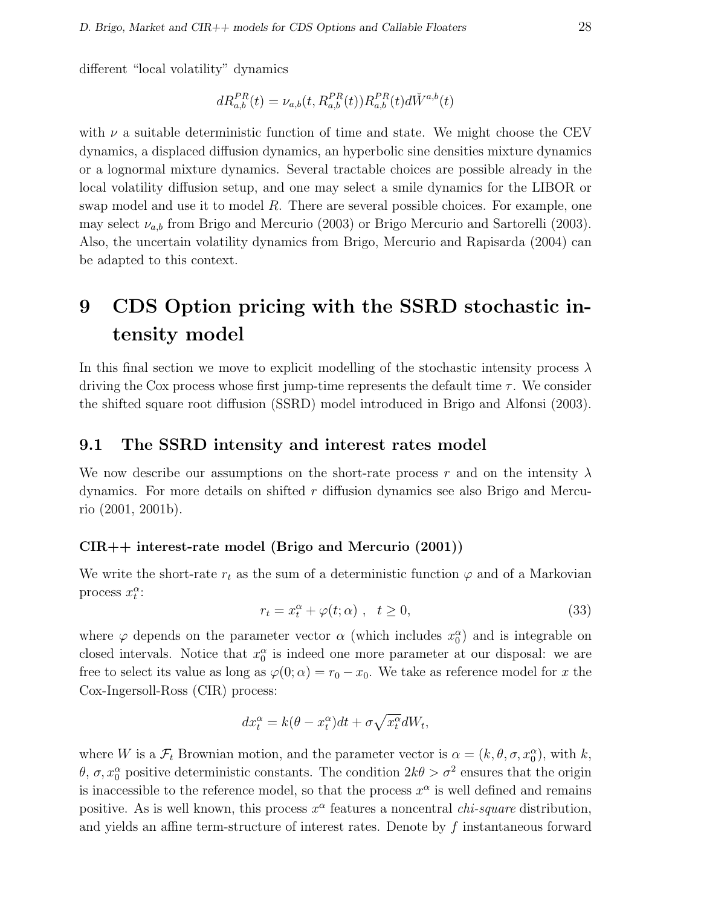different "local volatility" dynamics

$$dR_{a,b}^{PR}(t) = \nu_{a,b}(t, R_{a,b}^{PR}(t))R_{a,b}^{PR}(t)d\check{W}^{a,b}(t)$$

with $\nu$ a suitable deterministic function of time and state. We might choose the CEV dynamics, a displaced diffusion dynamics, an hyperbolic sine densities mixture dynamics or a lognormal mixture dynamics. Several tractable choices are possible already in the local volatility diffusion setup, and one may select a smile dynamics for the LIBOR or swap model and use it to model $R$. There are several possible choices. For example, one may select $\nu_{a,b}$ from Brigo and Mercurio (2003) or Brigo Mercurio and Sartorelli (2003). Also, the uncertain volatility dynamics from Brigo, Mercurio and Rapisarda (2004) can be adapted to this context.

# 9 CDS Option pricing with the SSRD stochastic intensity model

In this final section we move to explicit modelling of the stochastic intensity process $\lambda$ driving the Cox process whose first jump-time represents the default time $\tau$. We consider the shifted square root diffusion (SSRD) model introduced in Brigo and Alfonsi (2003).

## 9.1 The SSRD intensity and interest rates model

We now describe our assumptions on the short-rate process $r$ and on the intensity $\lambda$ dynamics. For more details on shifted $r$ diffusion dynamics see also Brigo and Mercurio (2001, 2001b).

**CIR++ interest-rate model (Brigo and Mercurio (2001))**

We write the short-rate $r_t$ as the sum of a deterministic function $\varphi$ and of a Markovian process $x_t^\alpha$:

$$r_t = x_t^\alpha + \varphi(t; \alpha) \ , \quad t \geq 0, \tag{33}$$

where $\varphi$ depends on the parameter vector $\alpha$ (which includes $x_0^\alpha$) and is integrable on closed intervals. Notice that $x_0^\alpha$ is indeed one more parameter at our disposal: we are free to select its value as long as $\varphi(0; \alpha) = r_0 - x_0$. We take as reference model for $x$ the Cox-Ingersoll-Ross (CIR) process:

$$dx_t^\alpha = k(\theta - x_t^\alpha)dt + \sigma\sqrt{x_t^\alpha}dW_t,$$

where $W$ is a $\mathcal{F}_t$ Brownian motion, and the parameter vector is $\alpha = (k, \theta, \sigma, x_0^\alpha)$, with $k$, $\theta$, $\sigma, x_0^\alpha$ positive deterministic constants. The condition $2k\theta > \sigma^2$ ensures that the origin is inaccessible to the reference model, so that the process $x^\alpha$ is well defined and remains positive. As is well known, this process $x^\alpha$ features a noncentral *chi-square* distribution, and yields an affine term-structure of interest rates. Denote by $f$ instantaneous forward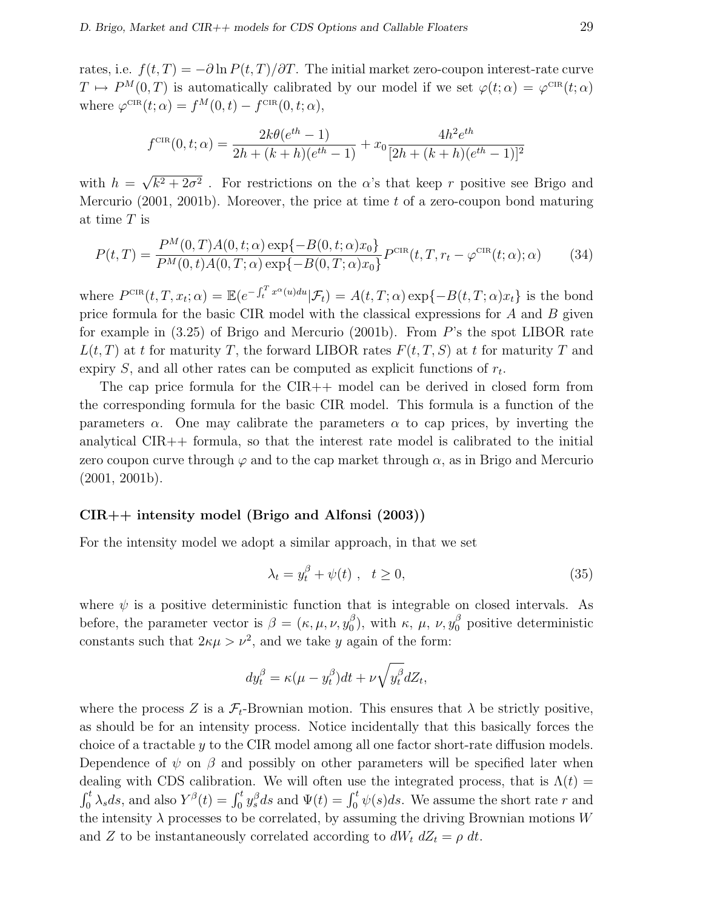rates, i.e. $f(t,T) = -\partial \ln P(t,T)/\partial T$. The initial market zero-coupon interest-rate curve $T \mapsto P^M(0,T)$ is automatically calibrated by our model if we set $\varphi(t;\alpha) = \varphi^{\text{CIR}}(t;\alpha)$ where $\varphi^{\text{CIR}}(t;\alpha) = f^M(0,t) - f^{\text{CIR}}(0,t;\alpha)$,

$$f^{\text{CIR}}(0,t;\alpha) = \frac{2k\theta(e^{th}-1)}{2h+(k+h)(e^{th}-1)} + x_0 \frac{4h^2 e^{th}}{[2h+(k+h)(e^{th}-1)]^2}$$

with $h = \sqrt{k^2 + 2\sigma^2}$ . For restrictions on the $\alpha$'s that keep $r$ positive see Brigo and Mercurio (2001, 2001b). Moreover, the price at time $t$ of a zero-coupon bond maturing at time $T$ is

$$P(t,T) = \frac{P^M(0,T)A(0,t;\alpha)\exp\{-B(0,t;\alpha)x_0\}}{P^M(0,t)A(0,T;\alpha)\exp\{-B(0,T;\alpha)x_0\}} P^{\text{CIR}}(t,T,r_t - \varphi^{\text{CIR}}(t;\alpha);\alpha) \tag{34}$$

where $P^{\text{CIR}}(t,T,x_t;\alpha) = \mathbb{E}(e^{-\int_t^T x^\alpha(u)du}|\mathcal{F}_t) = A(t,T;\alpha)\exp\{-B(t,T;\alpha)x_t\}$ is the bond price formula for the basic CIR model with the classical expressions for $A$ and $B$ given for example in (3.25) of Brigo and Mercurio (2001b). From $P$'s the spot LIBOR rate $L(t,T)$ at $t$ for maturity $T$, the forward LIBOR rates $F(t,T,S)$ at $t$ for maturity $T$ and expiry $S$, and all other rates can be computed as explicit functions of $r_t$.

The cap price formula for the CIR++ model can be derived in closed form from the corresponding formula for the basic CIR model. This formula is a function of the parameters $\alpha$. One may calibrate the parameters $\alpha$ to cap prices, by inverting the analytical CIR++ formula, so that the interest rate model is calibrated to the initial zero coupon curve through $\varphi$ and to the cap market through $\alpha$, as in Brigo and Mercurio (2001, 2001b).

**CIR++ intensity model (Brigo and Alfonsi (2003))**

For the intensity model we adopt a similar approach, in that we set

$$\lambda_t = y_t^\beta + \psi(t) \ , \quad t \geq 0, \tag{35}$$

where $\psi$ is a positive deterministic function that is integrable on closed intervals. As before, the parameter vector is $\beta = (\kappa, \mu, \nu, y_0^\beta)$, with $\kappa$, $\mu$, $\nu$, $y_0^\beta$ positive deterministic constants such that $2\kappa\mu > \nu^2$, and we take $y$ again of the form:

$$dy_t^\beta = \kappa(\mu - y_t^\beta)dt + \nu\sqrt{y_t^\beta}dZ_t,$$

where the process $Z$ is a $\mathcal{F}_t$-Brownian motion. This ensures that $\lambda$ be strictly positive, as should be for an intensity process. Notice incidentally that this basically forces the choice of a tractable $y$ to the CIR model among all one factor short-rate diffusion models. Dependence of $\psi$ on $\beta$ and possibly on other parameters will be specified later when dealing with CDS calibration. We will often use the integrated process, that is $\Lambda(t) = \int_0^t \lambda_s ds$, and also $Y^\beta(t) = \int_0^t y_s^\beta ds$ and $\Psi(t) = \int_0^t \psi(s)ds$. We assume the short rate $r$ and the intensity $\lambda$ processes to be correlated, by assuming the driving Brownian motions $W$ and $Z$ to be instantaneously correlated according to $dW_t \, dZ_t = \rho \, dt$.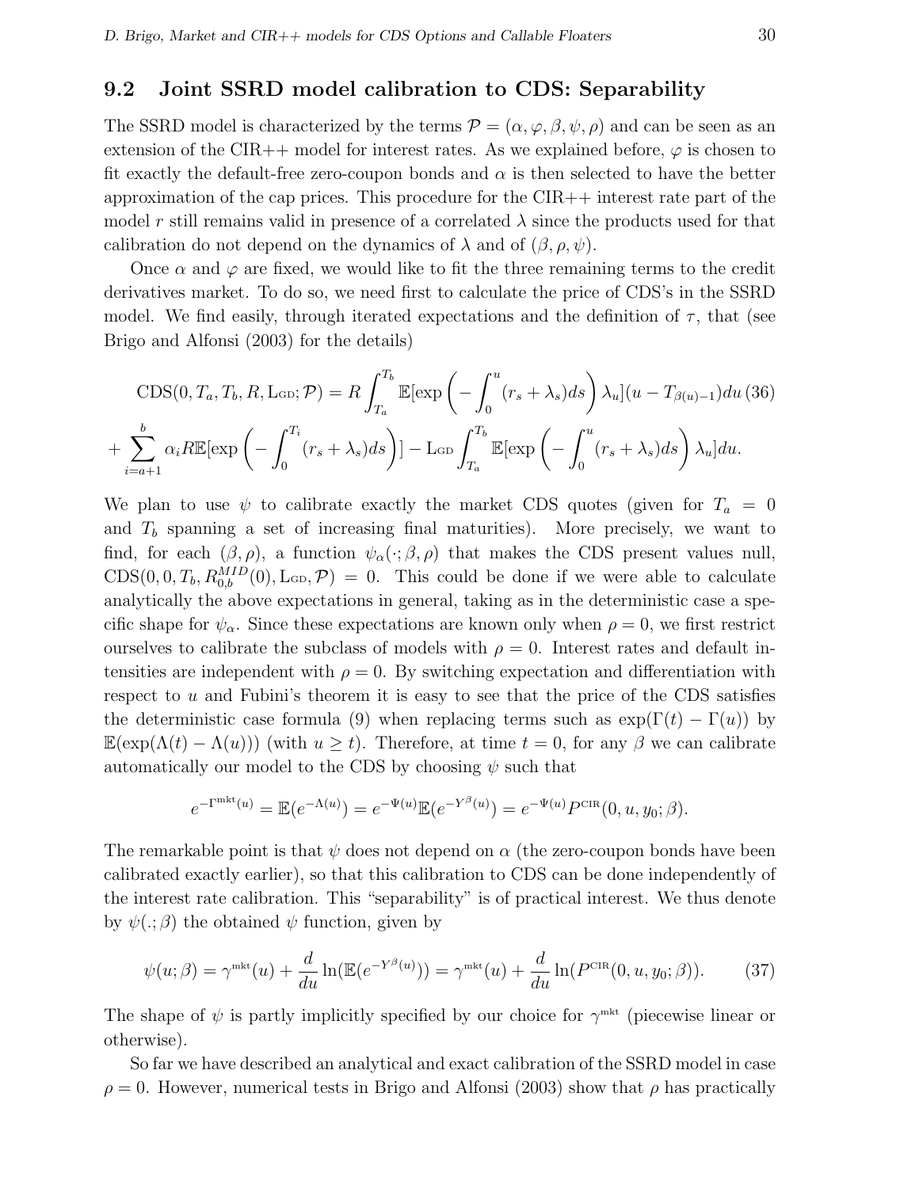## 9.2 Joint SSRD model calibration to CDS: Separability

The SSRD model is characterized by the terms $\mathcal{P} = (\alpha, \varphi, \beta, \psi, \rho)$ and can be seen as an extension of the CIR++ model for interest rates. As we explained before, $\varphi$ is chosen to fit exactly the default-free zero-coupon bonds and $\alpha$ is then selected to have the better approximation of the cap prices. This procedure for the CIR++ interest rate part of the model $r$ still remains valid in presence of a correlated $\lambda$ since the products used for that calibration do not depend on the dynamics of $\lambda$ and of $(\beta, \rho, \psi)$.

Once $\alpha$ and $\varphi$ are fixed, we would like to fit the three remaining terms to the credit derivatives market. To do so, we need first to calculate the price of CDS's in the SSRD model. We find easily, through iterated expectations and the definition of $\tau$, that (see Brigo and Alfonsi (2003) for the details)

$$\text{CDS}(0, T_a, T_b, R, \text{L}_{\text{GD}}; \mathcal{P}) = R \int_{T_a}^{T_b} \mathbb{E}[\exp\left(-\int_0^u (r_s + \lambda_s)ds\right)\lambda_u](u - T_{\beta(u)-1})du \quad (36)$$
$$+ \sum_{i=a+1}^{b} \alpha_i R \mathbb{E}[\exp\left(-\int_0^{T_i}(r_s + \lambda_s)ds\right)] - \text{L}_{\text{GD}} \int_{T_a}^{T_b} \mathbb{E}[\exp\left(-\int_0^u (r_s + \lambda_s)ds\right)\lambda_u]du.$$

We plan to use $\psi$ to calibrate exactly the market CDS quotes (given for $T_a = 0$ and $T_b$ spanning a set of increasing final maturities). More precisely, we want to find, for each $(\beta, \rho)$, a function $\psi_\alpha(\cdot; \beta, \rho)$ that makes the CDS present values null, $\text{CDS}(0, 0, T_b, R_{0,b}^{MID}(0), \text{L}_{\text{GD}}, \mathcal{P}) = 0$. This could be done if we were able to calculate analytically the above expectations in general, taking as in the deterministic case a specific shape for $\psi_\alpha$. Since these expectations are known only when $\rho = 0$, we first restrict ourselves to calibrate the subclass of models with $\rho = 0$. Interest rates and default intensities are independent with $\rho = 0$. By switching expectation and differentiation with respect to $u$ and Fubini's theorem it is easy to see that the price of the CDS satisfies the deterministic case formula (9) when replacing terms such as $\exp(\Gamma(t) - \Gamma(u))$ by $\mathbb{E}(\exp(\Lambda(t) - \Lambda(u)))$ (with $u \geq t$). Therefore, at time $t = 0$, for any $\beta$ we can calibrate automatically our model to the CDS by choosing $\psi$ such that

$$e^{-\Gamma^{\text{mkt}}(u)} = \mathbb{E}(e^{-\Lambda(u)}) = e^{-\Psi(u)} \mathbb{E}(e^{-Y^\beta(u)}) = e^{-\Psi(u)} P^{\text{CIR}}(0, u, y_0; \beta).$$

The remarkable point is that $\psi$ does not depend on $\alpha$ (the zero-coupon bonds have been calibrated exactly earlier), so that this calibration to CDS can be done independently of the interest rate calibration. This "separability" is of practical interest. We thus denote by $\psi(.; \beta)$ the obtained $\psi$ function, given by

$$\psi(u; \beta) = \gamma^{\text{mkt}}(u) + \frac{d}{du} \ln(\mathbb{E}(e^{-Y^\beta(u)})) = \gamma^{\text{mkt}}(u) + \frac{d}{du} \ln(P^{\text{CIR}}(0, u, y_0; \beta)). \quad (37)$$

The shape of $\psi$ is partly implicitly specified by our choice for $\gamma^{\text{mkt}}$ (piecewise linear or otherwise).

So far we have described an analytical and exact calibration of the SSRD model in case $\rho = 0$. However, numerical tests in Brigo and Alfonsi (2003) show that $\rho$ has practically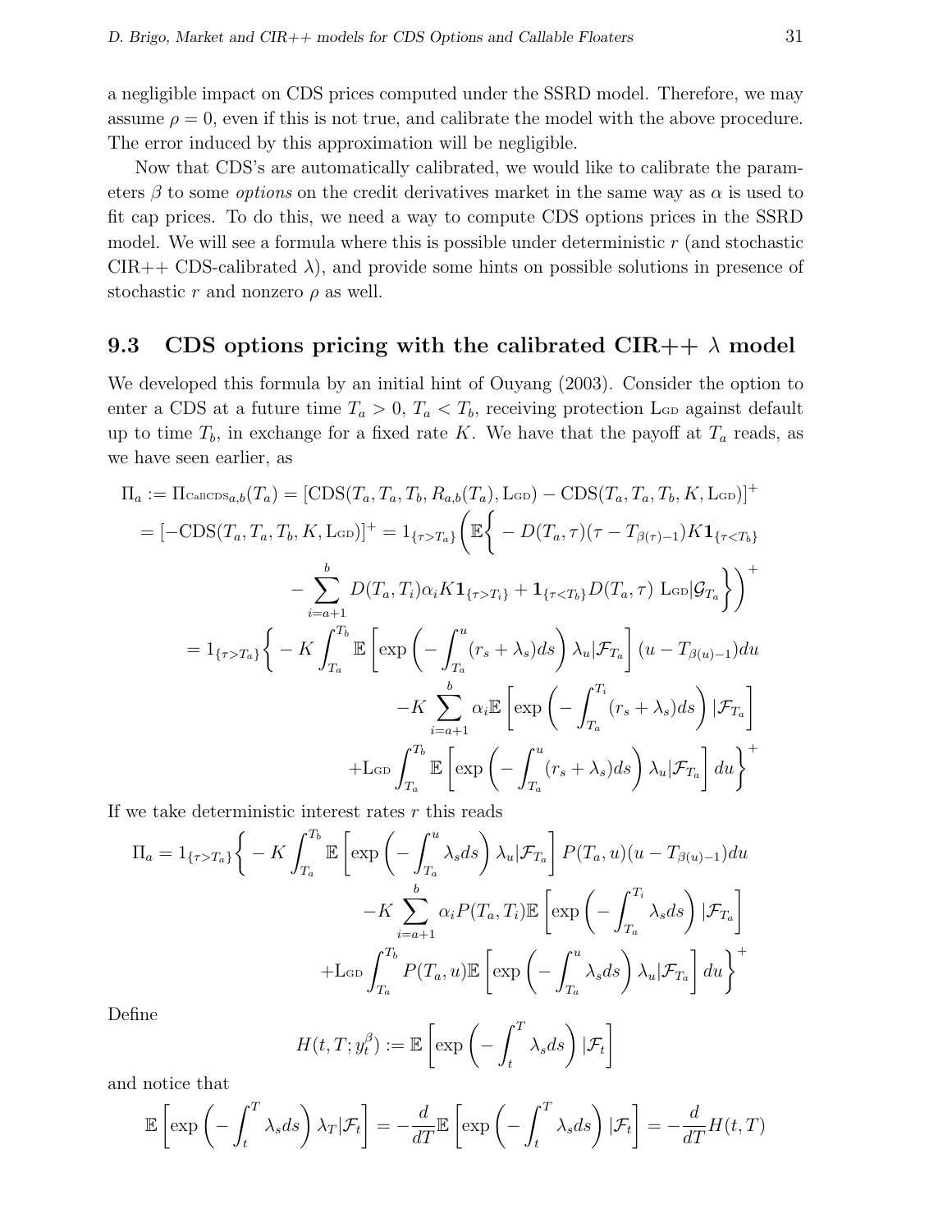a negligible impact on CDS prices computed under the SSRD model. Therefore, we may assume $\rho = 0$, even if this is not true, and calibrate the model with the above procedure. The error induced by this approximation will be negligible.

Now that CDS's are automatically calibrated, we would like to calibrate the parameters $\beta$ to some *options* on the credit derivatives market in the same way as $\alpha$ is used to fit cap prices. To do this, we need a way to compute CDS options prices in the SSRD model. We will see a formula where this is possible under deterministic $r$ (and stochastic CIR++ CDS-calibrated $\lambda$), and provide some hints on possible solutions in presence of stochastic $r$ and nonzero $\rho$ as well.

### 9.3 CDS options pricing with the calibrated CIR++ $\lambda$ model

We developed this formula by an initial hint of Ouyang (2003). Consider the option to enter a CDS at a future time $T_a > 0$, $T_a < T_b$, receiving protection $\text{L}_{\text{GD}}$ against default up to time $T_b$, in exchange for a fixed rate $K$. We have that the payoff at $T_a$ reads, as we have seen earlier, as

$$
\begin{aligned}
\Pi_a := \Pi_{\text{CallCDS}_{a,b}}(T_a) &= [\text{CDS}(T_a, T_a, T_b, R_{a,b}(T_a), \text{L}_{\text{GD}}) - \text{CDS}(T_a, T_a, T_b, K, \text{L}_{\text{GD}})]^+ \\
&= [-\text{CDS}(T_a, T_a, T_b, K, \text{L}_{\text{GD}})]^+ = 1_{\{\tau > T_a\}} \Bigg( \mathbb{E}\Bigg\{ -D(T_a, \tau)(\tau - T_{\beta(\tau)-1}) K \mathbf{1}_{\{\tau < T_b\}} \\
&\qquad - \sum_{i=a+1}^{b} D(T_a, T_i) \alpha_i K \mathbf{1}_{\{\tau > T_i\}} + \mathbf{1}_{\{\tau < T_b\}} D(T_a, \tau)\, \text{L}_{\text{GD}} | \mathcal{G}_{T_a} \Bigg\} \Bigg)^+ \\
&= 1_{\{\tau > T_a\}} \Bigg\{ -K \int_{T_a}^{T_b} \mathbb{E}\left[ \exp\left( -\int_{T_a}^{u} (r_s + \lambda_s) ds \right) \lambda_u | \mathcal{F}_{T_a} \right] (u - T_{\beta(u)-1}) du \\
&\qquad -K \sum_{i=a+1}^{b} \alpha_i \mathbb{E}\left[ \exp\left( -\int_{T_a}^{T_i} (r_s + \lambda_s) ds \right) | \mathcal{F}_{T_a} \right] \\
&\qquad + \text{L}_{\text{GD}} \int_{T_a}^{T_b} \mathbb{E}\left[ \exp\left( -\int_{T_a}^{u} (r_s + \lambda_s) ds \right) \lambda_u | \mathcal{F}_{T_a} \right] du \Bigg\}^+
\end{aligned}
$$

If we take deterministic interest rates $r$ this reads

$$
\begin{aligned}
\Pi_a = 1_{\{\tau > T_a\}} \Bigg\{ &-K \int_{T_a}^{T_b} \mathbb{E}\left[ \exp\left( -\int_{T_a}^{u} \lambda_s ds \right) \lambda_u | \mathcal{F}_{T_a} \right] P(T_a, u)(u - T_{\beta(u)-1}) du \\
&-K \sum_{i=a+1}^{b} \alpha_i P(T_a, T_i) \mathbb{E}\left[ \exp\left( -\int_{T_a}^{T_i} \lambda_s ds \right) | \mathcal{F}_{T_a} \right] \\
&+ \text{L}_{\text{GD}} \int_{T_a}^{T_b} P(T_a, u) \mathbb{E}\left[ \exp\left( -\int_{T_a}^{u} \lambda_s ds \right) \lambda_u | \mathcal{F}_{T_a} \right] du \Bigg\}^+
\end{aligned}
$$

Define

$$
H(t, T; y_t^\beta) := \mathbb{E}\left[ \exp\left( -\int_t^T \lambda_s ds \right) | \mathcal{F}_t \right]
$$

and notice that

$$
\mathbb{E}\left[ \exp\left( -\int_t^T \lambda_s ds \right) \lambda_T | \mathcal{F}_t \right] = -\frac{d}{dT} \mathbb{E}\left[ \exp\left( -\int_t^T \lambda_s ds \right) | \mathcal{F}_t \right] = -\frac{d}{dT} H(t, T)
$$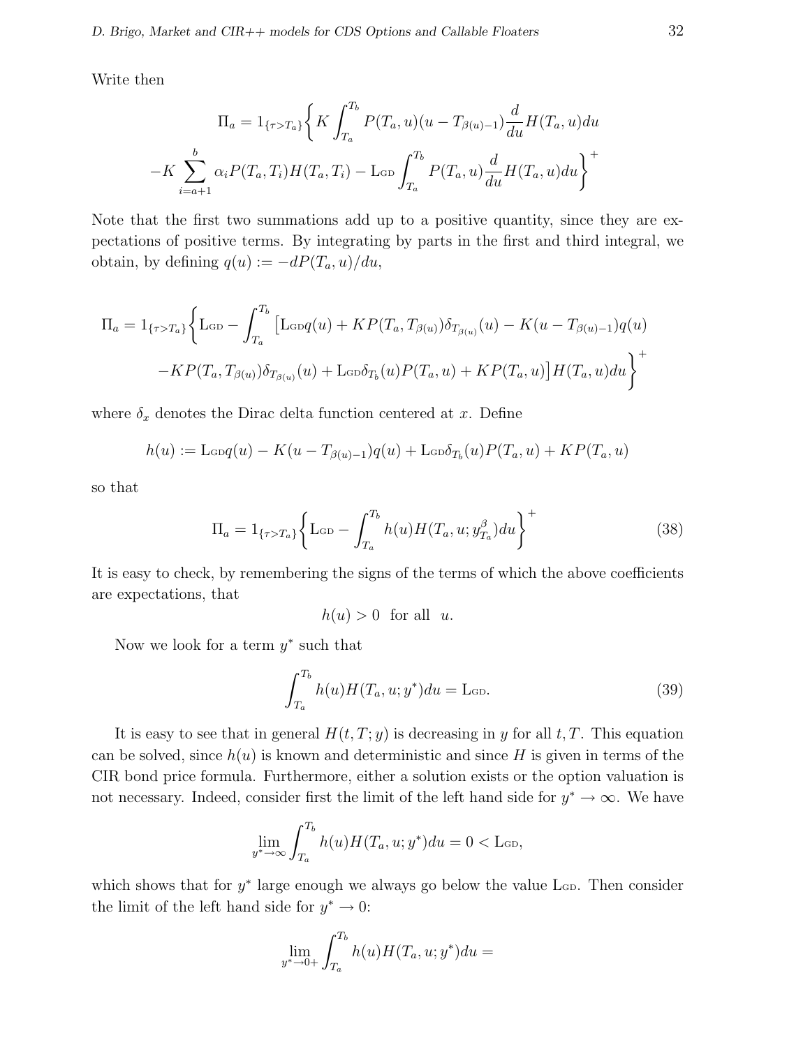Write then

$$\Pi_a = 1_{\{\tau > T_a\}} \Bigg\{ K \int_{T_a}^{T_b} P(T_a,u)(u - T_{\beta(u)-1}) \frac{d}{du} H(T_a,u) du$$

$$-K \sum_{i=a+1}^{b} \alpha_i P(T_a,T_i) H(T_a,T_i) - \text{L}_{\text{GD}} \int_{T_a}^{T_b} P(T_a,u) \frac{d}{du} H(T_a,u) du \Bigg\}^+$$

Note that the first two summations add up to a positive quantity, since they are expectations of positive terms. By integrating by parts in the first and third integral, we obtain, by defining $q(u) := -dP(T_a,u)/du$,

$$\Pi_a = 1_{\{\tau > T_a\}} \Bigg\{ \text{L}_{\text{GD}} - \int_{T_a}^{T_b} \big[ \text{L}_{\text{GD}} q(u) + K P(T_a, T_{\beta(u)}) \delta_{T_{\beta(u)}}(u) - K(u - T_{\beta(u)-1}) q(u)$$

$$-K P(T_a, T_{\beta(u)}) \delta_{T_{\beta(u)}}(u) + \text{L}_{\text{GD}} \delta_{T_b}(u) P(T_a,u) + K P(T_a,u) \big] H(T_a,u) du \Bigg\}^+$$

where $\delta_x$ denotes the Dirac delta function centered at $x$. Define

$$h(u) := \text{L}_{\text{GD}} q(u) - K(u - T_{\beta(u)-1}) q(u) + \text{L}_{\text{GD}} \delta_{T_b}(u) P(T_a,u) + K P(T_a,u)$$

so that

$$\Pi_a = 1_{\{\tau > T_a\}} \Bigg\{ \text{L}_{\text{GD}} - \int_{T_a}^{T_b} h(u) H(T_a,u; y^\beta_{T_a}) du \Bigg\}^+ \tag{38}$$

It is easy to check, by remembering the signs of the terms of which the above coefficients are expectations, that

$$h(u) > 0 \ \text{ for all } \ u.$$

Now we look for a term $y^*$ such that

$$\int_{T_a}^{T_b} h(u) H(T_a,u; y^*) du = \text{L}_{\text{GD}}. \tag{39}$$

It is easy to see that in general $H(t,T;y)$ is decreasing in $y$ for all $t,T$. This equation can be solved, since $h(u)$ is known and deterministic and since $H$ is given in terms of the CIR bond price formula. Furthermore, either a solution exists or the option valuation is not necessary. Indeed, consider first the limit of the left hand side for $y^* \to \infty$. We have

$$\lim_{y^* \to \infty} \int_{T_a}^{T_b} h(u) H(T_a,u; y^*) du = 0 < \text{L}_{\text{GD}},$$

which shows that for $y^*$ large enough we always go below the value $\text{L}_{\text{GD}}$. Then consider the limit of the left hand side for $y^* \to 0$:

$$\lim_{y^* \to 0+} \int_{T_a}^{T_b} h(u) H(T_a,u; y^*) du =$$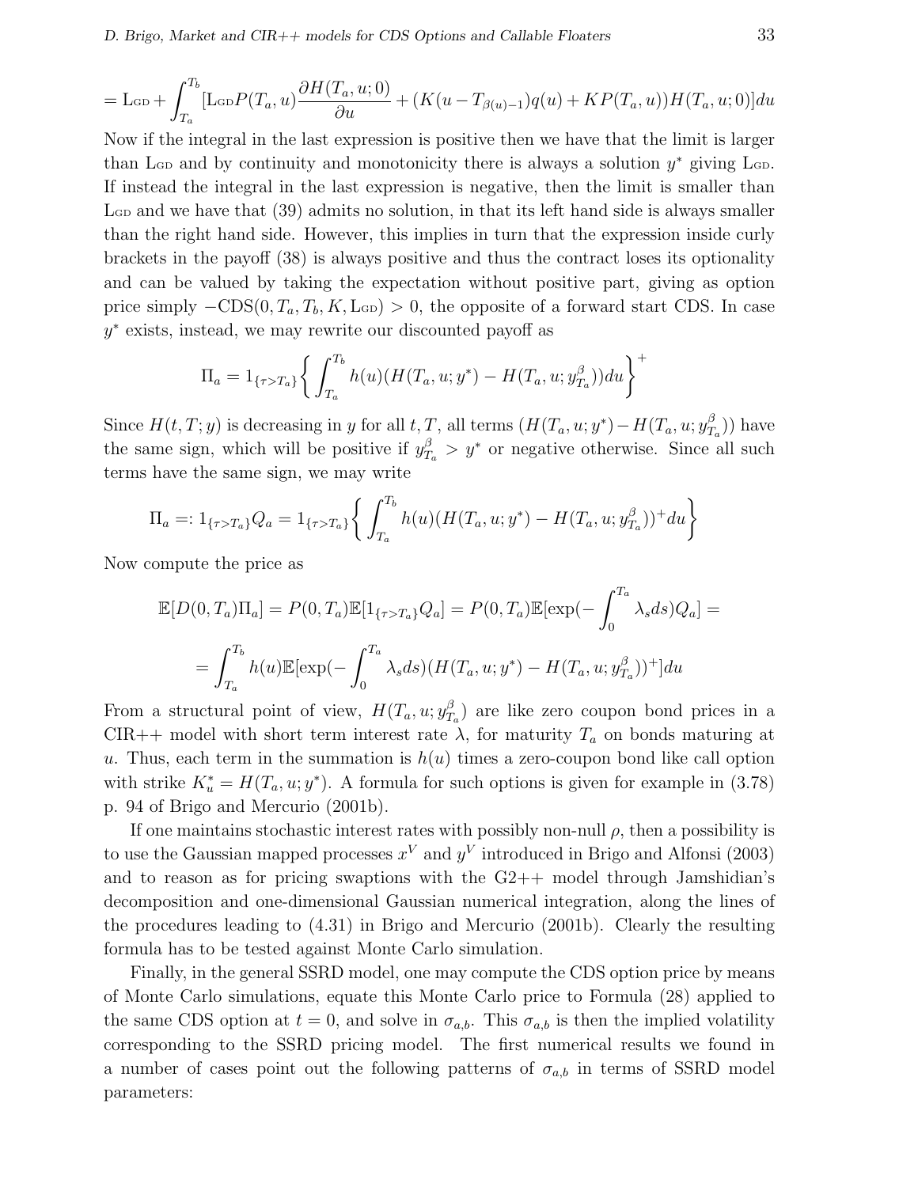$$= \mathrm{L_{GD}} + \int_{T_a}^{T_b} [\mathrm{L_{GD}} P(T_a, u) \frac{\partial H(T_a, u; 0)}{\partial u} + (K(u - T_{\beta(u)-1})q(u) + KP(T_a, u))H(T_a, u; 0)]du$$

Now if the integral in the last expression is positive then we have that the limit is larger than $\mathrm{L_{GD}}$ and by continuity and monotonicity there is always a solution $y^*$ giving $\mathrm{L_{GD}}$. If instead the integral in the last expression is negative, then the limit is smaller than $\mathrm{L_{GD}}$ and we have that (39) admits no solution, in that its left hand side is always smaller than the right hand side. However, this implies in turn that the expression inside curly brackets in the payoff (38) is always positive and thus the contract loses its optionality and can be valued by taking the expectation without positive part, giving as option price simply $-\mathrm{CDS}(0, T_a, T_b, K, \mathrm{L_{GD}}) > 0$, the opposite of a forward start CDS. In case $y^*$ exists, instead, we may rewrite our discounted payoff as

$$\Pi_a = 1_{\{\tau > T_a\}} \left\{ \int_{T_a}^{T_b} h(u)(H(T_a, u; y^*) - H(T_a, u; y^\beta_{T_a}))du \right\}^+$$

Since $H(t, T; y)$ is decreasing in $y$ for all $t, T$, all terms $(H(T_a, u; y^*) - H(T_a, u; y^\beta_{T_a}))$ have the same sign, which will be positive if $y^\beta_{T_a} > y^*$ or negative otherwise. Since all such terms have the same sign, we may write

$$\Pi_a =: 1_{\{\tau > T_a\}} Q_a = 1_{\{\tau > T_a\}} \left\{ \int_{T_a}^{T_b} h(u)(H(T_a, u; y^*) - H(T_a, u; y^\beta_{T_a}))^+ du \right\}$$

Now compute the price as

$$\mathbb{E}[D(0, T_a)\Pi_a] = P(0, T_a)\mathbb{E}[1_{\{\tau > T_a\}} Q_a] = P(0, T_a)\mathbb{E}[\exp(-\int_0^{T_a} \lambda_s ds) Q_a] =$$

$$= \int_{T_a}^{T_b} h(u)\mathbb{E}[\exp(-\int_0^{T_a} \lambda_s ds)(H(T_a, u; y^*) - H(T_a, u; y^\beta_{T_a}))^+]du$$

From a structural point of view, $H(T_a, u; y^\beta_{T_a})$ are like zero coupon bond prices in a CIR++ model with short term interest rate $\lambda$, for maturity $T_a$ on bonds maturing at $u$. Thus, each term in the summation is $h(u)$ times a zero-coupon bond like call option with strike $K^*_u = H(T_a, u; y^*)$. A formula for such options is given for example in (3.78) p. 94 of Brigo and Mercurio (2001b).

If one maintains stochastic interest rates with possibly non-null $\rho$, then a possibility is to use the Gaussian mapped processes $x^V$ and $y^V$ introduced in Brigo and Alfonsi (2003) and to reason as for pricing swaptions with the G2++ model through Jamshidian's decomposition and one-dimensional Gaussian numerical integration, along the lines of the procedures leading to (4.31) in Brigo and Mercurio (2001b). Clearly the resulting formula has to be tested against Monte Carlo simulation.

Finally, in the general SSRD model, one may compute the CDS option price by means of Monte Carlo simulations, equate this Monte Carlo price to Formula (28) applied to the same CDS option at $t = 0$, and solve in $\sigma_{a,b}$. This $\sigma_{a,b}$ is then the implied volatility corresponding to the SSRD pricing model. The first numerical results we found in a number of cases point out the following patterns of $\sigma_{a,b}$ in terms of SSRD model parameters: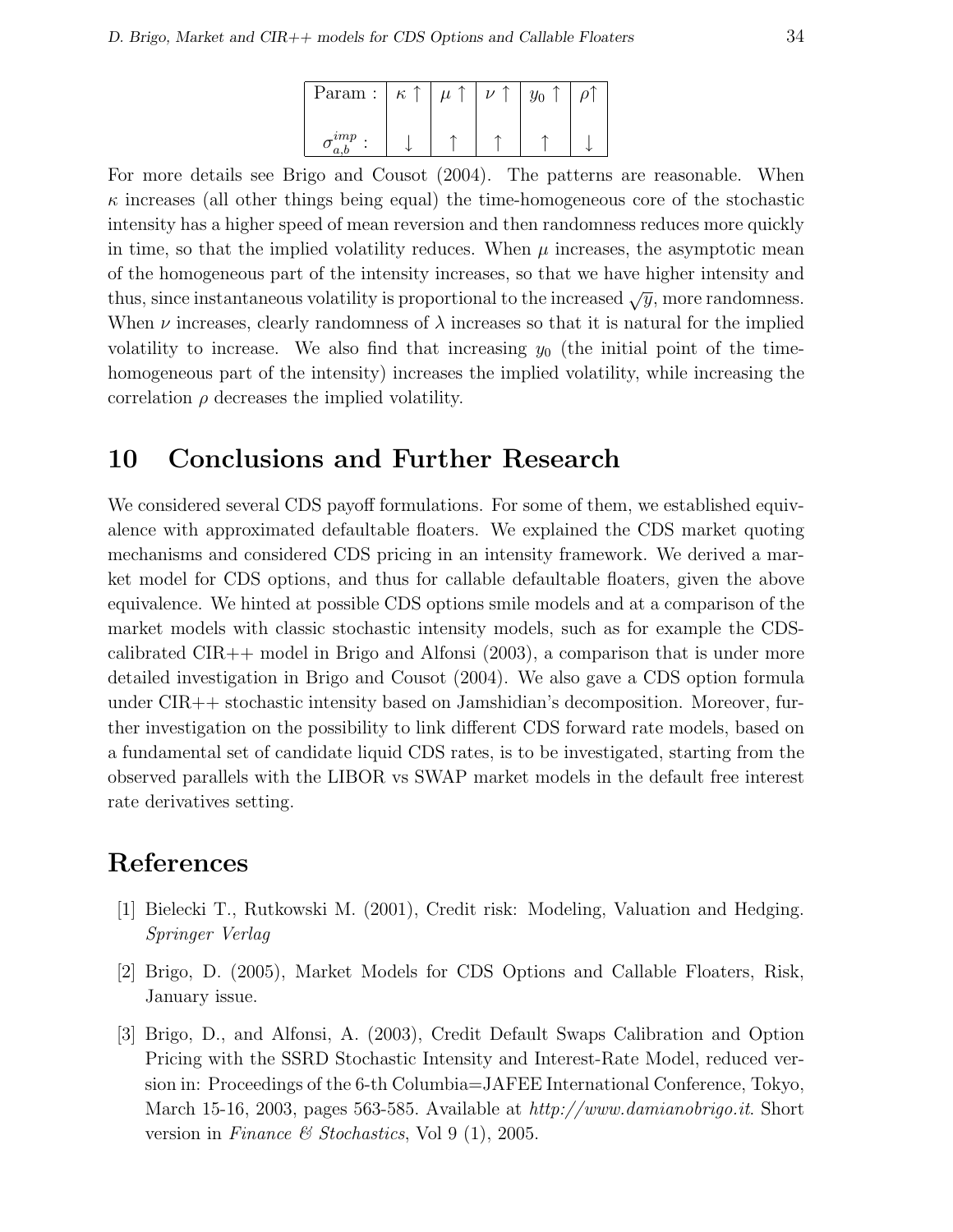| Param : | $\kappa \uparrow$ | $\mu \uparrow$ | $\nu \uparrow$ | $y_0 \uparrow$ | $\rho\uparrow$ |
|---|---|---|---|---|---|
| $\sigma_{a,b}^{imp}$ : | $\downarrow$ | $\uparrow$ | $\uparrow$ | $\uparrow$ | $\downarrow$ |

For more details see Brigo and Cousot (2004). The patterns are reasonable. When $\kappa$ increases (all other things being equal) the time-homogeneous core of the stochastic intensity has a higher speed of mean reversion and then randomness reduces more quickly in time, so that the implied volatility reduces. When $\mu$ increases, the asymptotic mean of the homogeneous part of the intensity increases, so that we have higher intensity and thus, since instantaneous volatility is proportional to the increased $\sqrt{y}$, more randomness. When $\nu$ increases, clearly randomness of $\lambda$ increases so that it is natural for the implied volatility to increase. We also find that increasing $y_0$ (the initial point of the time-homogeneous part of the intensity) increases the implied volatility, while increasing the correlation $\rho$ decreases the implied volatility.

## 10 Conclusions and Further Research

We considered several CDS payoff formulations. For some of them, we established equivalence with approximated defaultable floaters. We explained the CDS market quoting mechanisms and considered CDS pricing in an intensity framework. We derived a market model for CDS options, and thus for callable defaultable floaters, given the above equivalence. We hinted at possible CDS options smile models and at a comparison of the market models with classic stochastic intensity models, such as for example the CDS-calibrated CIR++ model in Brigo and Alfonsi (2003), a comparison that is under more detailed investigation in Brigo and Cousot (2004). We also gave a CDS option formula under CIR++ stochastic intensity based on Jamshidian's decomposition. Moreover, further investigation on the possibility to link different CDS forward rate models, based on a fundamental set of candidate liquid CDS rates, is to be investigated, starting from the observed parallels with the LIBOR vs SWAP market models in the default free interest rate derivatives setting.

## References

[1] Bielecki T., Rutkowski M. (2001), Credit risk: Modeling, Valuation and Hedging. *Springer Verlag*

[2] Brigo, D. (2005), Market Models for CDS Options and Callable Floaters, Risk, January issue.

[3] Brigo, D., and Alfonsi, A. (2003), Credit Default Swaps Calibration and Option Pricing with the SSRD Stochastic Intensity and Interest-Rate Model, reduced version in: Proceedings of the 6-th Columbia=JAFEE International Conference, Tokyo, March 15-16, 2003, pages 563-585. Available at *http://www.damianobrigo.it*. Short version in *Finance & Stochastics*, Vol 9 (1), 2005.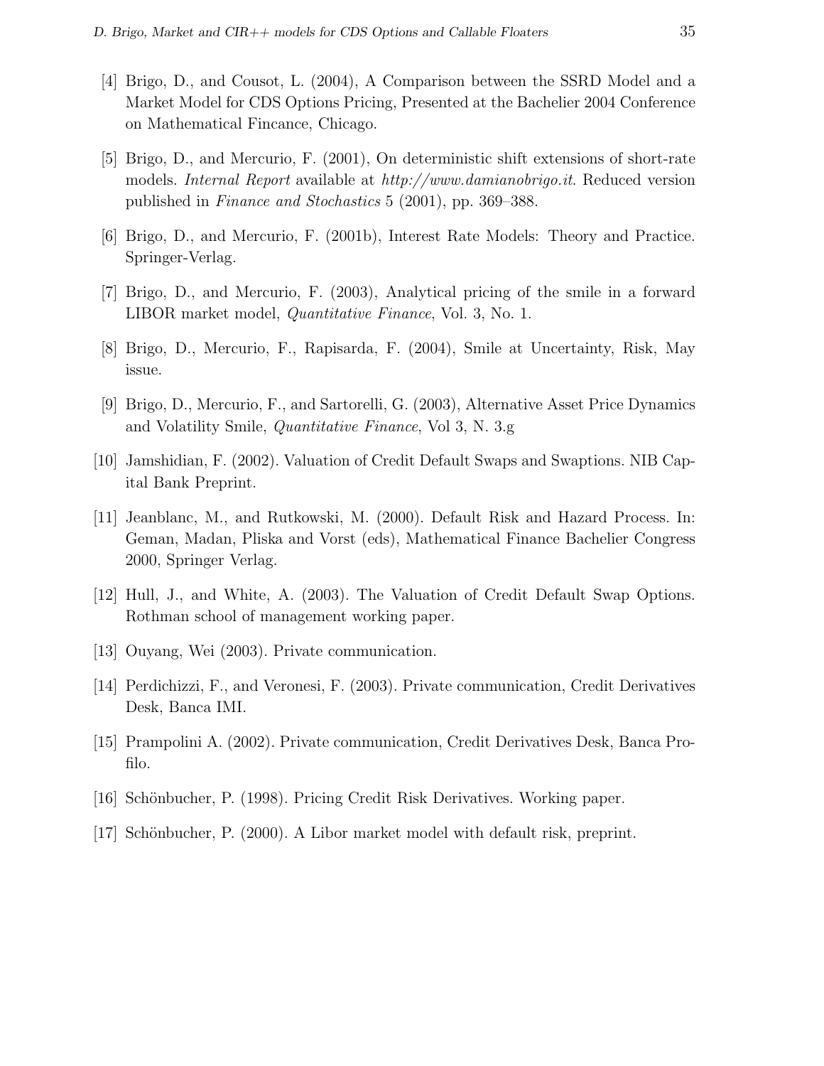[4] Brigo, D., and Cousot, L. (2004), A Comparison between the SSRD Model and a Market Model for CDS Options Pricing, Presented at the Bachelier 2004 Conference on Mathematical Fincance, Chicago.

[5] Brigo, D., and Mercurio, F. (2001), On deterministic shift extensions of short-rate models. *Internal Report* available at *http://www.damianobrigo.it*. Reduced version published in *Finance and Stochastics* 5 (2001), pp. 369–388.

[6] Brigo, D., and Mercurio, F. (2001b), Interest Rate Models: Theory and Practice. Springer-Verlag.

[7] Brigo, D., and Mercurio, F. (2003), Analytical pricing of the smile in a forward LIBOR market model, *Quantitative Finance*, Vol. 3, No. 1.

[8] Brigo, D., Mercurio, F., Rapisarda, F. (2004), Smile at Uncertainty, Risk, May issue.

[9] Brigo, D., Mercurio, F., and Sartorelli, G. (2003), Alternative Asset Price Dynamics and Volatility Smile, *Quantitative Finance*, Vol 3, N. 3.g

[10] Jamshidian, F. (2002). Valuation of Credit Default Swaps and Swaptions. NIB Capital Bank Preprint.

[11] Jeanblanc, M., and Rutkowski, M. (2000). Default Risk and Hazard Process. In: Geman, Madan, Pliska and Vorst (eds), Mathematical Finance Bachelier Congress 2000, Springer Verlag.

[12] Hull, J., and White, A. (2003). The Valuation of Credit Default Swap Options. Rothman school of management working paper.

[13] Ouyang, Wei (2003). Private communication.

[14] Perdichizzi, F., and Veronesi, F. (2003). Private communication, Credit Derivatives Desk, Banca IMI.

[15] Prampolini A. (2002). Private communication, Credit Derivatives Desk, Banca Profilo.

[16] Schönbucher, P. (1998). Pricing Credit Risk Derivatives. Working paper.

[17] Schönbucher, P. (2000). A Libor market model with default risk, preprint.